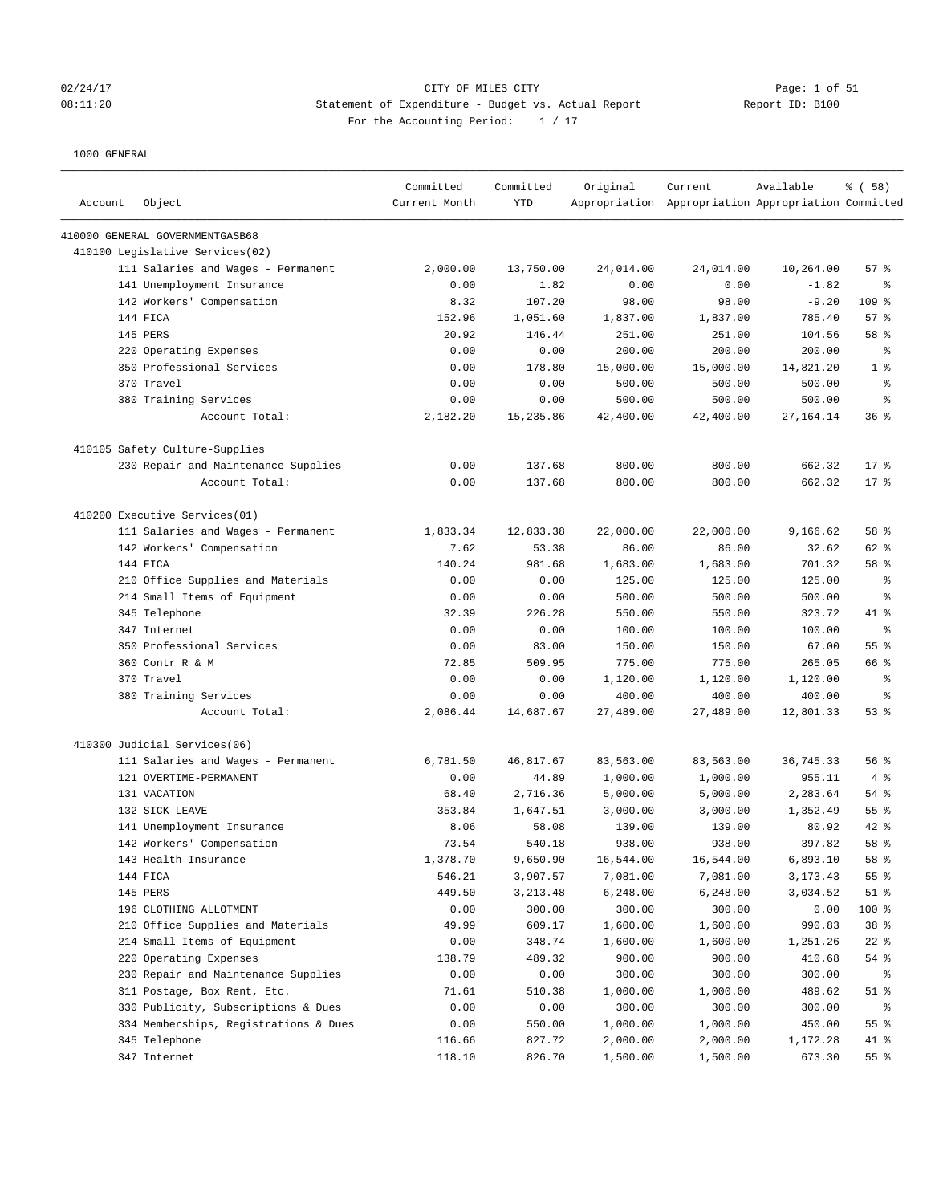CITY OF MILES CITY

Statement of Expenditure - Budget vs. Actual Report

Report ID: B100

For the Accounting Period: 1 / 17

02/24/17
08:11:20

1000 GENERAL

| Account | Object | Committed Current Month | Committed YTD | Original Appropriation | Current Appropriation | Available Appropriation | % ( 58) Committed |
|---|---|---|---|---|---|---|---|
| 410000 GENERAL GOVERNMENTGASB68 | | | | | | | |
| 410100 Legislative Services(02) | | | | | | | |
| | 111 Salaries and Wages - Permanent | 2,000.00 | 13,750.00 | 24,014.00 | 24,014.00 | 10,264.00 | 57 % |
| | 141 Unemployment Insurance | 0.00 | 1.82 | 0.00 | 0.00 | -1.82 | % |
| | 142 Workers' Compensation | 8.32 | 107.20 | 98.00 | 98.00 | -9.20 | 109 % |
| | 144 FICA | 152.96 | 1,051.60 | 1,837.00 | 1,837.00 | 785.40 | 57 % |
| | 145 PERS | 20.92 | 146.44 | 251.00 | 251.00 | 104.56 | 58 % |
| | 220 Operating Expenses | 0.00 | 0.00 | 200.00 | 200.00 | 200.00 | % |
| | 350 Professional Services | 0.00 | 178.80 | 15,000.00 | 15,000.00 | 14,821.20 | 1 % |
| | 370 Travel | 0.00 | 0.00 | 500.00 | 500.00 | 500.00 | % |
| | 380 Training Services | 0.00 | 0.00 | 500.00 | 500.00 | 500.00 | % |
| | Account Total: | 2,182.20 | 15,235.86 | 42,400.00 | 42,400.00 | 27,164.14 | 36 % |
| 410105 Safety Culture-Supplies | | | | | | | |
| | 230 Repair and Maintenance Supplies | 0.00 | 137.68 | 800.00 | 800.00 | 662.32 | 17 % |
| | Account Total: | 0.00 | 137.68 | 800.00 | 800.00 | 662.32 | 17 % |
| 410200 Executive Services(01) | | | | | | | |
| | 111 Salaries and Wages - Permanent | 1,833.34 | 12,833.38 | 22,000.00 | 22,000.00 | 9,166.62 | 58 % |
| | 142 Workers' Compensation | 7.62 | 53.38 | 86.00 | 86.00 | 32.62 | 62 % |
| | 144 FICA | 140.24 | 981.68 | 1,683.00 | 1,683.00 | 701.32 | 58 % |
| | 210 Office Supplies and Materials | 0.00 | 0.00 | 125.00 | 125.00 | 125.00 | % |
| | 214 Small Items of Equipment | 0.00 | 0.00 | 500.00 | 500.00 | 500.00 | % |
| | 345 Telephone | 32.39 | 226.28 | 550.00 | 550.00 | 323.72 | 41 % |
| | 347 Internet | 0.00 | 0.00 | 100.00 | 100.00 | 100.00 | % |
| | 350 Professional Services | 0.00 | 83.00 | 150.00 | 150.00 | 67.00 | 55 % |
| | 360 Contr R & M | 72.85 | 509.95 | 775.00 | 775.00 | 265.05 | 66 % |
| | 370 Travel | 0.00 | 0.00 | 1,120.00 | 1,120.00 | 1,120.00 | % |
| | 380 Training Services | 0.00 | 0.00 | 400.00 | 400.00 | 400.00 | % |
| | Account Total: | 2,086.44 | 14,687.67 | 27,489.00 | 27,489.00 | 12,801.33 | 53 % |
| 410300 Judicial Services(06) | | | | | | | |
| | 111 Salaries and Wages - Permanent | 6,781.50 | 46,817.67 | 83,563.00 | 83,563.00 | 36,745.33 | 56 % |
| | 121 OVERTIME-PERMANENT | 0.00 | 44.89 | 1,000.00 | 1,000.00 | 955.11 | 4 % |
| | 131 VACATION | 68.40 | 2,716.36 | 5,000.00 | 5,000.00 | 2,283.64 | 54 % |
| | 132 SICK LEAVE | 353.84 | 1,647.51 | 3,000.00 | 3,000.00 | 1,352.49 | 55 % |
| | 141 Unemployment Insurance | 8.06 | 58.08 | 139.00 | 139.00 | 80.92 | 42 % |
| | 142 Workers' Compensation | 73.54 | 540.18 | 938.00 | 938.00 | 397.82 | 58 % |
| | 143 Health Insurance | 1,378.70 | 9,650.90 | 16,544.00 | 16,544.00 | 6,893.10 | 58 % |
| | 144 FICA | 546.21 | 3,907.57 | 7,081.00 | 7,081.00 | 3,173.43 | 55 % |
| | 145 PERS | 449.50 | 3,213.48 | 6,248.00 | 6,248.00 | 3,034.52 | 51 % |
| | 196 CLOTHING ALLOTMENT | 0.00 | 300.00 | 300.00 | 300.00 | 0.00 | 100 % |
| | 210 Office Supplies and Materials | 49.99 | 609.17 | 1,600.00 | 1,600.00 | 990.83 | 38 % |
| | 214 Small Items of Equipment | 0.00 | 348.74 | 1,600.00 | 1,600.00 | 1,251.26 | 22 % |
| | 220 Operating Expenses | 138.79 | 489.32 | 900.00 | 900.00 | 410.68 | 54 % |
| | 230 Repair and Maintenance Supplies | 0.00 | 0.00 | 300.00 | 300.00 | 300.00 | % |
| | 311 Postage, Box Rent, Etc. | 71.61 | 510.38 | 1,000.00 | 1,000.00 | 489.62 | 51 % |
| | 330 Publicity, Subscriptions & Dues | 0.00 | 0.00 | 300.00 | 300.00 | 300.00 | % |
| | 334 Memberships, Registrations & Dues | 0.00 | 550.00 | 1,000.00 | 1,000.00 | 450.00 | 55 % |
| | 345 Telephone | 116.66 | 827.72 | 2,000.00 | 2,000.00 | 1,172.28 | 41 % |
| | 347 Internet | 118.10 | 826.70 | 1,500.00 | 1,500.00 | 673.30 | 55 % |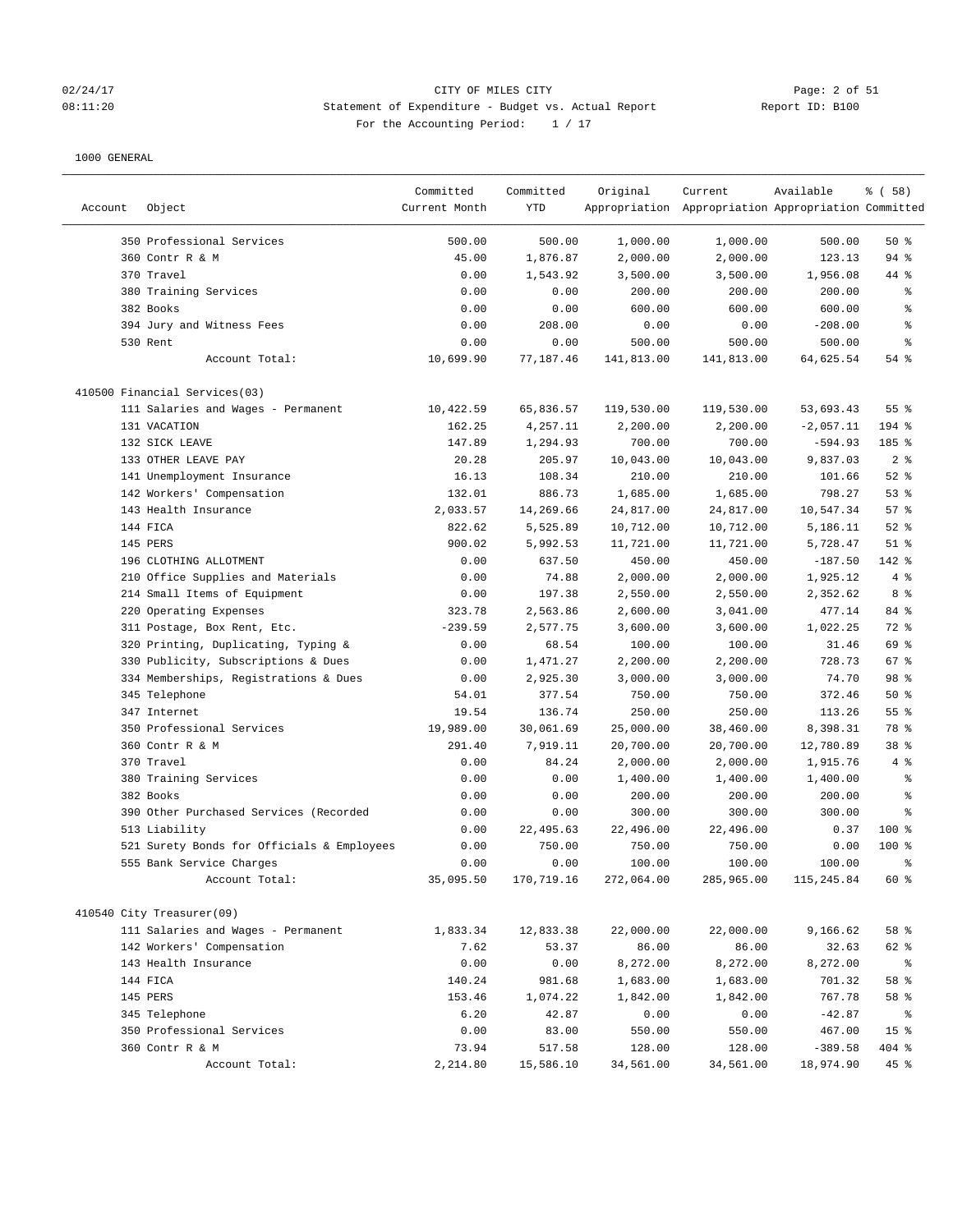CITY OF MILES CITY
Statement of Expenditure - Budget vs. Actual Report
For the Accounting Period: 1 / 17

1000 GENERAL

| Account | Object | Committed Current Month | Committed YTD | Original Appropriation | Current Appropriation | Available Appropriation | % ( 58) Committed |
|---|---|---|---|---|---|---|---|
| | 350 Professional Services | 500.00 | 500.00 | 1,000.00 | 1,000.00 | 500.00 | 50 % |
| | 360 Contr R & M | 45.00 | 1,876.87 | 2,000.00 | 2,000.00 | 123.13 | 94 % |
| | 370 Travel | 0.00 | 1,543.92 | 3,500.00 | 3,500.00 | 1,956.08 | 44 % |
| | 380 Training Services | 0.00 | 0.00 | 200.00 | 200.00 | 200.00 | % |
| | 382 Books | 0.00 | 0.00 | 600.00 | 600.00 | 600.00 | % |
| | 394 Jury and Witness Fees | 0.00 | 208.00 | 0.00 | 0.00 | -208.00 | % |
| | 530 Rent | 0.00 | 0.00 | 500.00 | 500.00 | 500.00 | % |
| | Account Total: | 10,699.90 | 77,187.46 | 141,813.00 | 141,813.00 | 64,625.54 | 54 % |
| 410500 Financial Services(03) | | | | | | | |
| | 111 Salaries and Wages - Permanent | 10,422.59 | 65,836.57 | 119,530.00 | 119,530.00 | 53,693.43 | 55 % |
| | 131 VACATION | 162.25 | 4,257.11 | 2,200.00 | 2,200.00 | -2,057.11 | 194 % |
| | 132 SICK LEAVE | 147.89 | 1,294.93 | 700.00 | 700.00 | -594.93 | 185 % |
| | 133 OTHER LEAVE PAY | 20.28 | 205.97 | 10,043.00 | 10,043.00 | 9,837.03 | 2 % |
| | 141 Unemployment Insurance | 16.13 | 108.34 | 210.00 | 210.00 | 101.66 | 52 % |
| | 142 Workers' Compensation | 132.01 | 886.73 | 1,685.00 | 1,685.00 | 798.27 | 53 % |
| | 143 Health Insurance | 2,033.57 | 14,269.66 | 24,817.00 | 24,817.00 | 10,547.34 | 57 % |
| | 144 FICA | 822.62 | 5,525.89 | 10,712.00 | 10,712.00 | 5,186.11 | 52 % |
| | 145 PERS | 900.02 | 5,992.53 | 11,721.00 | 11,721.00 | 5,728.47 | 51 % |
| | 196 CLOTHING ALLOTMENT | 0.00 | 637.50 | 450.00 | 450.00 | -187.50 | 142 % |
| | 210 Office Supplies and Materials | 0.00 | 74.88 | 2,000.00 | 2,000.00 | 1,925.12 | 4 % |
| | 214 Small Items of Equipment | 0.00 | 197.38 | 2,550.00 | 2,550.00 | 2,352.62 | 8 % |
| | 220 Operating Expenses | 323.78 | 2,563.86 | 2,600.00 | 3,041.00 | 477.14 | 84 % |
| | 311 Postage, Box Rent, Etc. | -239.59 | 2,577.75 | 3,600.00 | 3,600.00 | 1,022.25 | 72 % |
| | 320 Printing, Duplicating, Typing & | 0.00 | 68.54 | 100.00 | 100.00 | 31.46 | 69 % |
| | 330 Publicity, Subscriptions & Dues | 0.00 | 1,471.27 | 2,200.00 | 2,200.00 | 728.73 | 67 % |
| | 334 Memberships, Registrations & Dues | 0.00 | 2,925.30 | 3,000.00 | 3,000.00 | 74.70 | 98 % |
| | 345 Telephone | 54.01 | 377.54 | 750.00 | 750.00 | 372.46 | 50 % |
| | 347 Internet | 19.54 | 136.74 | 250.00 | 250.00 | 113.26 | 55 % |
| | 350 Professional Services | 19,989.00 | 30,061.69 | 25,000.00 | 38,460.00 | 8,398.31 | 78 % |
| | 360 Contr R & M | 291.40 | 7,919.11 | 20,700.00 | 20,700.00 | 12,780.89 | 38 % |
| | 370 Travel | 0.00 | 84.24 | 2,000.00 | 2,000.00 | 1,915.76 | 4 % |
| | 380 Training Services | 0.00 | 0.00 | 1,400.00 | 1,400.00 | 1,400.00 | % |
| | 382 Books | 0.00 | 0.00 | 200.00 | 200.00 | 200.00 | % |
| | 390 Other Purchased Services (Recorded | 0.00 | 0.00 | 300.00 | 300.00 | 300.00 | % |
| | 513 Liability | 0.00 | 22,495.63 | 22,496.00 | 22,496.00 | 0.37 | 100 % |
| | 521 Surety Bonds for Officials & Employees | 0.00 | 750.00 | 750.00 | 750.00 | 0.00 | 100 % |
| | 555 Bank Service Charges | 0.00 | 0.00 | 100.00 | 100.00 | 100.00 | % |
| | Account Total: | 35,095.50 | 170,719.16 | 272,064.00 | 285,965.00 | 115,245.84 | 60 % |
| 410540 City Treasurer(09) | | | | | | | |
| | 111 Salaries and Wages - Permanent | 1,833.34 | 12,833.38 | 22,000.00 | 22,000.00 | 9,166.62 | 58 % |
| | 142 Workers' Compensation | 7.62 | 53.37 | 86.00 | 86.00 | 32.63 | 62 % |
| | 143 Health Insurance | 0.00 | 0.00 | 8,272.00 | 8,272.00 | 8,272.00 | % |
| | 144 FICA | 140.24 | 981.68 | 1,683.00 | 1,683.00 | 701.32 | 58 % |
| | 145 PERS | 153.46 | 1,074.22 | 1,842.00 | 1,842.00 | 767.78 | 58 % |
| | 345 Telephone | 6.20 | 42.87 | 0.00 | 0.00 | -42.87 | % |
| | 350 Professional Services | 0.00 | 83.00 | 550.00 | 550.00 | 467.00 | 15 % |
| | 360 Contr R & M | 73.94 | 517.58 | 128.00 | 128.00 | -389.58 | 404 % |
| | Account Total: | 2,214.80 | 15,586.10 | 34,561.00 | 34,561.00 | 18,974.90 | 45 % |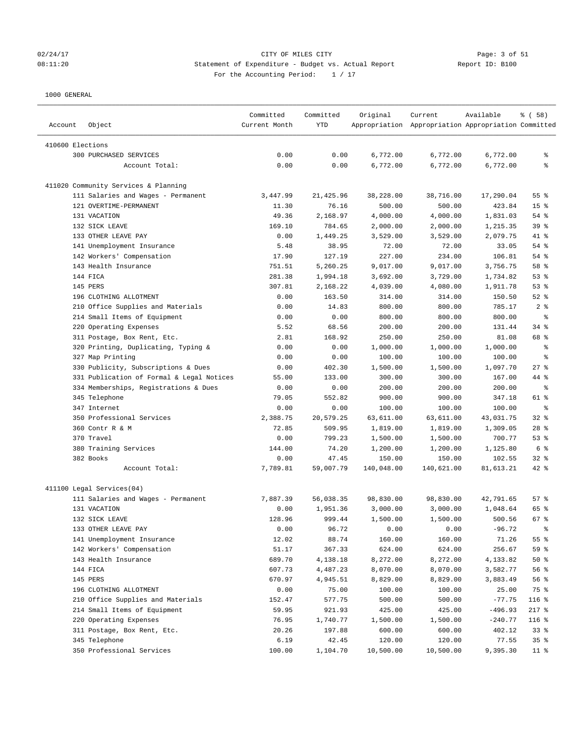CITY OF MILES CITY

Statement of Expenditure - Budget vs. Actual Report

For the Accounting Period: 1 / 17

1000 GENERAL

| Account | Object | Committed Current Month | Committed YTD | Original Appropriation | Current Appropriation | Available Appropriation | % ( 58) Committed |
|---|---|---|---|---|---|---|---|
| 410600 Elections | | | | | | | |
| | 300 PURCHASED SERVICES | 0.00 | 0.00 | 6,772.00 | 6,772.00 | 6,772.00 | % |
| | Account Total: | 0.00 | 0.00 | 6,772.00 | 6,772.00 | 6,772.00 | % |
| 411020 Community Services & Planning | | | | | | | |
| | 111 Salaries and Wages - Permanent | 3,447.99 | 21,425.96 | 38,228.00 | 38,716.00 | 17,290.04 | 55 % |
| | 121 OVERTIME-PERMANENT | 11.30 | 76.16 | 500.00 | 500.00 | 423.84 | 15 % |
| | 131 VACATION | 49.36 | 2,168.97 | 4,000.00 | 4,000.00 | 1,831.03 | 54 % |
| | 132 SICK LEAVE | 169.10 | 784.65 | 2,000.00 | 2,000.00 | 1,215.35 | 39 % |
| | 133 OTHER LEAVE PAY | 0.00 | 1,449.25 | 3,529.00 | 3,529.00 | 2,079.75 | 41 % |
| | 141 Unemployment Insurance | 5.48 | 38.95 | 72.00 | 72.00 | 33.05 | 54 % |
| | 142 Workers' Compensation | 17.90 | 127.19 | 227.00 | 234.00 | 106.81 | 54 % |
| | 143 Health Insurance | 751.51 | 5,260.25 | 9,017.00 | 9,017.00 | 3,756.75 | 58 % |
| | 144 FICA | 281.38 | 1,994.18 | 3,692.00 | 3,729.00 | 1,734.82 | 53 % |
| | 145 PERS | 307.81 | 2,168.22 | 4,039.00 | 4,080.00 | 1,911.78 | 53 % |
| | 196 CLOTHING ALLOTMENT | 0.00 | 163.50 | 314.00 | 314.00 | 150.50 | 52 % |
| | 210 Office Supplies and Materials | 0.00 | 14.83 | 800.00 | 800.00 | 785.17 | 2 % |
| | 214 Small Items of Equipment | 0.00 | 0.00 | 800.00 | 800.00 | 800.00 | % |
| | 220 Operating Expenses | 5.52 | 68.56 | 200.00 | 200.00 | 131.44 | 34 % |
| | 311 Postage, Box Rent, Etc. | 2.81 | 168.92 | 250.00 | 250.00 | 81.08 | 68 % |
| | 320 Printing, Duplicating, Typing & | 0.00 | 0.00 | 1,000.00 | 1,000.00 | 1,000.00 | % |
| | 327 Map Printing | 0.00 | 0.00 | 100.00 | 100.00 | 100.00 | % |
| | 330 Publicity, Subscriptions & Dues | 0.00 | 402.30 | 1,500.00 | 1,500.00 | 1,097.70 | 27 % |
| | 331 Publication of Formal & Legal Notices | 55.00 | 133.00 | 300.00 | 300.00 | 167.00 | 44 % |
| | 334 Memberships, Registrations & Dues | 0.00 | 0.00 | 200.00 | 200.00 | 200.00 | % |
| | 345 Telephone | 79.05 | 552.82 | 900.00 | 900.00 | 347.18 | 61 % |
| | 347 Internet | 0.00 | 0.00 | 100.00 | 100.00 | 100.00 | % |
| | 350 Professional Services | 2,388.75 | 20,579.25 | 63,611.00 | 63,611.00 | 43,031.75 | 32 % |
| | 360 Contr R & M | 72.85 | 509.95 | 1,819.00 | 1,819.00 | 1,309.05 | 28 % |
| | 370 Travel | 0.00 | 799.23 | 1,500.00 | 1,500.00 | 700.77 | 53 % |
| | 380 Training Services | 144.00 | 74.20 | 1,200.00 | 1,200.00 | 1,125.80 | 6 % |
| | 382 Books | 0.00 | 47.45 | 150.00 | 150.00 | 102.55 | 32 % |
| | Account Total: | 7,789.81 | 59,007.79 | 140,048.00 | 140,621.00 | 81,613.21 | 42 % |
| 411100 Legal Services(04) | | | | | | | |
| | 111 Salaries and Wages - Permanent | 7,887.39 | 56,038.35 | 98,830.00 | 98,830.00 | 42,791.65 | 57 % |
| | 131 VACATION | 0.00 | 1,951.36 | 3,000.00 | 3,000.00 | 1,048.64 | 65 % |
| | 132 SICK LEAVE | 128.96 | 999.44 | 1,500.00 | 1,500.00 | 500.56 | 67 % |
| | 133 OTHER LEAVE PAY | 0.00 | 96.72 | 0.00 | 0.00 | -96.72 | % |
| | 141 Unemployment Insurance | 12.02 | 88.74 | 160.00 | 160.00 | 71.26 | 55 % |
| | 142 Workers' Compensation | 51.17 | 367.33 | 624.00 | 624.00 | 256.67 | 59 % |
| | 143 Health Insurance | 689.70 | 4,138.18 | 8,272.00 | 8,272.00 | 4,133.82 | 50 % |
| | 144 FICA | 607.73 | 4,487.23 | 8,070.00 | 8,070.00 | 3,582.77 | 56 % |
| | 145 PERS | 670.97 | 4,945.51 | 8,829.00 | 8,829.00 | 3,883.49 | 56 % |
| | 196 CLOTHING ALLOTMENT | 0.00 | 75.00 | 100.00 | 100.00 | 25.00 | 75 % |
| | 210 Office Supplies and Materials | 152.47 | 577.75 | 500.00 | 500.00 | -77.75 | 116 % |
| | 214 Small Items of Equipment | 59.95 | 921.93 | 425.00 | 425.00 | -496.93 | 217 % |
| | 220 Operating Expenses | 76.95 | 1,740.77 | 1,500.00 | 1,500.00 | -240.77 | 116 % |
| | 311 Postage, Box Rent, Etc. | 20.26 | 197.88 | 600.00 | 600.00 | 402.12 | 33 % |
| | 345 Telephone | 6.19 | 42.45 | 120.00 | 120.00 | 77.55 | 35 % |
| | 350 Professional Services | 100.00 | 1,104.70 | 10,500.00 | 10,500.00 | 9,395.30 | 11 % |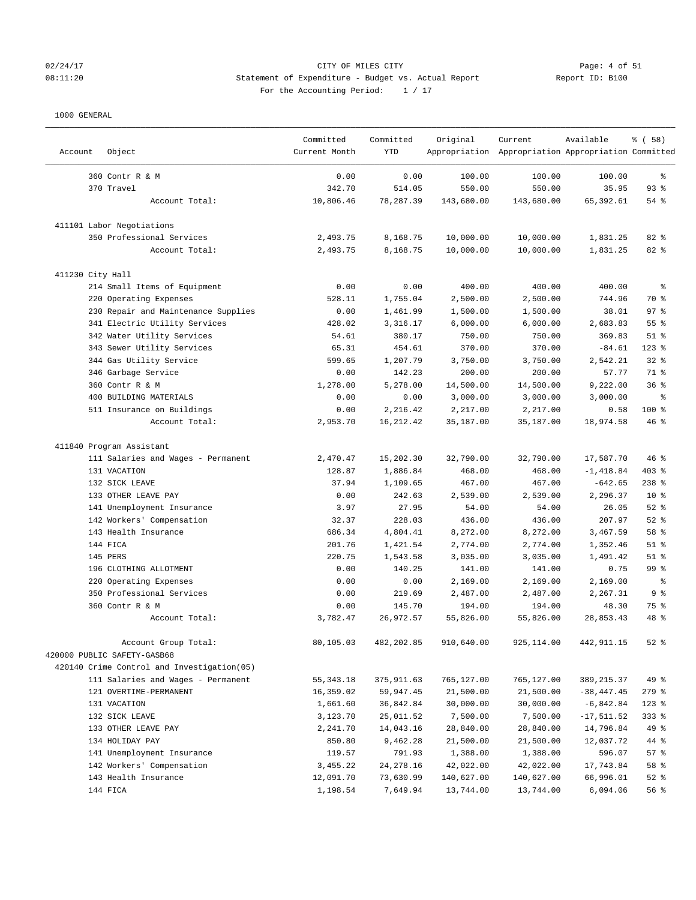CITY OF MILES CITY
Statement of Expenditure - Budget vs. Actual Report
For the Accounting Period: 1 / 17

1000 GENERAL

| Account | Object | Committed Current Month | Committed YTD | Original Appropriation | Current Appropriation | Available Appropriation | % ( 58) Committed |
|---|---|---|---|---|---|---|---|
| | 360 Contr R & M | 0.00 | 0.00 | 100.00 | 100.00 | 100.00 | % |
| | 370 Travel | 342.70 | 514.05 | 550.00 | 550.00 | 35.95 | 93 % |
| | Account Total: | 10,806.46 | 78,287.39 | 143,680.00 | 143,680.00 | 65,392.61 | 54 % |
| 411101 Labor Negotiations | | | | | | | |
| | 350 Professional Services | 2,493.75 | 8,168.75 | 10,000.00 | 10,000.00 | 1,831.25 | 82 % |
| | Account Total: | 2,493.75 | 8,168.75 | 10,000.00 | 10,000.00 | 1,831.25 | 82 % |
| 411230 City Hall | | | | | | | |
| | 214 Small Items of Equipment | 0.00 | 0.00 | 400.00 | 400.00 | 400.00 | % |
| | 220 Operating Expenses | 528.11 | 1,755.04 | 2,500.00 | 2,500.00 | 744.96 | 70 % |
| | 230 Repair and Maintenance Supplies | 0.00 | 1,461.99 | 1,500.00 | 1,500.00 | 38.01 | 97 % |
| | 341 Electric Utility Services | 428.02 | 3,316.17 | 6,000.00 | 6,000.00 | 2,683.83 | 55 % |
| | 342 Water Utility Services | 54.61 | 380.17 | 750.00 | 750.00 | 369.83 | 51 % |
| | 343 Sewer Utility Services | 65.31 | 454.61 | 370.00 | 370.00 | -84.61 | 123 % |
| | 344 Gas Utility Service | 599.65 | 1,207.79 | 3,750.00 | 3,750.00 | 2,542.21 | 32 % |
| | 346 Garbage Service | 0.00 | 142.23 | 200.00 | 200.00 | 57.77 | 71 % |
| | 360 Contr R & M | 1,278.00 | 5,278.00 | 14,500.00 | 14,500.00 | 9,222.00 | 36 % |
| | 400 BUILDING MATERIALS | 0.00 | 0.00 | 3,000.00 | 3,000.00 | 3,000.00 | % |
| | 511 Insurance on Buildings | 0.00 | 2,216.42 | 2,217.00 | 2,217.00 | 0.58 | 100 % |
| | Account Total: | 2,953.70 | 16,212.42 | 35,187.00 | 35,187.00 | 18,974.58 | 46 % |
| 411840 Program Assistant | | | | | | | |
| | 111 Salaries and Wages - Permanent | 2,470.47 | 15,202.30 | 32,790.00 | 32,790.00 | 17,587.70 | 46 % |
| | 131 VACATION | 128.87 | 1,886.84 | 468.00 | 468.00 | -1,418.84 | 403 % |
| | 132 SICK LEAVE | 37.94 | 1,109.65 | 467.00 | 467.00 | -642.65 | 238 % |
| | 133 OTHER LEAVE PAY | 0.00 | 242.63 | 2,539.00 | 2,539.00 | 2,296.37 | 10 % |
| | 141 Unemployment Insurance | 3.97 | 27.95 | 54.00 | 54.00 | 26.05 | 52 % |
| | 142 Workers' Compensation | 32.37 | 228.03 | 436.00 | 436.00 | 207.97 | 52 % |
| | 143 Health Insurance | 686.34 | 4,804.41 | 8,272.00 | 8,272.00 | 3,467.59 | 58 % |
| | 144 FICA | 201.76 | 1,421.54 | 2,774.00 | 2,774.00 | 1,352.46 | 51 % |
| | 145 PERS | 220.75 | 1,543.58 | 3,035.00 | 3,035.00 | 1,491.42 | 51 % |
| | 196 CLOTHING ALLOTMENT | 0.00 | 140.25 | 141.00 | 141.00 | 0.75 | 99 % |
| | 220 Operating Expenses | 0.00 | 0.00 | 2,169.00 | 2,169.00 | 2,169.00 | % |
| | 350 Professional Services | 0.00 | 219.69 | 2,487.00 | 2,487.00 | 2,267.31 | 9 % |
| | 360 Contr R & M | 0.00 | 145.70 | 194.00 | 194.00 | 48.30 | 75 % |
| | Account Total: | 3,782.47 | 26,972.57 | 55,826.00 | 55,826.00 | 28,853.43 | 48 % |
| | Account Group Total: | 80,105.03 | 482,202.85 | 910,640.00 | 925,114.00 | 442,911.15 | 52 % |
| 420000 PUBLIC SAFETY-GASB68 | | | | | | | |
| 420140 Crime Control and Investigation(05) | | | | | | | |
| | 111 Salaries and Wages - Permanent | 55,343.18 | 375,911.63 | 765,127.00 | 765,127.00 | 389,215.37 | 49 % |
| | 121 OVERTIME-PERMANENT | 16,359.02 | 59,947.45 | 21,500.00 | 21,500.00 | -38,447.45 | 279 % |
| | 131 VACATION | 1,661.60 | 36,842.84 | 30,000.00 | 30,000.00 | -6,842.84 | 123 % |
| | 132 SICK LEAVE | 3,123.70 | 25,011.52 | 7,500.00 | 7,500.00 | -17,511.52 | 333 % |
| | 133 OTHER LEAVE PAY | 2,241.70 | 14,043.16 | 28,840.00 | 28,840.00 | 14,796.84 | 49 % |
| | 134 HOLIDAY PAY | 850.80 | 9,462.28 | 21,500.00 | 21,500.00 | 12,037.72 | 44 % |
| | 141 Unemployment Insurance | 119.57 | 791.93 | 1,388.00 | 1,388.00 | 596.07 | 57 % |
| | 142 Workers' Compensation | 3,455.22 | 24,278.16 | 42,022.00 | 42,022.00 | 17,743.84 | 58 % |
| | 143 Health Insurance | 12,091.70 | 73,630.99 | 140,627.00 | 140,627.00 | 66,996.01 | 52 % |
| | 144 FICA | 1,198.54 | 7,649.94 | 13,744.00 | 13,744.00 | 6,094.06 | 56 % |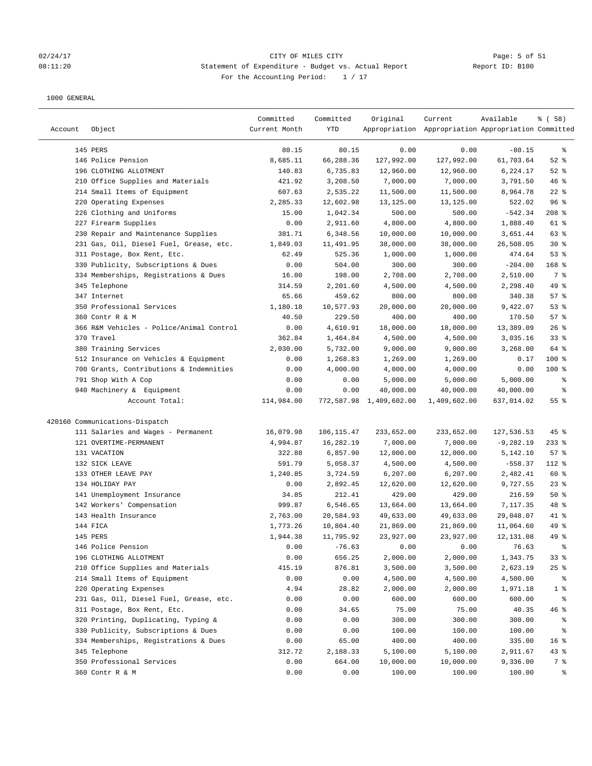CITY OF MILES CITY

Statement of Expenditure - Budget vs. Actual Report

Report ID: B100

For the Accounting Period: 1 / 17

1000 GENERAL

| Account | Object | Committed Current Month | Committed YTD | Original Appropriation | Current Appropriation | Available Appropriation | % ( 58) Committed |
|---|---|---|---|---|---|---|---|
| | 145 PERS | 80.15 | 80.15 | 0.00 | 0.00 | -80.15 | % |
| | 146 Police Pension | 8,685.11 | 66,288.36 | 127,992.00 | 127,992.00 | 61,703.64 | 52 % |
| | 196 CLOTHING ALLOTMENT | 140.83 | 6,735.83 | 12,960.00 | 12,960.00 | 6,224.17 | 52 % |
| | 210 Office Supplies and Materials | 421.92 | 3,208.50 | 7,000.00 | 7,000.00 | 3,791.50 | 46 % |
| | 214 Small Items of Equipment | 607.63 | 2,535.22 | 11,500.00 | 11,500.00 | 8,964.78 | 22 % |
| | 220 Operating Expenses | 2,285.33 | 12,602.98 | 13,125.00 | 13,125.00 | 522.02 | 96 % |
| | 226 Clothing and Uniforms | 15.00 | 1,042.34 | 500.00 | 500.00 | -542.34 | 208 % |
| | 227 Firearm Supplies | 0.00 | 2,911.60 | 4,800.00 | 4,800.00 | 1,888.40 | 61 % |
| | 230 Repair and Maintenance Supplies | 381.71 | 6,348.56 | 10,000.00 | 10,000.00 | 3,651.44 | 63 % |
| | 231 Gas, Oil, Diesel Fuel, Grease, etc. | 1,849.03 | 11,491.95 | 38,000.00 | 38,000.00 | 26,508.05 | 30 % |
| | 311 Postage, Box Rent, Etc. | 62.49 | 525.36 | 1,000.00 | 1,000.00 | 474.64 | 53 % |
| | 330 Publicity, Subscriptions & Dues | 0.00 | 504.00 | 300.00 | 300.00 | -204.00 | 168 % |
| | 334 Memberships, Registrations & Dues | 16.00 | 198.00 | 2,708.00 | 2,708.00 | 2,510.00 | 7 % |
| | 345 Telephone | 314.59 | 2,201.60 | 4,500.00 | 4,500.00 | 2,298.40 | 49 % |
| | 347 Internet | 65.66 | 459.62 | 800.00 | 800.00 | 340.38 | 57 % |
| | 350 Professional Services | 1,180.18 | 10,577.93 | 20,000.00 | 20,000.00 | 9,422.07 | 53 % |
| | 360 Contr R & M | 40.50 | 229.50 | 400.00 | 400.00 | 170.50 | 57 % |
| | 366 R&M Vehicles - Police/Animal Control | 0.00 | 4,610.91 | 18,000.00 | 18,000.00 | 13,389.09 | 26 % |
| | 370 Travel | 362.84 | 1,464.84 | 4,500.00 | 4,500.00 | 3,035.16 | 33 % |
| | 380 Training Services | 2,030.00 | 5,732.00 | 9,000.00 | 9,000.00 | 3,268.00 | 64 % |
| | 512 Insurance on Vehicles & Equipment | 0.00 | 1,268.83 | 1,269.00 | 1,269.00 | 0.17 | 100 % |
| | 700 Grants, Contributions & Indemnities | 0.00 | 4,000.00 | 4,000.00 | 4,000.00 | 0.00 | 100 % |
| | 791 Shop With A Cop | 0.00 | 0.00 | 5,000.00 | 5,000.00 | 5,000.00 | % |
| | 940 Machinery & Equipment | 0.00 | 0.00 | 40,000.00 | 40,000.00 | 40,000.00 | % |
| | Account Total: | 114,984.00 | 772,587.98 | 1,409,602.00 | 1,409,602.00 | 637,014.02 | 55 % |
| 420160 | Communications-Dispatch | | | | | | |
| | 111 Salaries and Wages - Permanent | 16,079.98 | 106,115.47 | 233,652.00 | 233,652.00 | 127,536.53 | 45 % |
| | 121 OVERTIME-PERMANENT | 4,994.87 | 16,282.19 | 7,000.00 | 7,000.00 | -9,282.19 | 233 % |
| | 131 VACATION | 322.88 | 6,857.90 | 12,000.00 | 12,000.00 | 5,142.10 | 57 % |
| | 132 SICK LEAVE | 591.79 | 5,058.37 | 4,500.00 | 4,500.00 | -558.37 | 112 % |
| | 133 OTHER LEAVE PAY | 1,240.85 | 3,724.59 | 6,207.00 | 6,207.00 | 2,482.41 | 60 % |
| | 134 HOLIDAY PAY | 0.00 | 2,892.45 | 12,620.00 | 12,620.00 | 9,727.55 | 23 % |
| | 141 Unemployment Insurance | 34.85 | 212.41 | 429.00 | 429.00 | 216.59 | 50 % |
| | 142 Workers' Compensation | 999.87 | 6,546.65 | 13,664.00 | 13,664.00 | 7,117.35 | 48 % |
| | 143 Health Insurance | 2,763.00 | 20,584.93 | 49,633.00 | 49,633.00 | 29,048.07 | 41 % |
| | 144 FICA | 1,773.26 | 10,804.40 | 21,869.00 | 21,869.00 | 11,064.60 | 49 % |
| | 145 PERS | 1,944.38 | 11,795.92 | 23,927.00 | 23,927.00 | 12,131.08 | 49 % |
| | 146 Police Pension | 0.00 | -76.63 | 0.00 | 0.00 | 76.63 | % |
| | 196 CLOTHING ALLOTMENT | 0.00 | 656.25 | 2,000.00 | 2,000.00 | 1,343.75 | 33 % |
| | 210 Office Supplies and Materials | 415.19 | 876.81 | 3,500.00 | 3,500.00 | 2,623.19 | 25 % |
| | 214 Small Items of Equipment | 0.00 | 0.00 | 4,500.00 | 4,500.00 | 4,500.00 | % |
| | 220 Operating Expenses | 4.94 | 28.82 | 2,000.00 | 2,000.00 | 1,971.18 | 1 % |
| | 231 Gas, Oil, Diesel Fuel, Grease, etc. | 0.00 | 0.00 | 600.00 | 600.00 | 600.00 | % |
| | 311 Postage, Box Rent, Etc. | 0.00 | 34.65 | 75.00 | 75.00 | 40.35 | 46 % |
| | 320 Printing, Duplicating, Typing & | 0.00 | 0.00 | 300.00 | 300.00 | 300.00 | % |
| | 330 Publicity, Subscriptions & Dues | 0.00 | 0.00 | 100.00 | 100.00 | 100.00 | % |
| | 334 Memberships, Registrations & Dues | 0.00 | 65.00 | 400.00 | 400.00 | 335.00 | 16 % |
| | 345 Telephone | 312.72 | 2,188.33 | 5,100.00 | 5,100.00 | 2,911.67 | 43 % |
| | 350 Professional Services | 0.00 | 664.00 | 10,000.00 | 10,000.00 | 9,336.00 | 7 % |
| | 360 Contr R & M | 0.00 | 0.00 | 100.00 | 100.00 | 100.00 | % |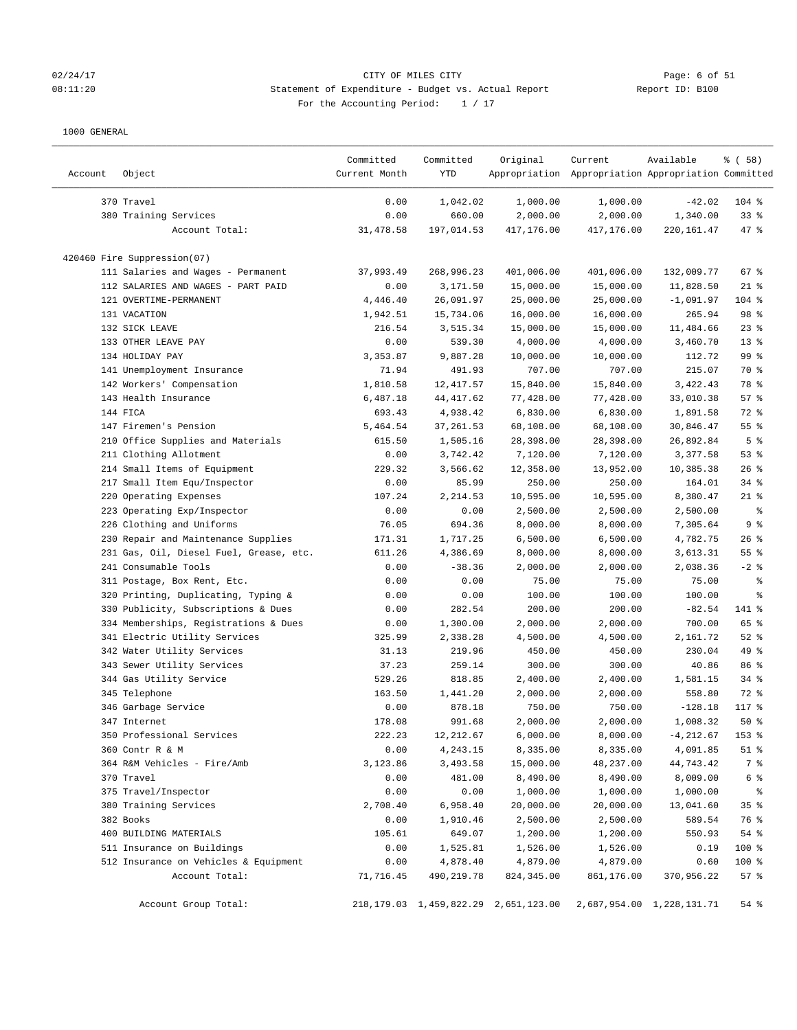CITY OF MILES CITY

Statement of Expenditure - Budget vs. Actual Report

For the Accounting Period: 1 / 17

1000 GENERAL

| Account | Object | Committed Current Month | Committed YTD | Original Appropriation | Current Appropriation | Available Appropriation | % ( 58) Committed |
|---|---|---|---|---|---|---|---|
| | 370 Travel | 0.00 | 1,042.02 | 1,000.00 | 1,000.00 | -42.02 | 104 % |
| | 380 Training Services | 0.00 | 660.00 | 2,000.00 | 2,000.00 | 1,340.00 | 33 % |
| | Account Total: | 31,478.58 | 197,014.53 | 417,176.00 | 417,176.00 | 220,161.47 | 47 % |
| 420460 Fire Suppression(07) | | | | | | | |
| | 111 Salaries and Wages - Permanent | 37,993.49 | 268,996.23 | 401,006.00 | 401,006.00 | 132,009.77 | 67 % |
| | 112 SALARIES AND WAGES - PART PAID | 0.00 | 3,171.50 | 15,000.00 | 15,000.00 | 11,828.50 | 21 % |
| | 121 OVERTIME-PERMANENT | 4,446.40 | 26,091.97 | 25,000.00 | 25,000.00 | -1,091.97 | 104 % |
| | 131 VACATION | 1,942.51 | 15,734.06 | 16,000.00 | 16,000.00 | 265.94 | 98 % |
| | 132 SICK LEAVE | 216.54 | 3,515.34 | 15,000.00 | 15,000.00 | 11,484.66 | 23 % |
| | 133 OTHER LEAVE PAY | 0.00 | 539.30 | 4,000.00 | 4,000.00 | 3,460.70 | 13 % |
| | 134 HOLIDAY PAY | 3,353.87 | 9,887.28 | 10,000.00 | 10,000.00 | 112.72 | 99 % |
| | 141 Unemployment Insurance | 71.94 | 491.93 | 707.00 | 707.00 | 215.07 | 70 % |
| | 142 Workers' Compensation | 1,810.58 | 12,417.57 | 15,840.00 | 15,840.00 | 3,422.43 | 78 % |
| | 143 Health Insurance | 6,487.18 | 44,417.62 | 77,428.00 | 77,428.00 | 33,010.38 | 57 % |
| | 144 FICA | 693.43 | 4,938.42 | 6,830.00 | 6,830.00 | 1,891.58 | 72 % |
| | 147 Firemen's Pension | 5,464.54 | 37,261.53 | 68,108.00 | 68,108.00 | 30,846.47 | 55 % |
| | 210 Office Supplies and Materials | 615.50 | 1,505.16 | 28,398.00 | 28,398.00 | 26,892.84 | 5 % |
| | 211 Clothing Allotment | 0.00 | 3,742.42 | 7,120.00 | 7,120.00 | 3,377.58 | 53 % |
| | 214 Small Items of Equipment | 229.32 | 3,566.62 | 12,358.00 | 13,952.00 | 10,385.38 | 26 % |
| | 217 Small Item Equ/Inspector | 0.00 | 85.99 | 250.00 | 250.00 | 164.01 | 34 % |
| | 220 Operating Expenses | 107.24 | 2,214.53 | 10,595.00 | 10,595.00 | 8,380.47 | 21 % |
| | 223 Operating Exp/Inspector | 0.00 | 0.00 | 2,500.00 | 2,500.00 | 2,500.00 | % |
| | 226 Clothing and Uniforms | 76.05 | 694.36 | 8,000.00 | 8,000.00 | 7,305.64 | 9 % |
| | 230 Repair and Maintenance Supplies | 171.31 | 1,717.25 | 6,500.00 | 6,500.00 | 4,782.75 | 26 % |
| | 231 Gas, Oil, Diesel Fuel, Grease, etc. | 611.26 | 4,386.69 | 8,000.00 | 8,000.00 | 3,613.31 | 55 % |
| | 241 Consumable Tools | 0.00 | -38.36 | 2,000.00 | 2,000.00 | 2,038.36 | -2 % |
| | 311 Postage, Box Rent, Etc. | 0.00 | 0.00 | 75.00 | 75.00 | 75.00 | % |
| | 320 Printing, Duplicating, Typing & | 0.00 | 0.00 | 100.00 | 100.00 | 100.00 | % |
| | 330 Publicity, Subscriptions & Dues | 0.00 | 282.54 | 200.00 | 200.00 | -82.54 | 141 % |
| | 334 Memberships, Registrations & Dues | 0.00 | 1,300.00 | 2,000.00 | 2,000.00 | 700.00 | 65 % |
| | 341 Electric Utility Services | 325.99 | 2,338.28 | 4,500.00 | 4,500.00 | 2,161.72 | 52 % |
| | 342 Water Utility Services | 31.13 | 219.96 | 450.00 | 450.00 | 230.04 | 49 % |
| | 343 Sewer Utility Services | 37.23 | 259.14 | 300.00 | 300.00 | 40.86 | 86 % |
| | 344 Gas Utility Service | 529.26 | 818.85 | 2,400.00 | 2,400.00 | 1,581.15 | 34 % |
| | 345 Telephone | 163.50 | 1,441.20 | 2,000.00 | 2,000.00 | 558.80 | 72 % |
| | 346 Garbage Service | 0.00 | 878.18 | 750.00 | 750.00 | -128.18 | 117 % |
| | 347 Internet | 178.08 | 991.68 | 2,000.00 | 2,000.00 | 1,008.32 | 50 % |
| | 350 Professional Services | 222.23 | 12,212.67 | 6,000.00 | 8,000.00 | -4,212.67 | 153 % |
| | 360 Contr R & M | 0.00 | 4,243.15 | 8,335.00 | 8,335.00 | 4,091.85 | 51 % |
| | 364 R&M Vehicles - Fire/Amb | 3,123.86 | 3,493.58 | 15,000.00 | 48,237.00 | 44,743.42 | 7 % |
| | 370 Travel | 0.00 | 481.00 | 8,490.00 | 8,490.00 | 8,009.00 | 6 % |
| | 375 Travel/Inspector | 0.00 | 0.00 | 1,000.00 | 1,000.00 | 1,000.00 | % |
| | 380 Training Services | 2,708.40 | 6,958.40 | 20,000.00 | 20,000.00 | 13,041.60 | 35 % |
| | 382 Books | 0.00 | 1,910.46 | 2,500.00 | 2,500.00 | 589.54 | 76 % |
| | 400 BUILDING MATERIALS | 105.61 | 649.07 | 1,200.00 | 1,200.00 | 550.93 | 54 % |
| | 511 Insurance on Buildings | 0.00 | 1,525.81 | 1,526.00 | 1,526.00 | 0.19 | 100 % |
| | 512 Insurance on Vehicles & Equipment | 0.00 | 4,878.40 | 4,879.00 | 4,879.00 | 0.60 | 100 % |
| | Account Total: | 71,716.45 | 490,219.78 | 824,345.00 | 861,176.00 | 370,956.22 | 57 % |
| | Account Group Total: | 218,179.03 | 1,459,822.29 | 2,651,123.00 | 2,687,954.00 | 1,228,131.71 | 54 % |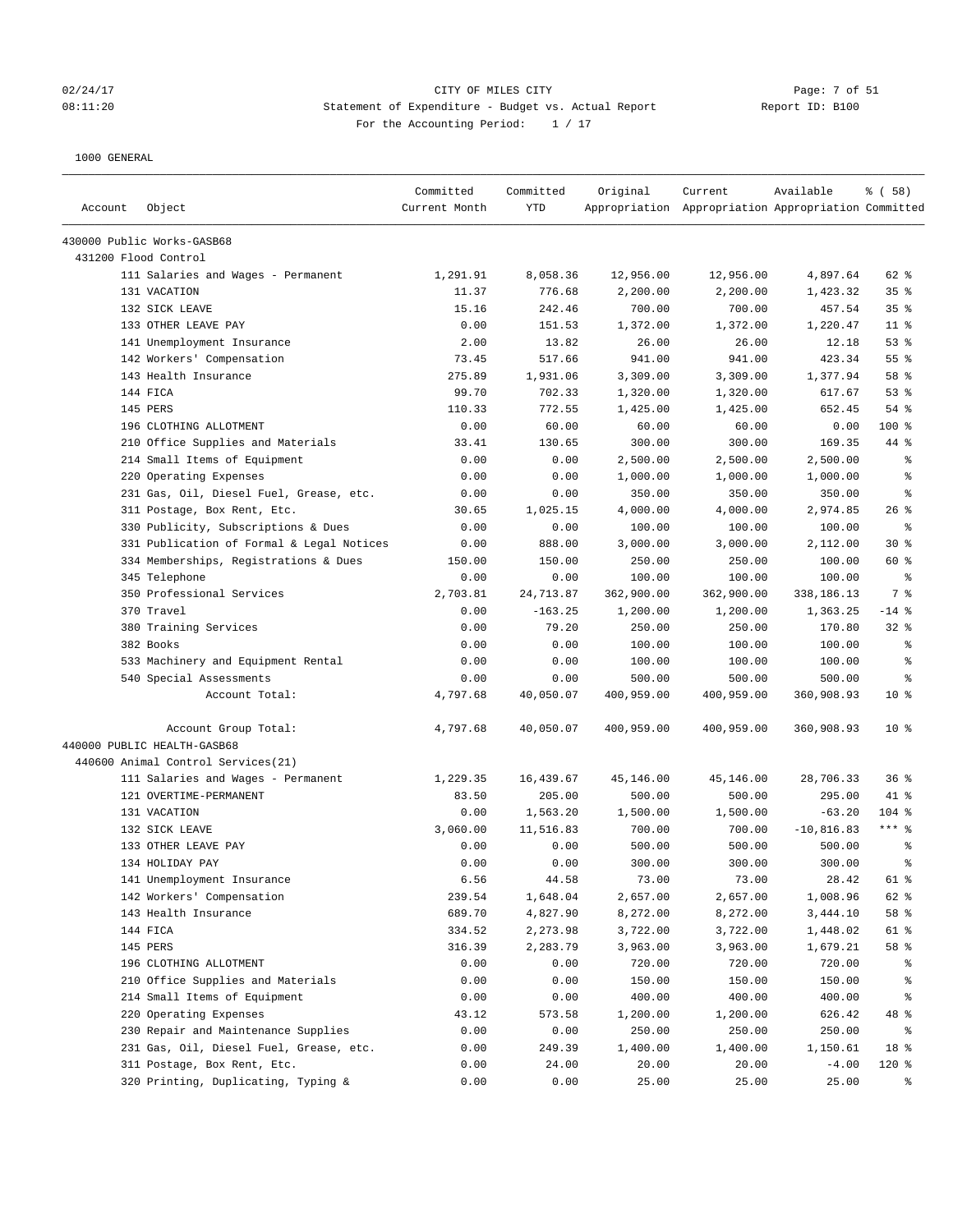CITY OF MILES CITY

Statement of Expenditure - Budget vs. Actual Report

Report ID: B100

For the Accounting Period: 1 / 17

1000 GENERAL

| Account | Object | Committed Current Month | Committed YTD | Original Appropriation | Current Appropriation | Available Appropriation | % ( 58) Committed |
|---|---|---|---|---|---|---|---|
| 430000 Public Works-GASB68 | | | | | | | |
| 431200 Flood Control | | | | | | | |
| | 111 Salaries and Wages - Permanent | 1,291.91 | 8,058.36 | 12,956.00 | 12,956.00 | 4,897.64 | 62 % |
| | 131 VACATION | 11.37 | 776.68 | 2,200.00 | 2,200.00 | 1,423.32 | 35 % |
| | 132 SICK LEAVE | 15.16 | 242.46 | 700.00 | 700.00 | 457.54 | 35 % |
| | 133 OTHER LEAVE PAY | 0.00 | 151.53 | 1,372.00 | 1,372.00 | 1,220.47 | 11 % |
| | 141 Unemployment Insurance | 2.00 | 13.82 | 26.00 | 26.00 | 12.18 | 53 % |
| | 142 Workers' Compensation | 73.45 | 517.66 | 941.00 | 941.00 | 423.34 | 55 % |
| | 143 Health Insurance | 275.89 | 1,931.06 | 3,309.00 | 3,309.00 | 1,377.94 | 58 % |
| | 144 FICA | 99.70 | 702.33 | 1,320.00 | 1,320.00 | 617.67 | 53 % |
| | 145 PERS | 110.33 | 772.55 | 1,425.00 | 1,425.00 | 652.45 | 54 % |
| | 196 CLOTHING ALLOTMENT | 0.00 | 60.00 | 60.00 | 60.00 | 0.00 | 100 % |
| | 210 Office Supplies and Materials | 33.41 | 130.65 | 300.00 | 300.00 | 169.35 | 44 % |
| | 214 Small Items of Equipment | 0.00 | 0.00 | 2,500.00 | 2,500.00 | 2,500.00 | % |
| | 220 Operating Expenses | 0.00 | 0.00 | 1,000.00 | 1,000.00 | 1,000.00 | % |
| | 231 Gas, Oil, Diesel Fuel, Grease, etc. | 0.00 | 0.00 | 350.00 | 350.00 | 350.00 | % |
| | 311 Postage, Box Rent, Etc. | 30.65 | 1,025.15 | 4,000.00 | 4,000.00 | 2,974.85 | 26 % |
| | 330 Publicity, Subscriptions & Dues | 0.00 | 0.00 | 100.00 | 100.00 | 100.00 | % |
| | 331 Publication of Formal & Legal Notices | 0.00 | 888.00 | 3,000.00 | 3,000.00 | 2,112.00 | 30 % |
| | 334 Memberships, Registrations & Dues | 150.00 | 150.00 | 250.00 | 250.00 | 100.00 | 60 % |
| | 345 Telephone | 0.00 | 0.00 | 100.00 | 100.00 | 100.00 | % |
| | 350 Professional Services | 2,703.81 | 24,713.87 | 362,900.00 | 362,900.00 | 338,186.13 | 7 % |
| | 370 Travel | 0.00 | -163.25 | 1,200.00 | 1,200.00 | 1,363.25 | -14 % |
| | 380 Training Services | 0.00 | 79.20 | 250.00 | 250.00 | 170.80 | 32 % |
| | 382 Books | 0.00 | 0.00 | 100.00 | 100.00 | 100.00 | % |
| | 533 Machinery and Equipment Rental | 0.00 | 0.00 | 100.00 | 100.00 | 100.00 | % |
| | 540 Special Assessments | 0.00 | 0.00 | 500.00 | 500.00 | 500.00 | % |
| | Account Total: | 4,797.68 | 40,050.07 | 400,959.00 | 400,959.00 | 360,908.93 | 10 % |
| | Account Group Total: | 4,797.68 | 40,050.07 | 400,959.00 | 400,959.00 | 360,908.93 | 10 % |
| 440000 PUBLIC HEALTH-GASB68 | | | | | | | |
| 440600 Animal Control Services(21) | | | | | | | |
| | 111 Salaries and Wages - Permanent | 1,229.35 | 16,439.67 | 45,146.00 | 45,146.00 | 28,706.33 | 36 % |
| | 121 OVERTIME-PERMANENT | 83.50 | 205.00 | 500.00 | 500.00 | 295.00 | 41 % |
| | 131 VACATION | 0.00 | 1,563.20 | 1,500.00 | 1,500.00 | -63.20 | 104 % |
| | 132 SICK LEAVE | 3,060.00 | 11,516.83 | 700.00 | 700.00 | -10,816.83 | *** % |
| | 133 OTHER LEAVE PAY | 0.00 | 0.00 | 500.00 | 500.00 | 500.00 | % |
| | 134 HOLIDAY PAY | 0.00 | 0.00 | 300.00 | 300.00 | 300.00 | % |
| | 141 Unemployment Insurance | 6.56 | 44.58 | 73.00 | 73.00 | 28.42 | 61 % |
| | 142 Workers' Compensation | 239.54 | 1,648.04 | 2,657.00 | 2,657.00 | 1,008.96 | 62 % |
| | 143 Health Insurance | 689.70 | 4,827.90 | 8,272.00 | 8,272.00 | 3,444.10 | 58 % |
| | 144 FICA | 334.52 | 2,273.98 | 3,722.00 | 3,722.00 | 1,448.02 | 61 % |
| | 145 PERS | 316.39 | 2,283.79 | 3,963.00 | 3,963.00 | 1,679.21 | 58 % |
| | 196 CLOTHING ALLOTMENT | 0.00 | 0.00 | 720.00 | 720.00 | 720.00 | % |
| | 210 Office Supplies and Materials | 0.00 | 0.00 | 150.00 | 150.00 | 150.00 | % |
| | 214 Small Items of Equipment | 0.00 | 0.00 | 400.00 | 400.00 | 400.00 | % |
| | 220 Operating Expenses | 43.12 | 573.58 | 1,200.00 | 1,200.00 | 626.42 | 48 % |
| | 230 Repair and Maintenance Supplies | 0.00 | 0.00 | 250.00 | 250.00 | 250.00 | % |
| | 231 Gas, Oil, Diesel Fuel, Grease, etc. | 0.00 | 249.39 | 1,400.00 | 1,400.00 | 1,150.61 | 18 % |
| | 311 Postage, Box Rent, Etc. | 0.00 | 24.00 | 20.00 | 20.00 | -4.00 | 120 % |
| | 320 Printing, Duplicating, Typing & | 0.00 | 0.00 | 25.00 | 25.00 | 25.00 | % |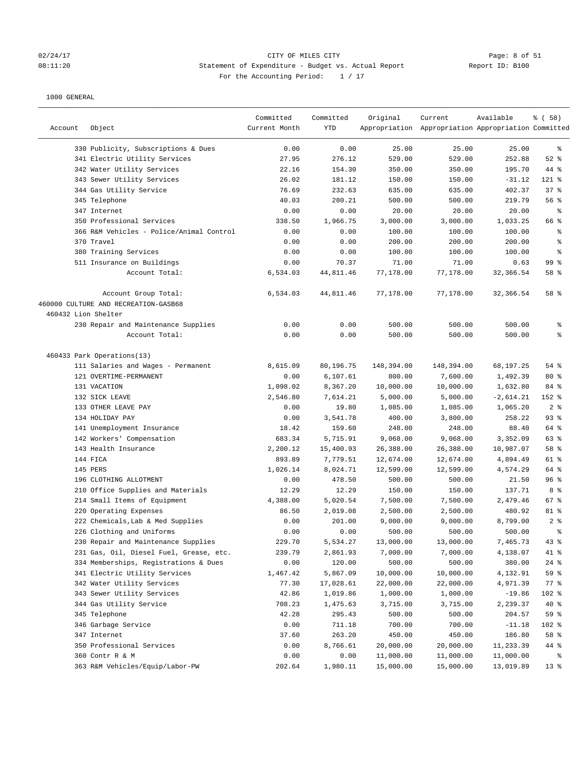CITY OF MILES CITY

Statement of Expenditure - Budget vs. Actual Report

For the Accounting Period: 1 / 17

1000 GENERAL

| Account | Object | Committed Current Month | Committed YTD | Original Appropriation | Current Appropriation | Available Appropriation | % ( 58) Committed |
|---|---|---|---|---|---|---|---|
| | 330 Publicity, Subscriptions & Dues | 0.00 | 0.00 | 25.00 | 25.00 | 25.00 | % |
| | 341 Electric Utility Services | 27.95 | 276.12 | 529.00 | 529.00 | 252.88 | 52 % |
| | 342 Water Utility Services | 22.16 | 154.30 | 350.00 | 350.00 | 195.70 | 44 % |
| | 343 Sewer Utility Services | 26.02 | 181.12 | 150.00 | 150.00 | -31.12 | 121 % |
| | 344 Gas Utility Service | 76.69 | 232.63 | 635.00 | 635.00 | 402.37 | 37 % |
| | 345 Telephone | 40.03 | 280.21 | 500.00 | 500.00 | 219.79 | 56 % |
| | 347 Internet | 0.00 | 0.00 | 20.00 | 20.00 | 20.00 | % |
| | 350 Professional Services | 338.50 | 1,966.75 | 3,000.00 | 3,000.00 | 1,033.25 | 66 % |
| | 366 R&M Vehicles - Police/Animal Control | 0.00 | 0.00 | 100.00 | 100.00 | 100.00 | % |
| | 370 Travel | 0.00 | 0.00 | 200.00 | 200.00 | 200.00 | % |
| | 380 Training Services | 0.00 | 0.00 | 100.00 | 100.00 | 100.00 | % |
| | 511 Insurance on Buildings | 0.00 | 70.37 | 71.00 | 71.00 | 0.63 | 99 % |
| | Account Total: | 6,534.03 | 44,811.46 | 77,178.00 | 77,178.00 | 32,366.54 | 58 % |
| | Account Group Total: | 6,534.03 | 44,811.46 | 77,178.00 | 77,178.00 | 32,366.54 | 58 % |
| 460000 CULTURE AND RECREATION-GASB68 | | | | | | | |
| 460432 Lion Shelter | | | | | | | |
| | 230 Repair and Maintenance Supplies | 0.00 | 0.00 | 500.00 | 500.00 | 500.00 | % |
| | Account Total: | 0.00 | 0.00 | 500.00 | 500.00 | 500.00 | % |
| 460433 Park Operations(13) | | | | | | | |
| | 111 Salaries and Wages - Permanent | 8,615.09 | 80,196.75 | 148,394.00 | 148,394.00 | 68,197.25 | 54 % |
| | 121 OVERTIME-PERMANENT | 0.00 | 6,107.61 | 800.00 | 7,600.00 | 1,492.39 | 80 % |
| | 131 VACATION | 1,098.02 | 8,367.20 | 10,000.00 | 10,000.00 | 1,632.80 | 84 % |
| | 132 SICK LEAVE | 2,546.80 | 7,614.21 | 5,000.00 | 5,000.00 | -2,614.21 | 152 % |
| | 133 OTHER LEAVE PAY | 0.00 | 19.80 | 1,085.00 | 1,085.00 | 1,065.20 | 2 % |
| | 134 HOLIDAY PAY | 0.00 | 3,541.78 | 400.00 | 3,800.00 | 258.22 | 93 % |
| | 141 Unemployment Insurance | 18.42 | 159.60 | 248.00 | 248.00 | 88.40 | 64 % |
| | 142 Workers' Compensation | 683.34 | 5,715.91 | 9,068.00 | 9,068.00 | 3,352.09 | 63 % |
| | 143 Health Insurance | 2,200.12 | 15,400.93 | 26,388.00 | 26,388.00 | 10,987.07 | 58 % |
| | 144 FICA | 893.89 | 7,779.51 | 12,674.00 | 12,674.00 | 4,894.49 | 61 % |
| | 145 PERS | 1,026.14 | 8,024.71 | 12,599.00 | 12,599.00 | 4,574.29 | 64 % |
| | 196 CLOTHING ALLOTMENT | 0.00 | 478.50 | 500.00 | 500.00 | 21.50 | 96 % |
| | 210 Office Supplies and Materials | 12.29 | 12.29 | 150.00 | 150.00 | 137.71 | 8 % |
| | 214 Small Items of Equipment | 4,388.00 | 5,020.54 | 7,500.00 | 7,500.00 | 2,479.46 | 67 % |
| | 220 Operating Expenses | 86.50 | 2,019.08 | 2,500.00 | 2,500.00 | 480.92 | 81 % |
| | 222 Chemicals,Lab & Med Supplies | 0.00 | 201.00 | 9,000.00 | 9,000.00 | 8,799.00 | 2 % |
| | 226 Clothing and Uniforms | 0.00 | 0.00 | 500.00 | 500.00 | 500.00 | % |
| | 230 Repair and Maintenance Supplies | 229.70 | 5,534.27 | 13,000.00 | 13,000.00 | 7,465.73 | 43 % |
| | 231 Gas, Oil, Diesel Fuel, Grease, etc. | 239.79 | 2,861.93 | 7,000.00 | 7,000.00 | 4,138.07 | 41 % |
| | 334 Memberships, Registrations & Dues | 0.00 | 120.00 | 500.00 | 500.00 | 380.00 | 24 % |
| | 341 Electric Utility Services | 1,467.42 | 5,867.09 | 10,000.00 | 10,000.00 | 4,132.91 | 59 % |
| | 342 Water Utility Services | 77.30 | 17,028.61 | 22,000.00 | 22,000.00 | 4,971.39 | 77 % |
| | 343 Sewer Utility Services | 42.86 | 1,019.86 | 1,000.00 | 1,000.00 | -19.86 | 102 % |
| | 344 Gas Utility Service | 708.23 | 1,475.63 | 3,715.00 | 3,715.00 | 2,239.37 | 40 % |
| | 345 Telephone | 42.28 | 295.43 | 500.00 | 500.00 | 204.57 | 59 % |
| | 346 Garbage Service | 0.00 | 711.18 | 700.00 | 700.00 | -11.18 | 102 % |
| | 347 Internet | 37.60 | 263.20 | 450.00 | 450.00 | 186.80 | 58 % |
| | 350 Professional Services | 0.00 | 8,766.61 | 20,000.00 | 20,000.00 | 11,233.39 | 44 % |
| | 360 Contr R & M | 0.00 | 0.00 | 11,000.00 | 11,000.00 | 11,000.00 | % |
| | 363 R&M Vehicles/Equip/Labor-PW | 202.64 | 1,980.11 | 15,000.00 | 15,000.00 | 13,019.89 | 13 % |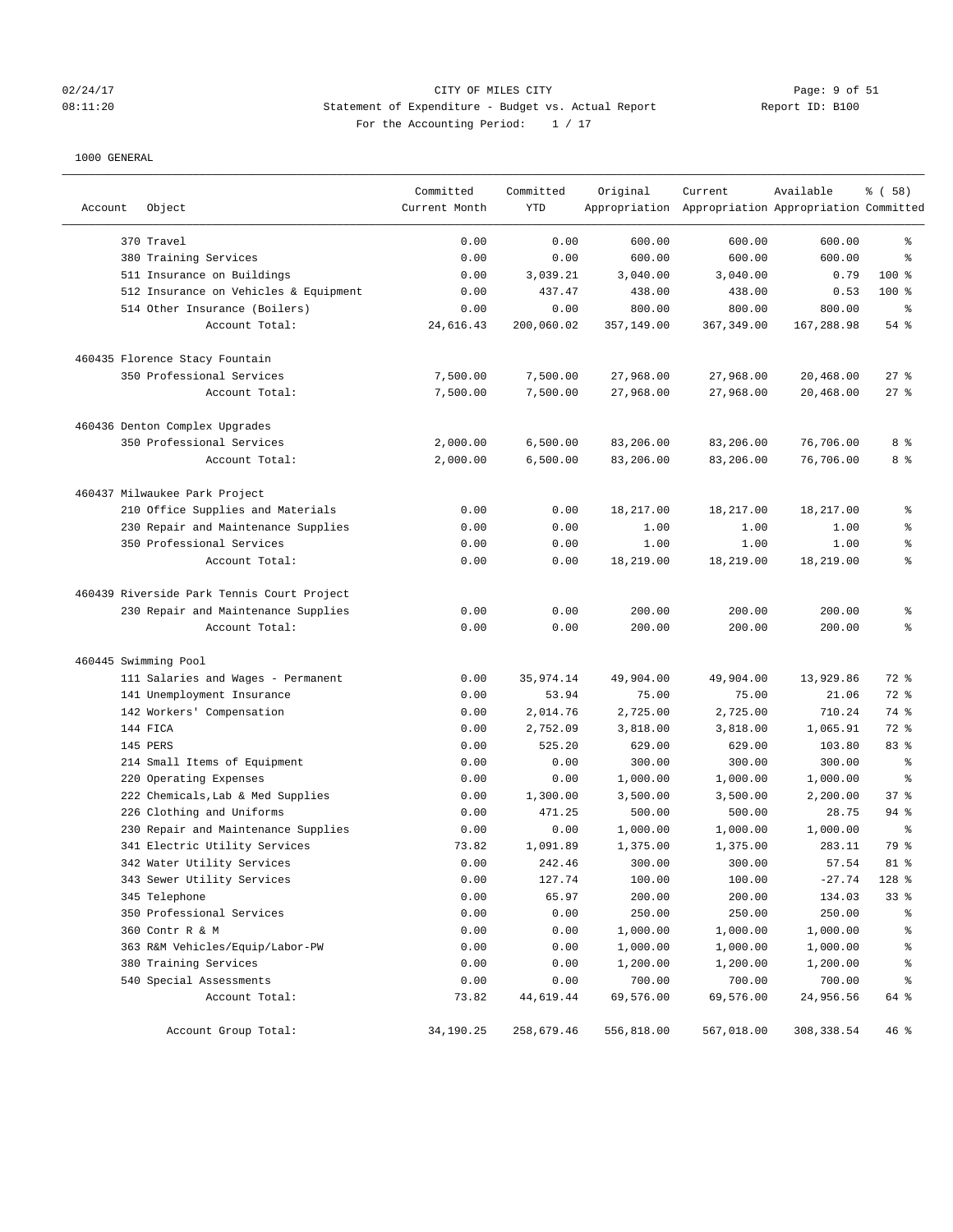CITY OF MILES CITY

Statement of Expenditure - Budget vs. Actual Report

Report ID: B100

For the Accounting Period: 1 / 17

02/24/17
08:11:20

1000 GENERAL

| Account | Object | Committed Current Month | Committed YTD | Original Appropriation | Current Appropriation | Available Appropriation | % ( 58) Committed |
|---|---|---|---|---|---|---|---|
| | 370 Travel | 0.00 | 0.00 | 600.00 | 600.00 | 600.00 | % |
| | 380 Training Services | 0.00 | 0.00 | 600.00 | 600.00 | 600.00 | % |
| | 511 Insurance on Buildings | 0.00 | 3,039.21 | 3,040.00 | 3,040.00 | 0.79 | 100 % |
| | 512 Insurance on Vehicles & Equipment | 0.00 | 437.47 | 438.00 | 438.00 | 0.53 | 100 % |
| | 514 Other Insurance (Boilers) | 0.00 | 0.00 | 800.00 | 800.00 | 800.00 | % |
| | Account Total: | 24,616.43 | 200,060.02 | 357,149.00 | 367,349.00 | 167,288.98 | 54 % |
| 460435 Florence Stacy Fountain | | | | | | | |
| | 350 Professional Services | 7,500.00 | 7,500.00 | 27,968.00 | 27,968.00 | 20,468.00 | 27 % |
| | Account Total: | 7,500.00 | 7,500.00 | 27,968.00 | 27,968.00 | 20,468.00 | 27 % |
| 460436 Denton Complex Upgrades | | | | | | | |
| | 350 Professional Services | 2,000.00 | 6,500.00 | 83,206.00 | 83,206.00 | 76,706.00 | 8 % |
| | Account Total: | 2,000.00 | 6,500.00 | 83,206.00 | 83,206.00 | 76,706.00 | 8 % |
| 460437 Milwaukee Park Project | | | | | | | |
| | 210 Office Supplies and Materials | 0.00 | 0.00 | 18,217.00 | 18,217.00 | 18,217.00 | % |
| | 230 Repair and Maintenance Supplies | 0.00 | 0.00 | 1.00 | 1.00 | 1.00 | % |
| | 350 Professional Services | 0.00 | 0.00 | 1.00 | 1.00 | 1.00 | % |
| | Account Total: | 0.00 | 0.00 | 18,219.00 | 18,219.00 | 18,219.00 | % |
| 460439 Riverside Park Tennis Court Project | | | | | | | |
| | 230 Repair and Maintenance Supplies | 0.00 | 0.00 | 200.00 | 200.00 | 200.00 | % |
| | Account Total: | 0.00 | 0.00 | 200.00 | 200.00 | 200.00 | % |
| 460445 Swimming Pool | | | | | | | |
| | 111 Salaries and Wages - Permanent | 0.00 | 35,974.14 | 49,904.00 | 49,904.00 | 13,929.86 | 72 % |
| | 141 Unemployment Insurance | 0.00 | 53.94 | 75.00 | 75.00 | 21.06 | 72 % |
| | 142 Workers' Compensation | 0.00 | 2,014.76 | 2,725.00 | 2,725.00 | 710.24 | 74 % |
| | 144 FICA | 0.00 | 2,752.09 | 3,818.00 | 3,818.00 | 1,065.91 | 72 % |
| | 145 PERS | 0.00 | 525.20 | 629.00 | 629.00 | 103.80 | 83 % |
| | 214 Small Items of Equipment | 0.00 | 0.00 | 300.00 | 300.00 | 300.00 | % |
| | 220 Operating Expenses | 0.00 | 0.00 | 1,000.00 | 1,000.00 | 1,000.00 | % |
| | 222 Chemicals,Lab & Med Supplies | 0.00 | 1,300.00 | 3,500.00 | 3,500.00 | 2,200.00 | 37 % |
| | 226 Clothing and Uniforms | 0.00 | 471.25 | 500.00 | 500.00 | 28.75 | 94 % |
| | 230 Repair and Maintenance Supplies | 0.00 | 0.00 | 1,000.00 | 1,000.00 | 1,000.00 | % |
| | 341 Electric Utility Services | 73.82 | 1,091.89 | 1,375.00 | 1,375.00 | 283.11 | 79 % |
| | 342 Water Utility Services | 0.00 | 242.46 | 300.00 | 300.00 | 57.54 | 81 % |
| | 343 Sewer Utility Services | 0.00 | 127.74 | 100.00 | 100.00 | -27.74 | 128 % |
| | 345 Telephone | 0.00 | 65.97 | 200.00 | 200.00 | 134.03 | 33 % |
| | 350 Professional Services | 0.00 | 0.00 | 250.00 | 250.00 | 250.00 | % |
| | 360 Contr R & M | 0.00 | 0.00 | 1,000.00 | 1,000.00 | 1,000.00 | % |
| | 363 R&M Vehicles/Equip/Labor-PW | 0.00 | 0.00 | 1,000.00 | 1,000.00 | 1,000.00 | % |
| | 380 Training Services | 0.00 | 0.00 | 1,200.00 | 1,200.00 | 1,200.00 | % |
| | 540 Special Assessments | 0.00 | 0.00 | 700.00 | 700.00 | 700.00 | % |
| | Account Total: | 73.82 | 44,619.44 | 69,576.00 | 69,576.00 | 24,956.56 | 64 % |
| | Account Group Total: | 34,190.25 | 258,679.46 | 556,818.00 | 567,018.00 | 308,338.54 | 46 % |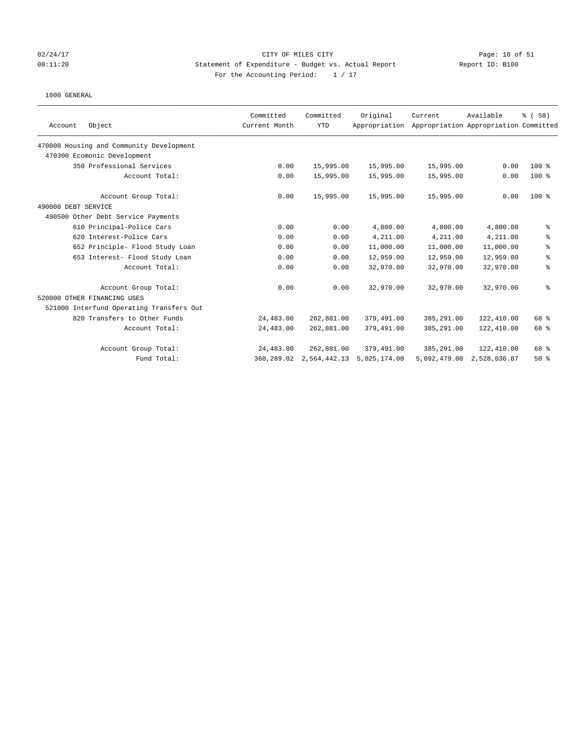CITY OF MILES CITY
Statement of Expenditure - Budget vs. Actual Report
Report ID: B100
For the Accounting Period: 1 / 17

02/24/17
08:11:20

1000 GENERAL

| Account Object | Committed Current Month | Committed YTD | Original Appropriation | Current Appropriation | Available Appropriation | % ( 58) Committed |
|---|---|---|---|---|---|---|
| 470000 Housing and Community Development | | | | | | |
| 470300 Ecomonic Development | | | | | | |
| 350 Professional Services | 0.00 | 15,995.00 | 15,995.00 | 15,995.00 | 0.00 | 100 % |
| Account Total: | 0.00 | 15,995.00 | 15,995.00 | 15,995.00 | 0.00 | 100 % |
| Account Group Total: | 0.00 | 15,995.00 | 15,995.00 | 15,995.00 | 0.00 | 100 % |
| 490000 DEBT SERVICE | | | | | | |
| 490500 Other Debt Service Payments | | | | | | |
| 610 Principal-Police Cars | 0.00 | 0.00 | 4,800.00 | 4,800.00 | 4,800.00 | % |
| 620 Interest-Police Cars | 0.00 | 0.00 | 4,211.00 | 4,211.00 | 4,211.00 | % |
| 652 Principle- Flood Study Loan | 0.00 | 0.00 | 11,000.00 | 11,000.00 | 11,000.00 | % |
| 653 Interest- Flood Study Loan | 0.00 | 0.00 | 12,959.00 | 12,959.00 | 12,959.00 | % |
| Account Total: | 0.00 | 0.00 | 32,970.00 | 32,970.00 | 32,970.00 | % |
| Account Group Total: | 0.00 | 0.00 | 32,970.00 | 32,970.00 | 32,970.00 | % |
| 520000 OTHER FINANCING USES | | | | | | |
| 521000 Interfund Operating Transfers Out | | | | | | |
| 820 Transfers to Other Funds | 24,483.00 | 262,881.00 | 379,491.00 | 385,291.00 | 122,410.00 | 68 % |
| Account Total: | 24,483.00 | 262,881.00 | 379,491.00 | 385,291.00 | 122,410.00 | 68 % |
| Account Group Total: | 24,483.00 | 262,881.00 | 379,491.00 | 385,291.00 | 122,410.00 | 68 % |
| Fund Total: | 368,289.02 | 2,564,442.13 | 5,025,174.00 | 5,092,479.00 | 2,528,036.87 | 50 % |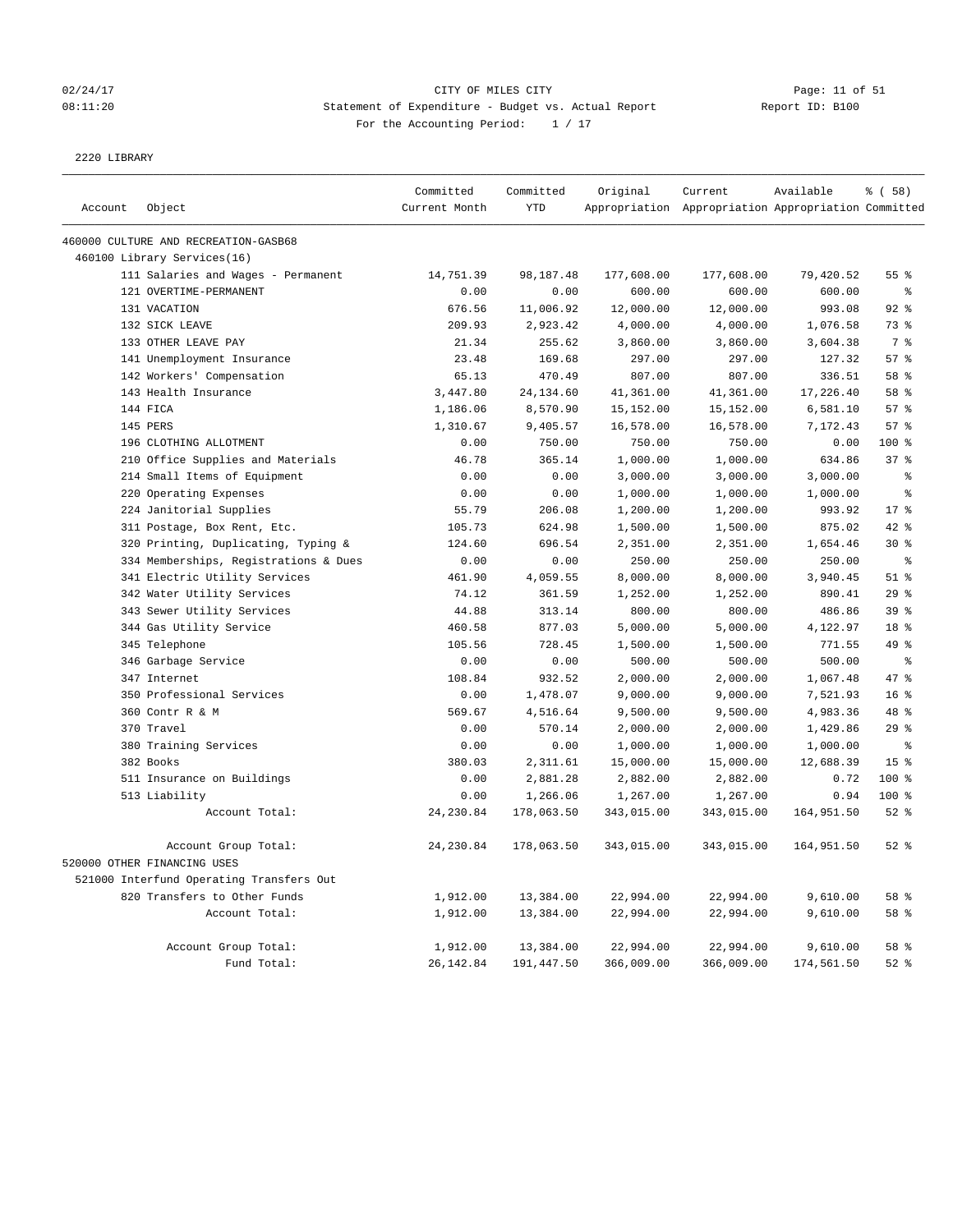CITY OF MILES CITY
Statement of Expenditure - Budget vs. Actual Report
For the Accounting Period: 1 / 17

02/24/17
08:11:20

Report ID: B100

2220 LIBRARY

| Account | Object | Committed Current Month | Committed YTD | Original Appropriation | Current Appropriation | Available Appropriation | % ( 58) Committed |
|---|---|---|---|---|---|---|---|
| 460000 CULTURE AND RECREATION-GASB68 | | | | | | | |
| 460100 Library Services(16) | | | | | | | |
| | 111 Salaries and Wages - Permanent | 14,751.39 | 98,187.48 | 177,608.00 | 177,608.00 | 79,420.52 | 55 % |
| | 121 OVERTIME-PERMANENT | 0.00 | 0.00 | 600.00 | 600.00 | 600.00 | % |
| | 131 VACATION | 676.56 | 11,006.92 | 12,000.00 | 12,000.00 | 993.08 | 92 % |
| | 132 SICK LEAVE | 209.93 | 2,923.42 | 4,000.00 | 4,000.00 | 1,076.58 | 73 % |
| | 133 OTHER LEAVE PAY | 21.34 | 255.62 | 3,860.00 | 3,860.00 | 3,604.38 | 7 % |
| | 141 Unemployment Insurance | 23.48 | 169.68 | 297.00 | 297.00 | 127.32 | 57 % |
| | 142 Workers' Compensation | 65.13 | 470.49 | 807.00 | 807.00 | 336.51 | 58 % |
| | 143 Health Insurance | 3,447.80 | 24,134.60 | 41,361.00 | 41,361.00 | 17,226.40 | 58 % |
| | 144 FICA | 1,186.06 | 8,570.90 | 15,152.00 | 15,152.00 | 6,581.10 | 57 % |
| | 145 PERS | 1,310.67 | 9,405.57 | 16,578.00 | 16,578.00 | 7,172.43 | 57 % |
| | 196 CLOTHING ALLOTMENT | 0.00 | 750.00 | 750.00 | 750.00 | 0.00 | 100 % |
| | 210 Office Supplies and Materials | 46.78 | 365.14 | 1,000.00 | 1,000.00 | 634.86 | 37 % |
| | 214 Small Items of Equipment | 0.00 | 0.00 | 3,000.00 | 3,000.00 | 3,000.00 | % |
| | 220 Operating Expenses | 0.00 | 0.00 | 1,000.00 | 1,000.00 | 1,000.00 | % |
| | 224 Janitorial Supplies | 55.79 | 206.08 | 1,200.00 | 1,200.00 | 993.92 | 17 % |
| | 311 Postage, Box Rent, Etc. | 105.73 | 624.98 | 1,500.00 | 1,500.00 | 875.02 | 42 % |
| | 320 Printing, Duplicating, Typing & | 124.60 | 696.54 | 2,351.00 | 2,351.00 | 1,654.46 | 30 % |
| | 334 Memberships, Registrations & Dues | 0.00 | 0.00 | 250.00 | 250.00 | 250.00 | % |
| | 341 Electric Utility Services | 461.90 | 4,059.55 | 8,000.00 | 8,000.00 | 3,940.45 | 51 % |
| | 342 Water Utility Services | 74.12 | 361.59 | 1,252.00 | 1,252.00 | 890.41 | 29 % |
| | 343 Sewer Utility Services | 44.88 | 313.14 | 800.00 | 800.00 | 486.86 | 39 % |
| | 344 Gas Utility Service | 460.58 | 877.03 | 5,000.00 | 5,000.00 | 4,122.97 | 18 % |
| | 345 Telephone | 105.56 | 728.45 | 1,500.00 | 1,500.00 | 771.55 | 49 % |
| | 346 Garbage Service | 0.00 | 0.00 | 500.00 | 500.00 | 500.00 | % |
| | 347 Internet | 108.84 | 932.52 | 2,000.00 | 2,000.00 | 1,067.48 | 47 % |
| | 350 Professional Services | 0.00 | 1,478.07 | 9,000.00 | 9,000.00 | 7,521.93 | 16 % |
| | 360 Contr R & M | 569.67 | 4,516.64 | 9,500.00 | 9,500.00 | 4,983.36 | 48 % |
| | 370 Travel | 0.00 | 570.14 | 2,000.00 | 2,000.00 | 1,429.86 | 29 % |
| | 380 Training Services | 0.00 | 0.00 | 1,000.00 | 1,000.00 | 1,000.00 | % |
| | 382 Books | 380.03 | 2,311.61 | 15,000.00 | 15,000.00 | 12,688.39 | 15 % |
| | 511 Insurance on Buildings | 0.00 | 2,881.28 | 2,882.00 | 2,882.00 | 0.72 | 100 % |
| | 513 Liability | 0.00 | 1,266.06 | 1,267.00 | 1,267.00 | 0.94 | 100 % |
| | Account Total: | 24,230.84 | 178,063.50 | 343,015.00 | 343,015.00 | 164,951.50 | 52 % |
| | Account Group Total: | 24,230.84 | 178,063.50 | 343,015.00 | 343,015.00 | 164,951.50 | 52 % |
| 520000 OTHER FINANCING USES | | | | | | | |
| 521000 Interfund Operating Transfers Out | | | | | | | |
| | 820 Transfers to Other Funds | 1,912.00 | 13,384.00 | 22,994.00 | 22,994.00 | 9,610.00 | 58 % |
| | Account Total: | 1,912.00 | 13,384.00 | 22,994.00 | 22,994.00 | 9,610.00 | 58 % |
| | Account Group Total: | 1,912.00 | 13,384.00 | 22,994.00 | 22,994.00 | 9,610.00 | 58 % |
| | Fund Total: | 26,142.84 | 191,447.50 | 366,009.00 | 366,009.00 | 174,561.50 | 52 % |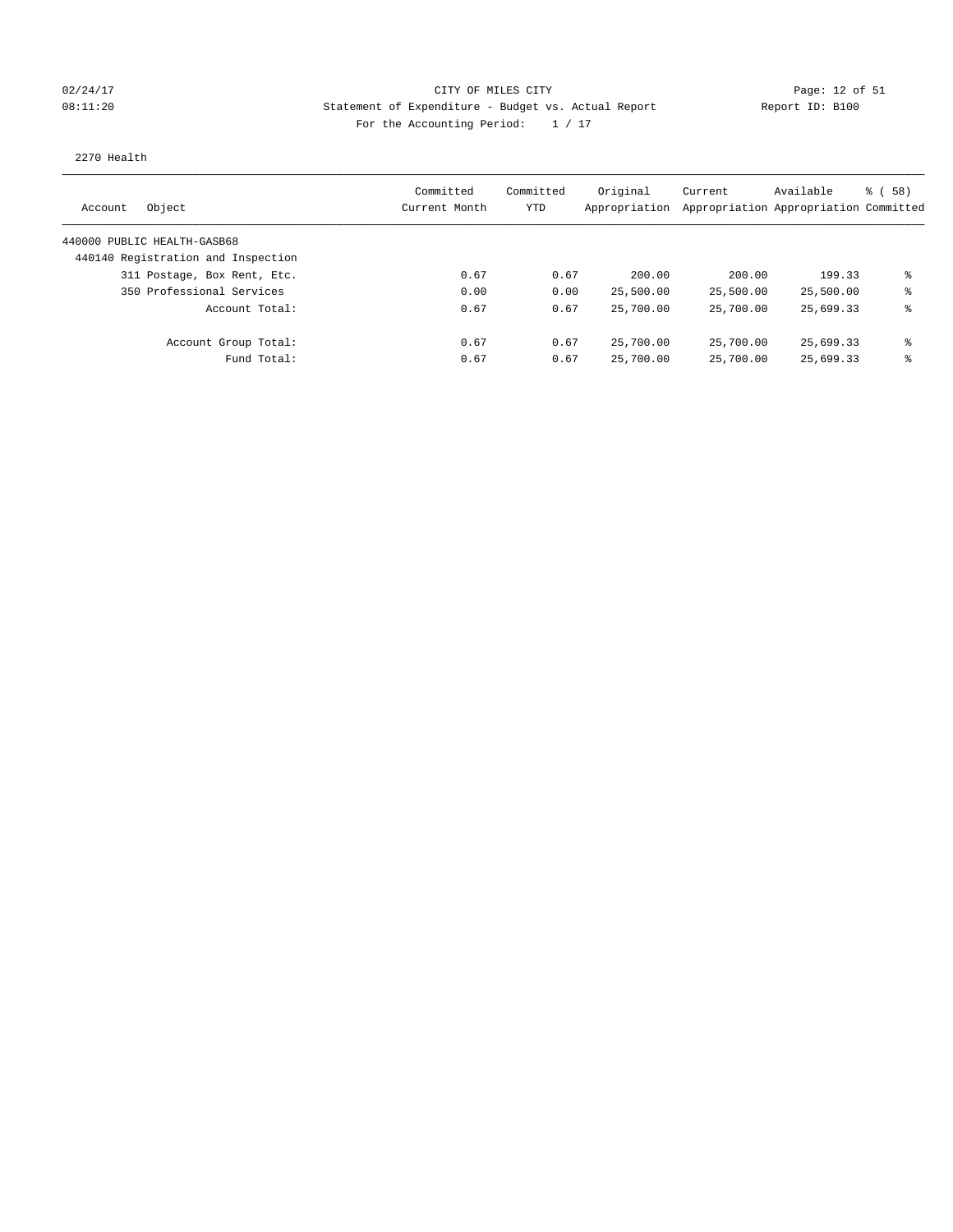02/24/17 CITY OF MILES CITY
08:11:20 Statement of Expenditure - Budget vs. Actual Report Report ID: B100
For the Accounting Period: 1 / 17

2270 Health

| Account Object | Committed Current Month | Committed YTD | Original Appropriation | Current Appropriation | Available Appropriation | % ( 58) Committed |
|---|---|---|---|---|---|---|
| 440000 PUBLIC HEALTH-GASB68 | | | | | | |
| 440140 Registration and Inspection | | | | | | |
| 311 Postage, Box Rent, Etc. | 0.67 | 0.67 | 200.00 | 200.00 | 199.33 | % |
| 350 Professional Services | 0.00 | 0.00 | 25,500.00 | 25,500.00 | 25,500.00 | % |
| Account Total: | 0.67 | 0.67 | 25,700.00 | 25,700.00 | 25,699.33 | % |
| Account Group Total: | 0.67 | 0.67 | 25,700.00 | 25,700.00 | 25,699.33 | % |
| Fund Total: | 0.67 | 0.67 | 25,700.00 | 25,700.00 | 25,699.33 | % |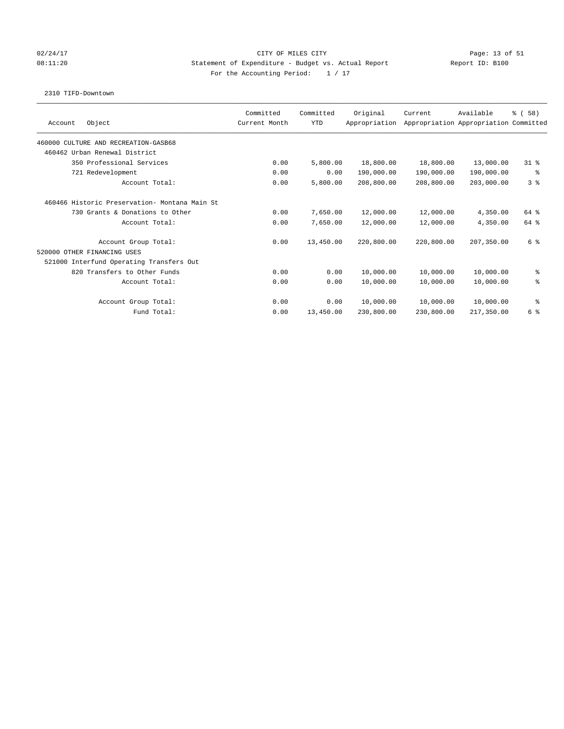CITY OF MILES CITY
Statement of Expenditure - Budget vs. Actual Report
For the Accounting Period: 1 / 17

02/24/17
08:11:20

Report ID: B100

2310 TIFD-Downtown

| Account Object | Committed Current Month | Committed YTD | Original Appropriation | Current Appropriation | Available Appropriation | % ( 58) Committed |
|---|---|---|---|---|---|---|
| 460000 CULTURE AND RECREATION-GASB68 | | | | | | |
| 460462 Urban Renewal District | | | | | | |
| 350 Professional Services | 0.00 | 5,800.00 | 18,800.00 | 18,800.00 | 13,000.00 | 31 % |
| 721 Redevelopment | 0.00 | 0.00 | 190,000.00 | 190,000.00 | 190,000.00 | % |
| Account Total: | 0.00 | 5,800.00 | 208,800.00 | 208,800.00 | 203,000.00 | 3 % |
| 460466 Historic Preservation- Montana Main St | | | | | | |
| 730 Grants & Donations to Other | 0.00 | 7,650.00 | 12,000.00 | 12,000.00 | 4,350.00 | 64 % |
| Account Total: | 0.00 | 7,650.00 | 12,000.00 | 12,000.00 | 4,350.00 | 64 % |
| Account Group Total: | 0.00 | 13,450.00 | 220,800.00 | 220,800.00 | 207,350.00 | 6 % |
| 520000 OTHER FINANCING USES | | | | | | |
| 521000 Interfund Operating Transfers Out | | | | | | |
| 820 Transfers to Other Funds | 0.00 | 0.00 | 10,000.00 | 10,000.00 | 10,000.00 | % |
| Account Total: | 0.00 | 0.00 | 10,000.00 | 10,000.00 | 10,000.00 | % |
| Account Group Total: | 0.00 | 0.00 | 10,000.00 | 10,000.00 | 10,000.00 | % |
| Fund Total: | 0.00 | 13,450.00 | 230,800.00 | 230,800.00 | 217,350.00 | 6 % |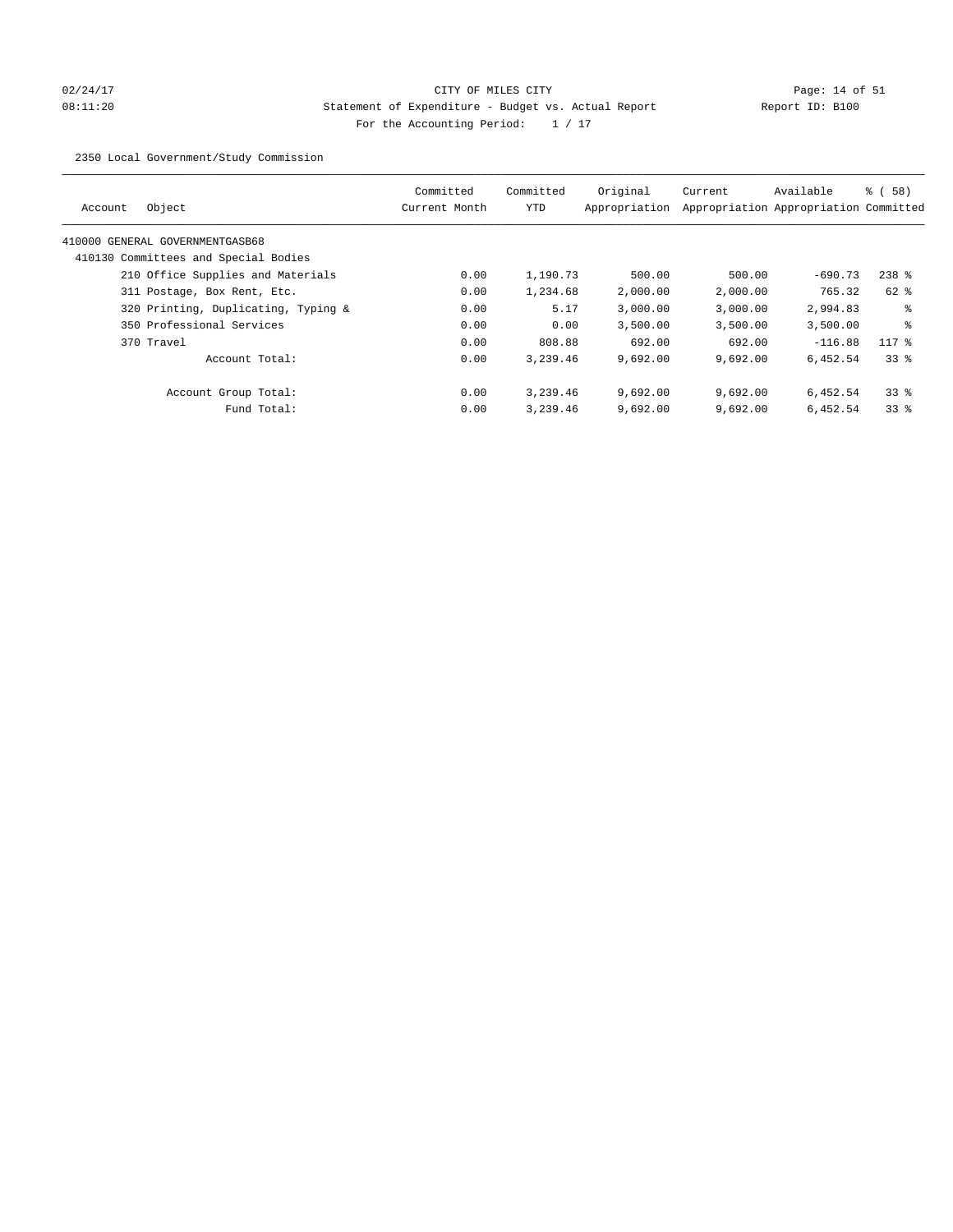CITY OF MILES CITY

Statement of Expenditure - Budget vs. Actual Report

Report ID: B100

For the Accounting Period: 1 / 17

02/24/17
08:11:20

2350 Local Government/Study Commission

| Account | Object | Committed Current Month | Committed YTD | Original Appropriation | Current Appropriation | Available Appropriation | % ( 58) Committed |
|---|---|---|---|---|---|---|---|
| 410000 GENERAL GOVERNMENTGASB68 | | | | | | | |
| 410130 Committees and Special Bodies | | | | | | | |
| | 210 Office Supplies and Materials | 0.00 | 1,190.73 | 500.00 | 500.00 | -690.73 | 238 % |
| | 311 Postage, Box Rent, Etc. | 0.00 | 1,234.68 | 2,000.00 | 2,000.00 | 765.32 | 62 % |
| | 320 Printing, Duplicating, Typing & | 0.00 | 5.17 | 3,000.00 | 3,000.00 | 2,994.83 | % |
| | 350 Professional Services | 0.00 | 0.00 | 3,500.00 | 3,500.00 | 3,500.00 | % |
| | 370 Travel | 0.00 | 808.88 | 692.00 | 692.00 | -116.88 | 117 % |
| | Account Total: | 0.00 | 3,239.46 | 9,692.00 | 9,692.00 | 6,452.54 | 33 % |
| | Account Group Total: | 0.00 | 3,239.46 | 9,692.00 | 9,692.00 | 6,452.54 | 33 % |
| | Fund Total: | 0.00 | 3,239.46 | 9,692.00 | 9,692.00 | 6,452.54 | 33 % |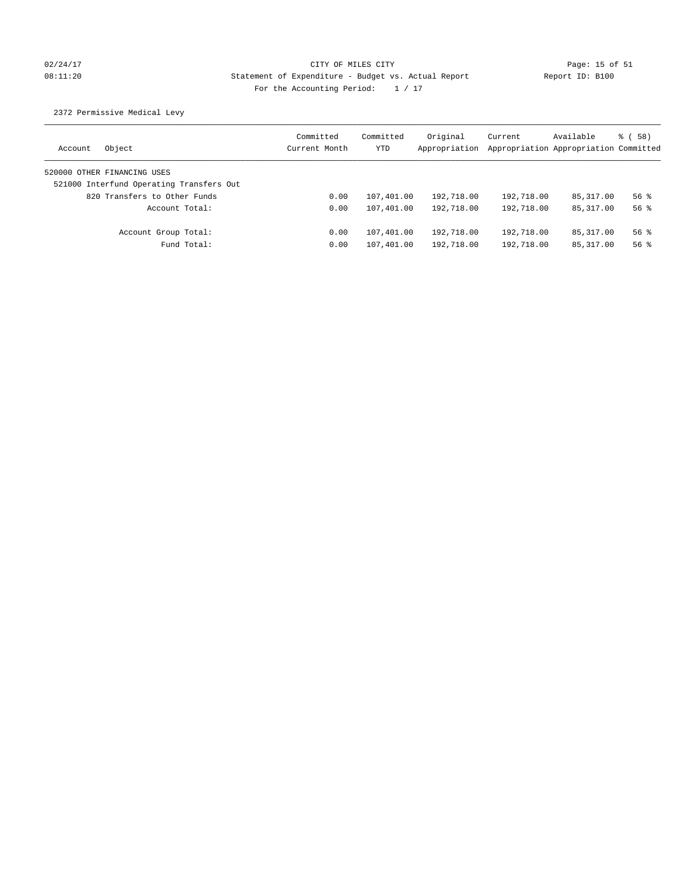CITY OF MILES CITY

Statement of Expenditure - Budget vs. Actual Report

Report ID: B100

For the Accounting Period: 1 / 17

2372 Permissive Medical Levy

| Account Object | Committed Current Month | Committed YTD | Original Appropriation | Current Appropriation | Available Appropriation | % ( 58) Committed |
|---|---|---|---|---|---|---|
| 520000 OTHER FINANCING USES | | | | | | |
| 521000 Interfund Operating Transfers Out | | | | | | |
| 820 Transfers to Other Funds | 0.00 | 107,401.00 | 192,718.00 | 192,718.00 | 85,317.00 | 56 % |
| Account Total: | 0.00 | 107,401.00 | 192,718.00 | 192,718.00 | 85,317.00 | 56 % |
| Account Group Total: | 0.00 | 107,401.00 | 192,718.00 | 192,718.00 | 85,317.00 | 56 % |
| Fund Total: | 0.00 | 107,401.00 | 192,718.00 | 192,718.00 | 85,317.00 | 56 % |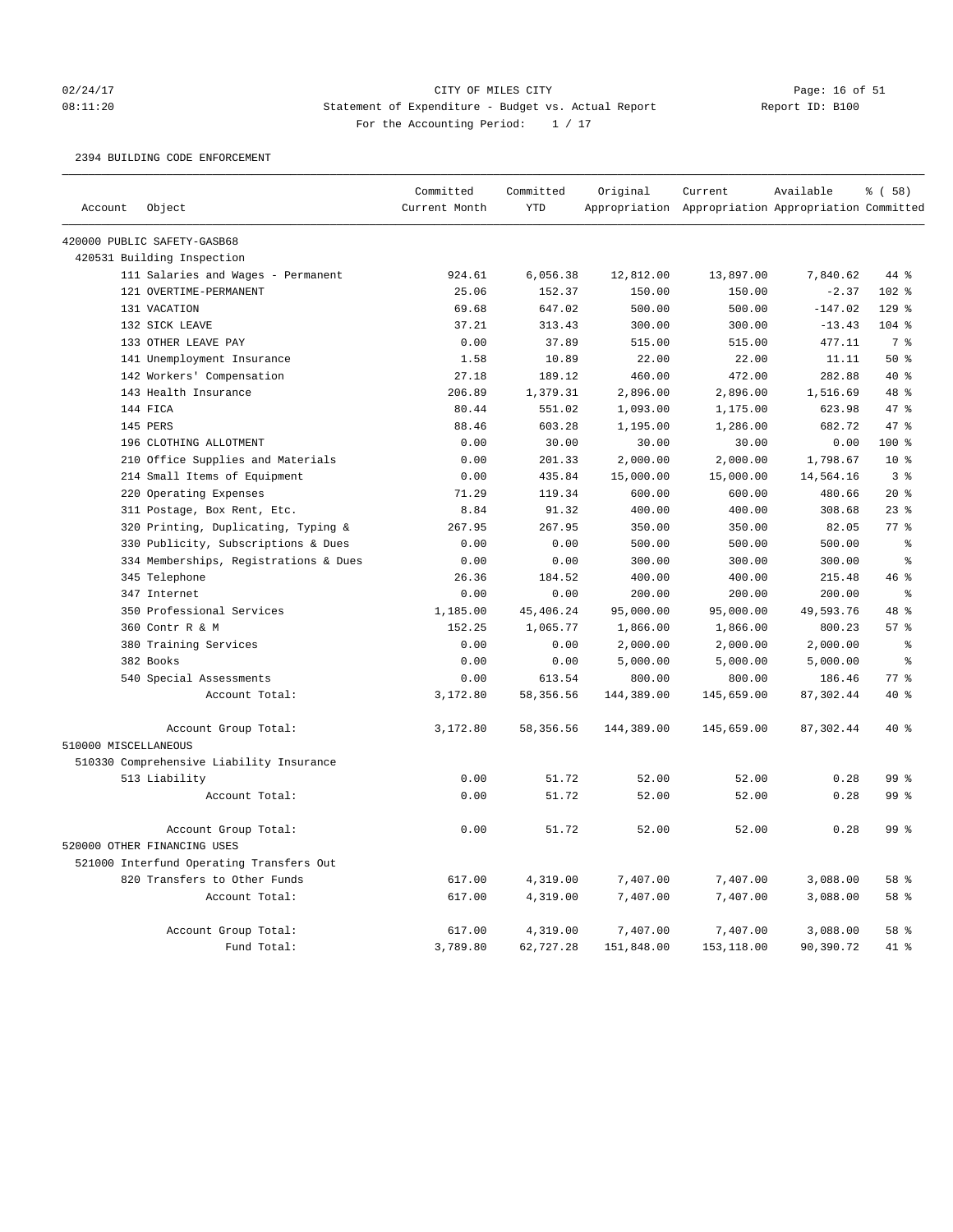CITY OF MILES CITY
Statement of Expenditure - Budget vs. Actual Report
For the Accounting Period: 1 / 17

02/24/17
08:11:20

Report ID: B100

2394 BUILDING CODE ENFORCEMENT

| Account Object | Committed Current Month | Committed YTD | Original Appropriation | Current Appropriation | Available Appropriation | % ( 58) Committed |
|---|---|---|---|---|---|---|
| 420000 PUBLIC SAFETY-GASB68 | | | | | | |
| 420531 Building Inspection | | | | | | |
| 111 Salaries and Wages - Permanent | 924.61 | 6,056.38 | 12,812.00 | 13,897.00 | 7,840.62 | 44 % |
| 121 OVERTIME-PERMANENT | 25.06 | 152.37 | 150.00 | 150.00 | -2.37 | 102 % |
| 131 VACATION | 69.68 | 647.02 | 500.00 | 500.00 | -147.02 | 129 % |
| 132 SICK LEAVE | 37.21 | 313.43 | 300.00 | 300.00 | -13.43 | 104 % |
| 133 OTHER LEAVE PAY | 0.00 | 37.89 | 515.00 | 515.00 | 477.11 | 7 % |
| 141 Unemployment Insurance | 1.58 | 10.89 | 22.00 | 22.00 | 11.11 | 50 % |
| 142 Workers' Compensation | 27.18 | 189.12 | 460.00 | 472.00 | 282.88 | 40 % |
| 143 Health Insurance | 206.89 | 1,379.31 | 2,896.00 | 2,896.00 | 1,516.69 | 48 % |
| 144 FICA | 80.44 | 551.02 | 1,093.00 | 1,175.00 | 623.98 | 47 % |
| 145 PERS | 88.46 | 603.28 | 1,195.00 | 1,286.00 | 682.72 | 47 % |
| 196 CLOTHING ALLOTMENT | 0.00 | 30.00 | 30.00 | 30.00 | 0.00 | 100 % |
| 210 Office Supplies and Materials | 0.00 | 201.33 | 2,000.00 | 2,000.00 | 1,798.67 | 10 % |
| 214 Small Items of Equipment | 0.00 | 435.84 | 15,000.00 | 15,000.00 | 14,564.16 | 3 % |
| 220 Operating Expenses | 71.29 | 119.34 | 600.00 | 600.00 | 480.66 | 20 % |
| 311 Postage, Box Rent, Etc. | 8.84 | 91.32 | 400.00 | 400.00 | 308.68 | 23 % |
| 320 Printing, Duplicating, Typing & | 267.95 | 267.95 | 350.00 | 350.00 | 82.05 | 77 % |
| 330 Publicity, Subscriptions & Dues | 0.00 | 0.00 | 500.00 | 500.00 | 500.00 | % |
| 334 Memberships, Registrations & Dues | 0.00 | 0.00 | 300.00 | 300.00 | 300.00 | % |
| 345 Telephone | 26.36 | 184.52 | 400.00 | 400.00 | 215.48 | 46 % |
| 347 Internet | 0.00 | 0.00 | 200.00 | 200.00 | 200.00 | % |
| 350 Professional Services | 1,185.00 | 45,406.24 | 95,000.00 | 95,000.00 | 49,593.76 | 48 % |
| 360 Contr R & M | 152.25 | 1,065.77 | 1,866.00 | 1,866.00 | 800.23 | 57 % |
| 380 Training Services | 0.00 | 0.00 | 2,000.00 | 2,000.00 | 2,000.00 | % |
| 382 Books | 0.00 | 0.00 | 5,000.00 | 5,000.00 | 5,000.00 | % |
| 540 Special Assessments | 0.00 | 613.54 | 800.00 | 800.00 | 186.46 | 77 % |
| Account Total: | 3,172.80 | 58,356.56 | 144,389.00 | 145,659.00 | 87,302.44 | 40 % |
| Account Group Total: | 3,172.80 | 58,356.56 | 144,389.00 | 145,659.00 | 87,302.44 | 40 % |
| 510000 MISCELLANEOUS | | | | | | |
| 510330 Comprehensive Liability Insurance | | | | | | |
| 513 Liability | 0.00 | 51.72 | 52.00 | 52.00 | 0.28 | 99 % |
| Account Total: | 0.00 | 51.72 | 52.00 | 52.00 | 0.28 | 99 % |
| Account Group Total: | 0.00 | 51.72 | 52.00 | 52.00 | 0.28 | 99 % |
| 520000 OTHER FINANCING USES | | | | | | |
| 521000 Interfund Operating Transfers Out | | | | | | |
| 820 Transfers to Other Funds | 617.00 | 4,319.00 | 7,407.00 | 7,407.00 | 3,088.00 | 58 % |
| Account Total: | 617.00 | 4,319.00 | 7,407.00 | 7,407.00 | 3,088.00 | 58 % |
| Account Group Total: | 617.00 | 4,319.00 | 7,407.00 | 7,407.00 | 3,088.00 | 58 % |
| Fund Total: | 3,789.80 | 62,727.28 | 151,848.00 | 153,118.00 | 90,390.72 | 41 % |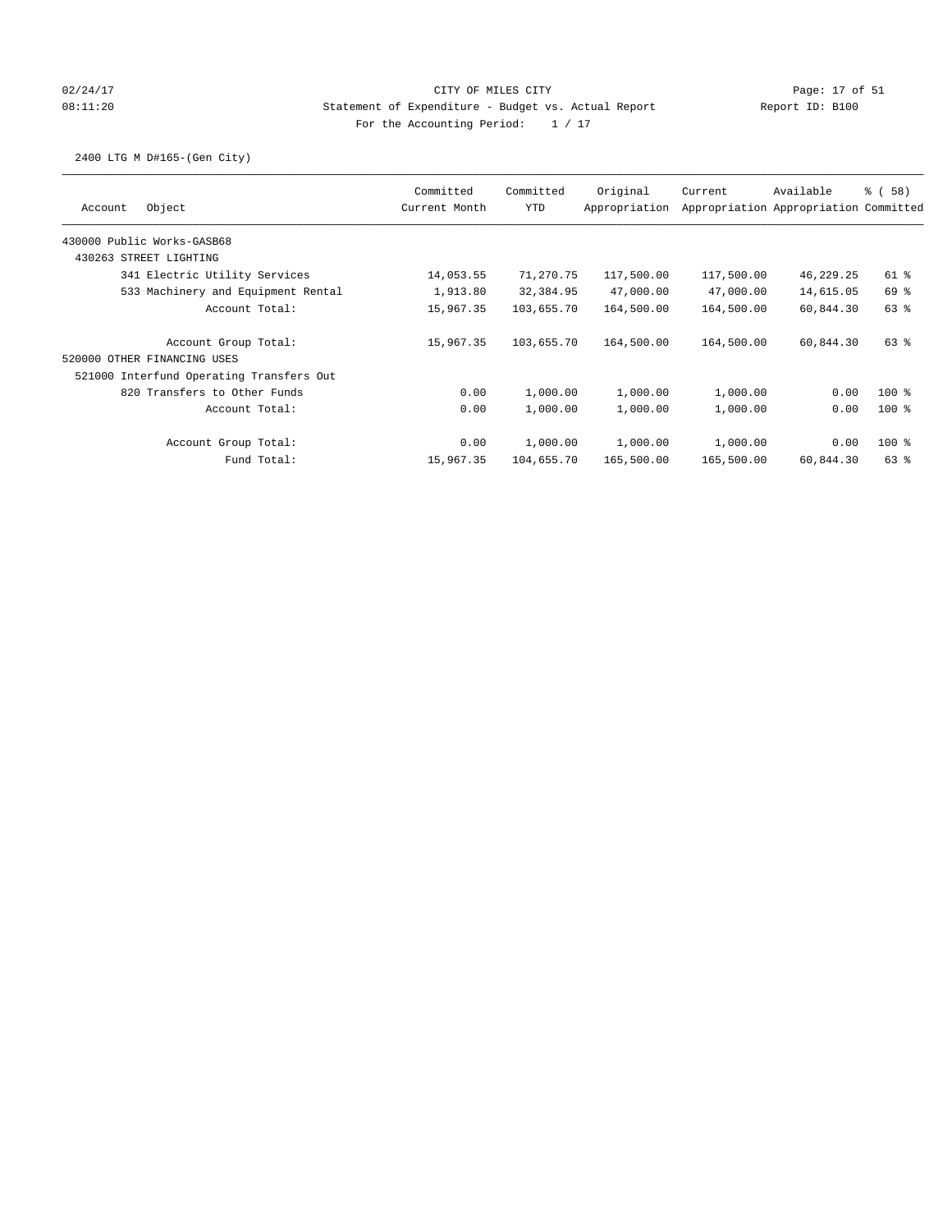CITY OF MILES CITY

Statement of Expenditure - Budget vs. Actual Report

Report ID: B100

For the Accounting Period: 1 / 17

02/24/17
08:11:20

2400 LTG M D#165-(Gen City)

| Account | Object | Committed Current Month | Committed YTD | Original Appropriation | Current Appropriation | Available Appropriation | % ( 58) Committed |
|---|---|---|---|---|---|---|---|
| 430000 Public Works-GASB68 | | | | | | | |
| 430263 STREET LIGHTING | | | | | | | |
| | 341 Electric Utility Services | 14,053.55 | 71,270.75 | 117,500.00 | 117,500.00 | 46,229.25 | 61 % |
| | 533 Machinery and Equipment Rental | 1,913.80 | 32,384.95 | 47,000.00 | 47,000.00 | 14,615.05 | 69 % |
| | Account Total: | 15,967.35 | 103,655.70 | 164,500.00 | 164,500.00 | 60,844.30 | 63 % |
| | Account Group Total: | 15,967.35 | 103,655.70 | 164,500.00 | 164,500.00 | 60,844.30 | 63 % |
| 520000 OTHER FINANCING USES | | | | | | | |
| 521000 Interfund Operating Transfers Out | | | | | | | |
| | 820 Transfers to Other Funds | 0.00 | 1,000.00 | 1,000.00 | 1,000.00 | 0.00 | 100 % |
| | Account Total: | 0.00 | 1,000.00 | 1,000.00 | 1,000.00 | 0.00 | 100 % |
| | Account Group Total: | 0.00 | 1,000.00 | 1,000.00 | 1,000.00 | 0.00 | 100 % |
| | Fund Total: | 15,967.35 | 104,655.70 | 165,500.00 | 165,500.00 | 60,844.30 | 63 % |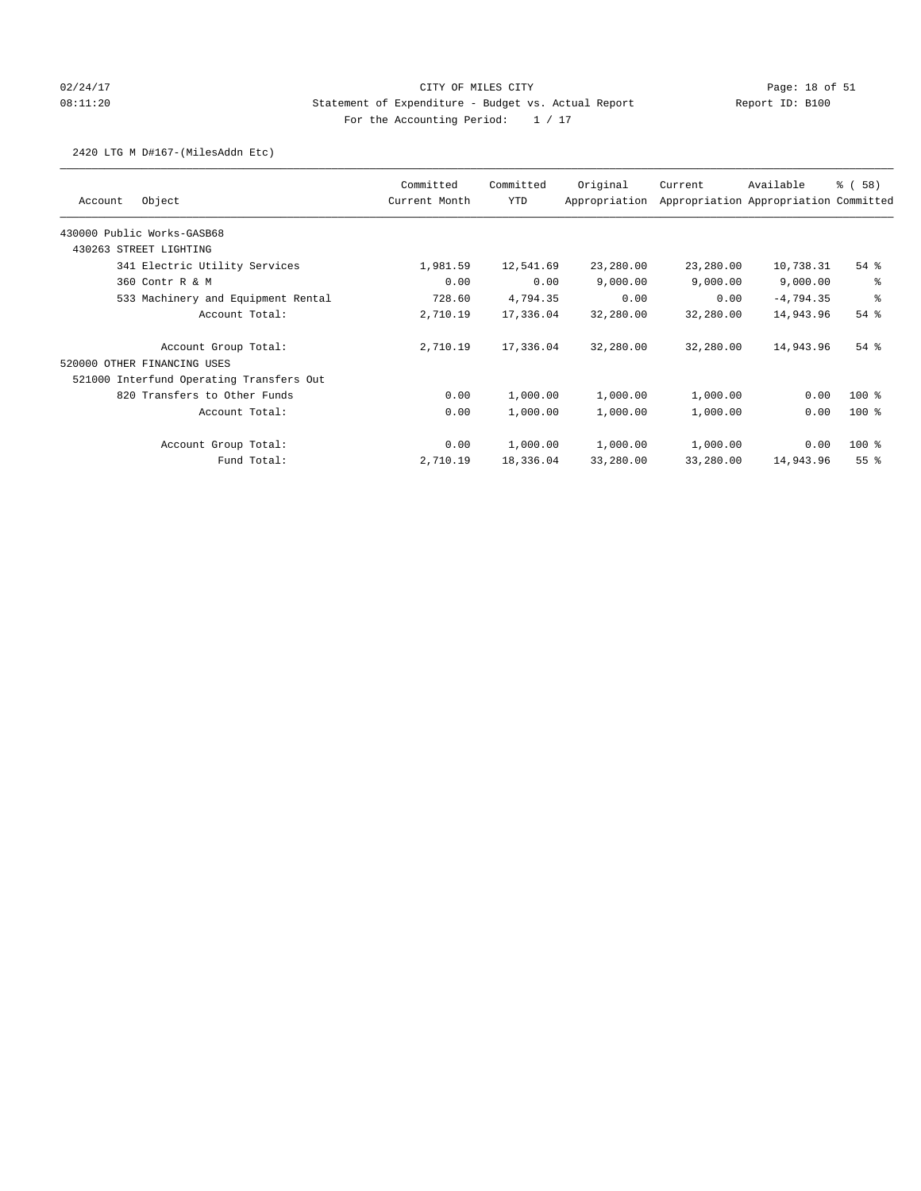CITY OF MILES CITY
Statement of Expenditure - Budget vs. Actual Report
Report ID: B100
For the Accounting Period: 1 / 17

02/24/17
08:11:20

2420 LTG M D#167-(MilesAddn Etc)

| Account | Object | Committed Current Month | Committed YTD | Original Appropriation | Current Appropriation | Available Appropriation | % ( 58) Committed |
|---|---|---|---|---|---|---|---|
| 430000 Public Works-GASB68 | | | | | | | |
| 430263 STREET LIGHTING | | | | | | | |
| | 341 Electric Utility Services | 1,981.59 | 12,541.69 | 23,280.00 | 23,280.00 | 10,738.31 | 54 % |
| | 360 Contr R & M | 0.00 | 0.00 | 9,000.00 | 9,000.00 | 9,000.00 | % |
| | 533 Machinery and Equipment Rental | 728.60 | 4,794.35 | 0.00 | 0.00 | -4,794.35 | % |
| | Account Total: | 2,710.19 | 17,336.04 | 32,280.00 | 32,280.00 | 14,943.96 | 54 % |
| | Account Group Total: | 2,710.19 | 17,336.04 | 32,280.00 | 32,280.00 | 14,943.96 | 54 % |
| 520000 OTHER FINANCING USES | | | | | | | |
| 521000 Interfund Operating Transfers Out | | | | | | | |
| | 820 Transfers to Other Funds | 0.00 | 1,000.00 | 1,000.00 | 1,000.00 | 0.00 | 100 % |
| | Account Total: | 0.00 | 1,000.00 | 1,000.00 | 1,000.00 | 0.00 | 100 % |
| | Account Group Total: | 0.00 | 1,000.00 | 1,000.00 | 1,000.00 | 0.00 | 100 % |
| | Fund Total: | 2,710.19 | 18,336.04 | 33,280.00 | 33,280.00 | 14,943.96 | 55 % |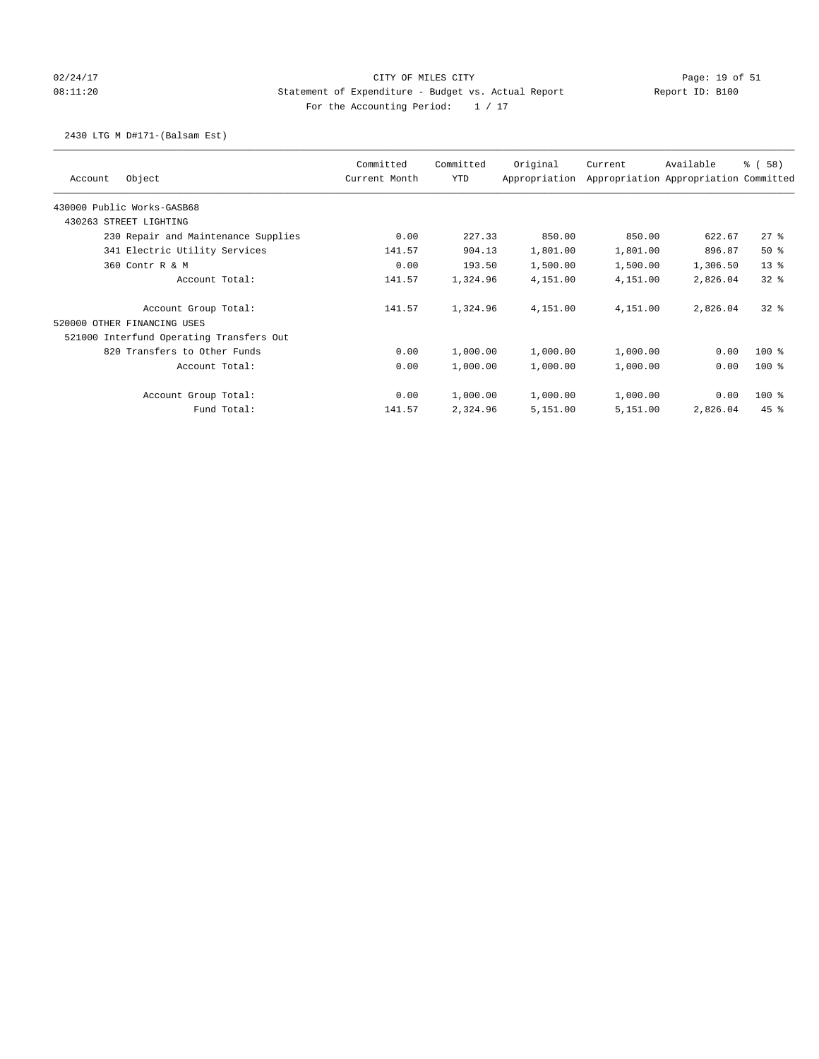CITY OF MILES CITY

Statement of Expenditure - Budget vs. Actual Report

Report ID: B100

For the Accounting Period: 1 / 17

02/24/17 08:11:20

2430 LTG M D#171-(Balsam Est)

| Account | Object | Committed Current Month | Committed YTD | Original Appropriation | Current Appropriation | Available Appropriation | % ( 58) Committed |
|---|---|---|---|---|---|---|---|
| 430000 Public Works-GASB68 | | | | | | | |
| 430263 STREET LIGHTING | | | | | | | |
| | 230 Repair and Maintenance Supplies | 0.00 | 227.33 | 850.00 | 850.00 | 622.67 | 27 % |
| | 341 Electric Utility Services | 141.57 | 904.13 | 1,801.00 | 1,801.00 | 896.87 | 50 % |
| | 360 Contr R & M | 0.00 | 193.50 | 1,500.00 | 1,500.00 | 1,306.50 | 13 % |
| | Account Total: | 141.57 | 1,324.96 | 4,151.00 | 4,151.00 | 2,826.04 | 32 % |
| | Account Group Total: | 141.57 | 1,324.96 | 4,151.00 | 4,151.00 | 2,826.04 | 32 % |
| 520000 OTHER FINANCING USES | | | | | | | |
| 521000 Interfund Operating Transfers Out | | | | | | | |
| | 820 Transfers to Other Funds | 0.00 | 1,000.00 | 1,000.00 | 1,000.00 | 0.00 | 100 % |
| | Account Total: | 0.00 | 1,000.00 | 1,000.00 | 1,000.00 | 0.00 | 100 % |
| | Account Group Total: | 0.00 | 1,000.00 | 1,000.00 | 1,000.00 | 0.00 | 100 % |
| | Fund Total: | 141.57 | 2,324.96 | 5,151.00 | 5,151.00 | 2,826.04 | 45 % |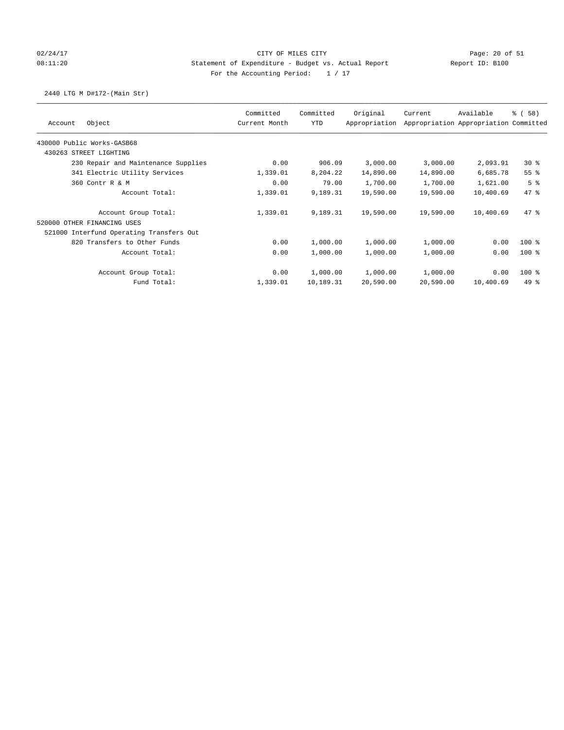CITY OF MILES CITY

Statement of Expenditure - Budget vs. Actual Report

Report ID: B100

For the Accounting Period: 1 / 17

2440 LTG M D#172-(Main Str)

| Account | Object | Committed Current Month | Committed YTD | Original Appropriation | Current Appropriation | Available Appropriation | % ( 58) Committed |
|---|---|---|---|---|---|---|---|
| 430000 Public Works-GASB68 | | | | | | | |
| 430263 STREET LIGHTING | | | | | | | |
| | 230 Repair and Maintenance Supplies | 0.00 | 906.09 | 3,000.00 | 3,000.00 | 2,093.91 | 30 % |
| | 341 Electric Utility Services | 1,339.01 | 8,204.22 | 14,890.00 | 14,890.00 | 6,685.78 | 55 % |
| | 360 Contr R & M | 0.00 | 79.00 | 1,700.00 | 1,700.00 | 1,621.00 | 5 % |
| | Account Total: | 1,339.01 | 9,189.31 | 19,590.00 | 19,590.00 | 10,400.69 | 47 % |
| | Account Group Total: | 1,339.01 | 9,189.31 | 19,590.00 | 19,590.00 | 10,400.69 | 47 % |
| 520000 OTHER FINANCING USES | | | | | | | |
| 521000 Interfund Operating Transfers Out | | | | | | | |
| | 820 Transfers to Other Funds | 0.00 | 1,000.00 | 1,000.00 | 1,000.00 | 0.00 | 100 % |
| | Account Total: | 0.00 | 1,000.00 | 1,000.00 | 1,000.00 | 0.00 | 100 % |
| | Account Group Total: | 0.00 | 1,000.00 | 1,000.00 | 1,000.00 | 0.00 | 100 % |
| | Fund Total: | 1,339.01 | 10,189.31 | 20,590.00 | 20,590.00 | 10,400.69 | 49 % |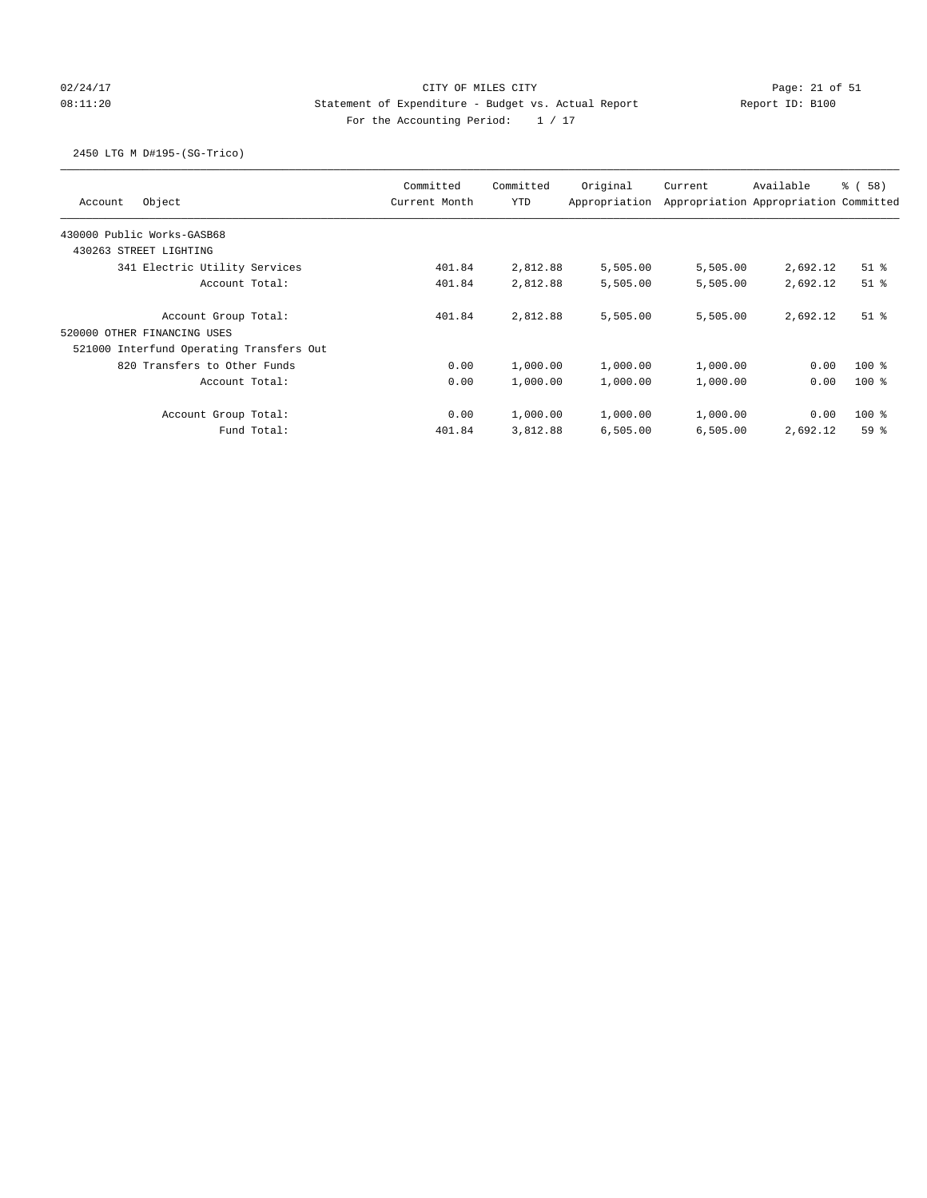CITY OF MILES CITY
Statement of Expenditure - Budget vs. Actual Report
For the Accounting Period: 1 / 17

02/24/17
08:11:20

Report ID: B100

2450 LTG M D#195-(SG-Trico)

| Account Object | Committed Current Month | Committed YTD | Original Appropriation | Current Appropriation | Available Appropriation | % ( 58) Committed |
|---|---|---|---|---|---|---|
| 430000 Public Works-GASB68 | | | | | | |
| 430263 STREET LIGHTING | | | | | | |
| 341 Electric Utility Services | 401.84 | 2,812.88 | 5,505.00 | 5,505.00 | 2,692.12 | 51 % |
| Account Total: | 401.84 | 2,812.88 | 5,505.00 | 5,505.00 | 2,692.12 | 51 % |
| Account Group Total: | 401.84 | 2,812.88 | 5,505.00 | 5,505.00 | 2,692.12 | 51 % |
| 520000 OTHER FINANCING USES | | | | | | |
| 521000 Interfund Operating Transfers Out | | | | | | |
| 820 Transfers to Other Funds | 0.00 | 1,000.00 | 1,000.00 | 1,000.00 | 0.00 | 100 % |
| Account Total: | 0.00 | 1,000.00 | 1,000.00 | 1,000.00 | 0.00 | 100 % |
| Account Group Total: | 0.00 | 1,000.00 | 1,000.00 | 1,000.00 | 0.00 | 100 % |
| Fund Total: | 401.84 | 3,812.88 | 6,505.00 | 6,505.00 | 2,692.12 | 59 % |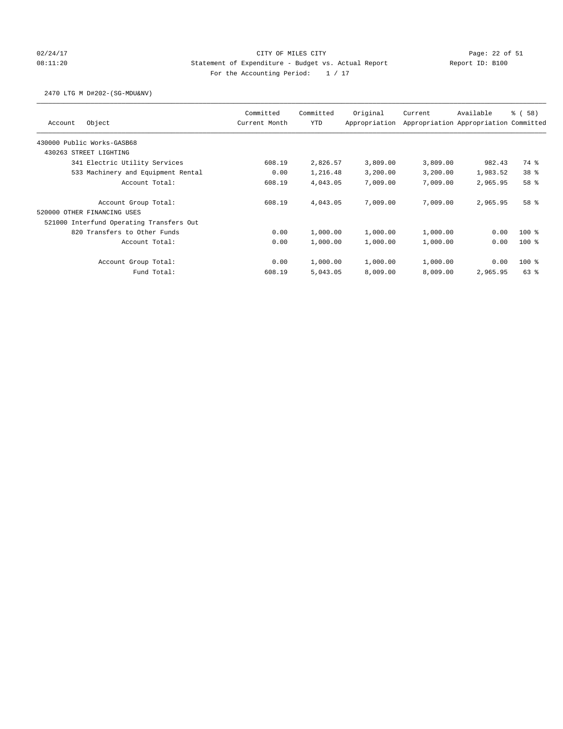CITY OF MILES CITY

Statement of Expenditure - Budget vs. Actual Report

02/24/17 08:11:20 — Report ID: B100

For the Accounting Period: 1 / 17

2470 LTG M D#202-(SG-MDU&NV)

| Account | Object | Committed Current Month | Committed YTD | Original Appropriation | Current Appropriation | Available Appropriation | % ( 58) Committed |
|---|---|---|---|---|---|---|---|
| 430000 Public Works-GASB68 | | | | | | | |
| 430263 STREET LIGHTING | | | | | | | |
| | 341 Electric Utility Services | 608.19 | 2,826.57 | 3,809.00 | 3,809.00 | 982.43 | 74 % |
| | 533 Machinery and Equipment Rental | 0.00 | 1,216.48 | 3,200.00 | 3,200.00 | 1,983.52 | 38 % |
| | Account Total: | 608.19 | 4,043.05 | 7,009.00 | 7,009.00 | 2,965.95 | 58 % |
| | Account Group Total: | 608.19 | 4,043.05 | 7,009.00 | 7,009.00 | 2,965.95 | 58 % |
| 520000 OTHER FINANCING USES | | | | | | | |
| 521000 Interfund Operating Transfers Out | | | | | | | |
| | 820 Transfers to Other Funds | 0.00 | 1,000.00 | 1,000.00 | 1,000.00 | 0.00 | 100 % |
| | Account Total: | 0.00 | 1,000.00 | 1,000.00 | 1,000.00 | 0.00 | 100 % |
| | Account Group Total: | 0.00 | 1,000.00 | 1,000.00 | 1,000.00 | 0.00 | 100 % |
| | Fund Total: | 608.19 | 5,043.05 | 8,009.00 | 8,009.00 | 2,965.95 | 63 % |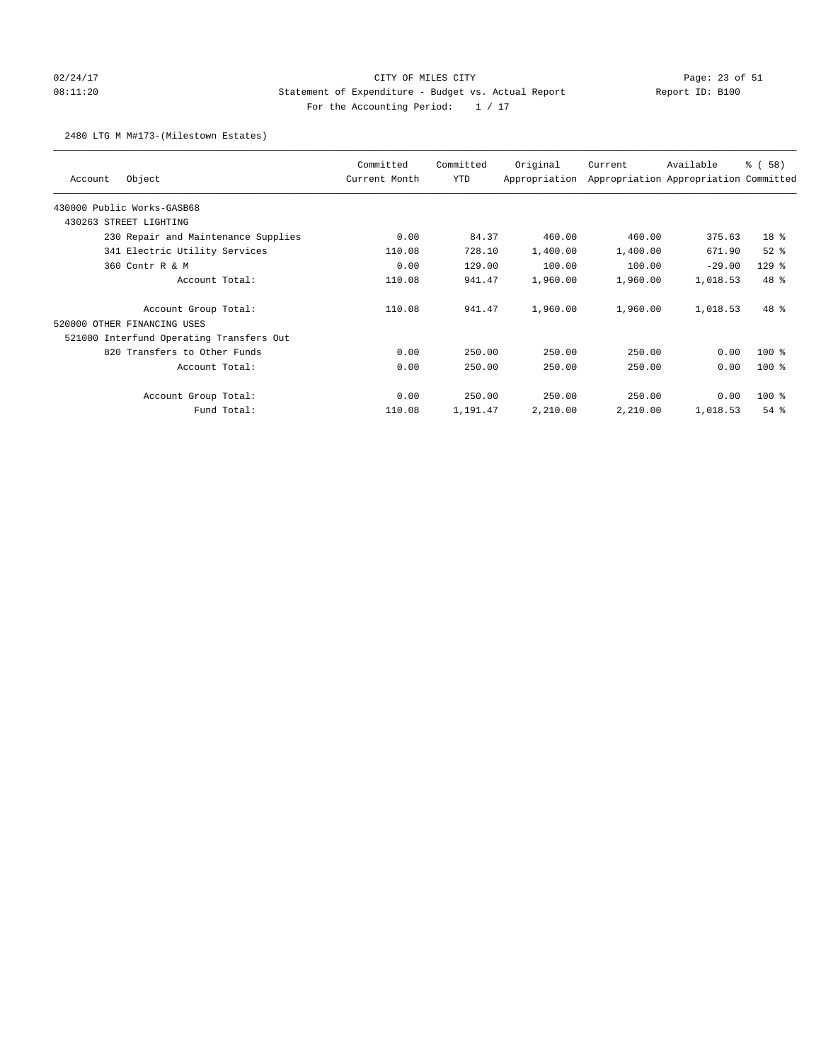CITY OF MILES CITY

Statement of Expenditure - Budget vs. Actual Report

Report ID: B100

For the Accounting Period: 1 / 17

02/24/17 08:11:20

2480 LTG M M#173-(Milestown Estates)

| Account Object | Committed Current Month | Committed YTD | Original Appropriation | Current Appropriation | Available Appropriation | % ( 58) Committed |
|---|---|---|---|---|---|---|
| 430000 Public Works-GASB68 | | | | | | |
| 430263 STREET LIGHTING | | | | | | |
| 230 Repair and Maintenance Supplies | 0.00 | 84.37 | 460.00 | 460.00 | 375.63 | 18 % |
| 341 Electric Utility Services | 110.08 | 728.10 | 1,400.00 | 1,400.00 | 671.90 | 52 % |
| 360 Contr R & M | 0.00 | 129.00 | 100.00 | 100.00 | -29.00 | 129 % |
| Account Total: | 110.08 | 941.47 | 1,960.00 | 1,960.00 | 1,018.53 | 48 % |
| Account Group Total: | 110.08 | 941.47 | 1,960.00 | 1,960.00 | 1,018.53 | 48 % |
| 520000 OTHER FINANCING USES | | | | | | |
| 521000 Interfund Operating Transfers Out | | | | | | |
| 820 Transfers to Other Funds | 0.00 | 250.00 | 250.00 | 250.00 | 0.00 | 100 % |
| Account Total: | 0.00 | 250.00 | 250.00 | 250.00 | 0.00 | 100 % |
| Account Group Total: | 0.00 | 250.00 | 250.00 | 250.00 | 0.00 | 100 % |
| Fund Total: | 110.08 | 1,191.47 | 2,210.00 | 2,210.00 | 1,018.53 | 54 % |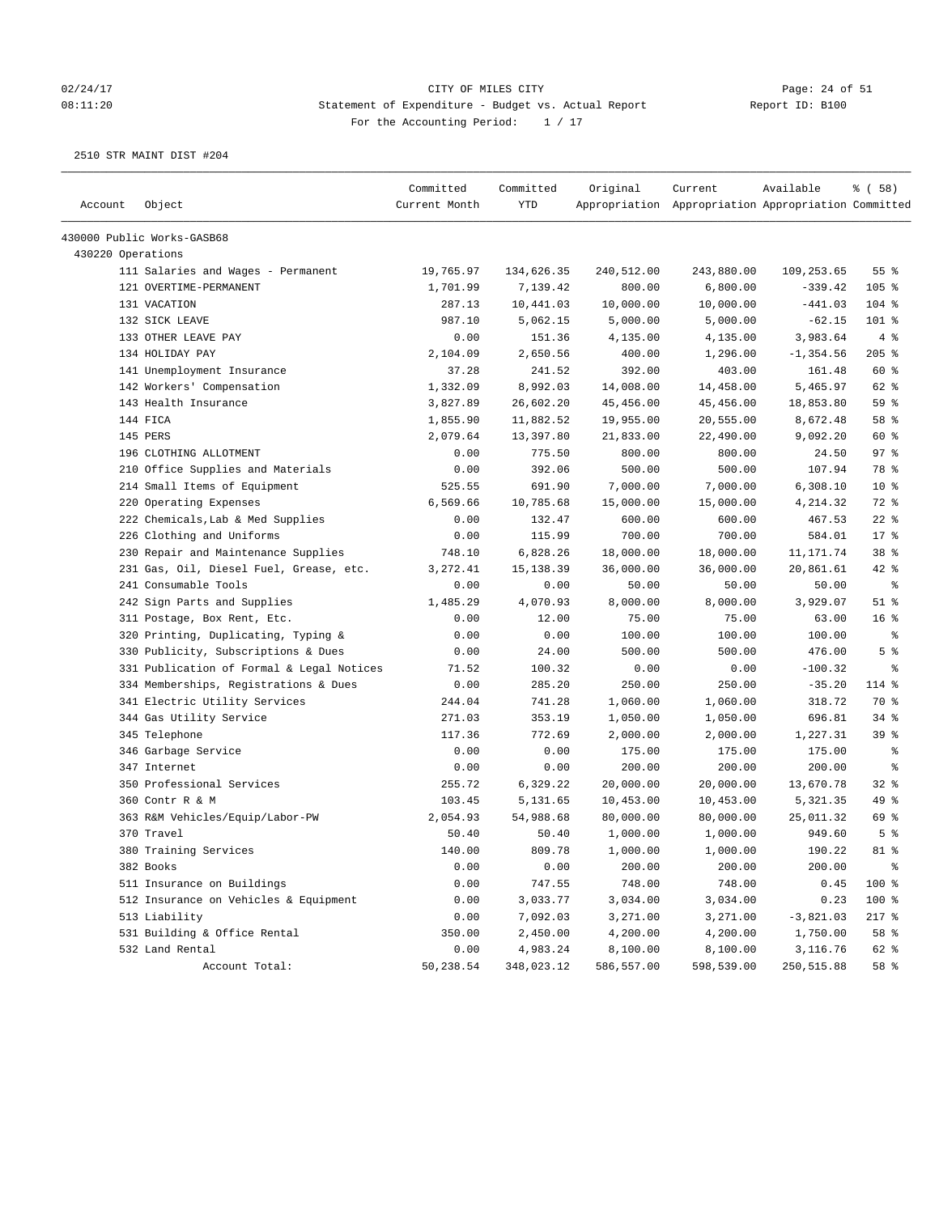CITY OF MILES CITY

Statement of Expenditure - Budget vs. Actual Report

Report ID: B100

For the Accounting Period: 1 / 17

02/24/17
08:11:20

2510 STR MAINT DIST #204

| Account | Object | Committed Current Month | Committed YTD | Original Appropriation | Current Appropriation | Available Appropriation | % ( 58) Committed |
|---|---|---|---|---|---|---|---|
| 430000 Public Works-GASB68 | | | | | | | |
| 430220 Operations | | | | | | | |
| | 111 Salaries and Wages - Permanent | 19,765.97 | 134,626.35 | 240,512.00 | 243,880.00 | 109,253.65 | 55 % |
| | 121 OVERTIME-PERMANENT | 1,701.99 | 7,139.42 | 800.00 | 6,800.00 | -339.42 | 105 % |
| | 131 VACATION | 287.13 | 10,441.03 | 10,000.00 | 10,000.00 | -441.03 | 104 % |
| | 132 SICK LEAVE | 987.10 | 5,062.15 | 5,000.00 | 5,000.00 | -62.15 | 101 % |
| | 133 OTHER LEAVE PAY | 0.00 | 151.36 | 4,135.00 | 4,135.00 | 3,983.64 | 4 % |
| | 134 HOLIDAY PAY | 2,104.09 | 2,650.56 | 400.00 | 1,296.00 | -1,354.56 | 205 % |
| | 141 Unemployment Insurance | 37.28 | 241.52 | 392.00 | 403.00 | 161.48 | 60 % |
| | 142 Workers' Compensation | 1,332.09 | 8,992.03 | 14,008.00 | 14,458.00 | 5,465.97 | 62 % |
| | 143 Health Insurance | 3,827.89 | 26,602.20 | 45,456.00 | 45,456.00 | 18,853.80 | 59 % |
| | 144 FICA | 1,855.90 | 11,882.52 | 19,955.00 | 20,555.00 | 8,672.48 | 58 % |
| | 145 PERS | 2,079.64 | 13,397.80 | 21,833.00 | 22,490.00 | 9,092.20 | 60 % |
| | 196 CLOTHING ALLOTMENT | 0.00 | 775.50 | 800.00 | 800.00 | 24.50 | 97 % |
| | 210 Office Supplies and Materials | 0.00 | 392.06 | 500.00 | 500.00 | 107.94 | 78 % |
| | 214 Small Items of Equipment | 525.55 | 691.90 | 7,000.00 | 7,000.00 | 6,308.10 | 10 % |
| | 220 Operating Expenses | 6,569.66 | 10,785.68 | 15,000.00 | 15,000.00 | 4,214.32 | 72 % |
| | 222 Chemicals,Lab & Med Supplies | 0.00 | 132.47 | 600.00 | 600.00 | 467.53 | 22 % |
| | 226 Clothing and Uniforms | 0.00 | 115.99 | 700.00 | 700.00 | 584.01 | 17 % |
| | 230 Repair and Maintenance Supplies | 748.10 | 6,828.26 | 18,000.00 | 18,000.00 | 11,171.74 | 38 % |
| | 231 Gas, Oil, Diesel Fuel, Grease, etc. | 3,272.41 | 15,138.39 | 36,000.00 | 36,000.00 | 20,861.61 | 42 % |
| | 241 Consumable Tools | 0.00 | 0.00 | 50.00 | 50.00 | 50.00 | % |
| | 242 Sign Parts and Supplies | 1,485.29 | 4,070.93 | 8,000.00 | 8,000.00 | 3,929.07 | 51 % |
| | 311 Postage, Box Rent, Etc. | 0.00 | 12.00 | 75.00 | 75.00 | 63.00 | 16 % |
| | 320 Printing, Duplicating, Typing & | 0.00 | 0.00 | 100.00 | 100.00 | 100.00 | % |
| | 330 Publicity, Subscriptions & Dues | 0.00 | 24.00 | 500.00 | 500.00 | 476.00 | 5 % |
| | 331 Publication of Formal & Legal Notices | 71.52 | 100.32 | 0.00 | 0.00 | -100.32 | % |
| | 334 Memberships, Registrations & Dues | 0.00 | 285.20 | 250.00 | 250.00 | -35.20 | 114 % |
| | 341 Electric Utility Services | 244.04 | 741.28 | 1,060.00 | 1,060.00 | 318.72 | 70 % |
| | 344 Gas Utility Service | 271.03 | 353.19 | 1,050.00 | 1,050.00 | 696.81 | 34 % |
| | 345 Telephone | 117.36 | 772.69 | 2,000.00 | 2,000.00 | 1,227.31 | 39 % |
| | 346 Garbage Service | 0.00 | 0.00 | 175.00 | 175.00 | 175.00 | % |
| | 347 Internet | 0.00 | 0.00 | 200.00 | 200.00 | 200.00 | % |
| | 350 Professional Services | 255.72 | 6,329.22 | 20,000.00 | 20,000.00 | 13,670.78 | 32 % |
| | 360 Contr R & M | 103.45 | 5,131.65 | 10,453.00 | 10,453.00 | 5,321.35 | 49 % |
| | 363 R&M Vehicles/Equip/Labor-PW | 2,054.93 | 54,988.68 | 80,000.00 | 80,000.00 | 25,011.32 | 69 % |
| | 370 Travel | 50.40 | 50.40 | 1,000.00 | 1,000.00 | 949.60 | 5 % |
| | 380 Training Services | 140.00 | 809.78 | 1,000.00 | 1,000.00 | 190.22 | 81 % |
| | 382 Books | 0.00 | 0.00 | 200.00 | 200.00 | 200.00 | % |
| | 511 Insurance on Buildings | 0.00 | 747.55 | 748.00 | 748.00 | 0.45 | 100 % |
| | 512 Insurance on Vehicles & Equipment | 0.00 | 3,033.77 | 3,034.00 | 3,034.00 | 0.23 | 100 % |
| | 513 Liability | 0.00 | 7,092.03 | 3,271.00 | 3,271.00 | -3,821.03 | 217 % |
| | 531 Building & Office Rental | 350.00 | 2,450.00 | 4,200.00 | 4,200.00 | 1,750.00 | 58 % |
| | 532 Land Rental | 0.00 | 4,983.24 | 8,100.00 | 8,100.00 | 3,116.76 | 62 % |
| | Account Total: | 50,238.54 | 348,023.12 | 586,557.00 | 598,539.00 | 250,515.88 | 58 % |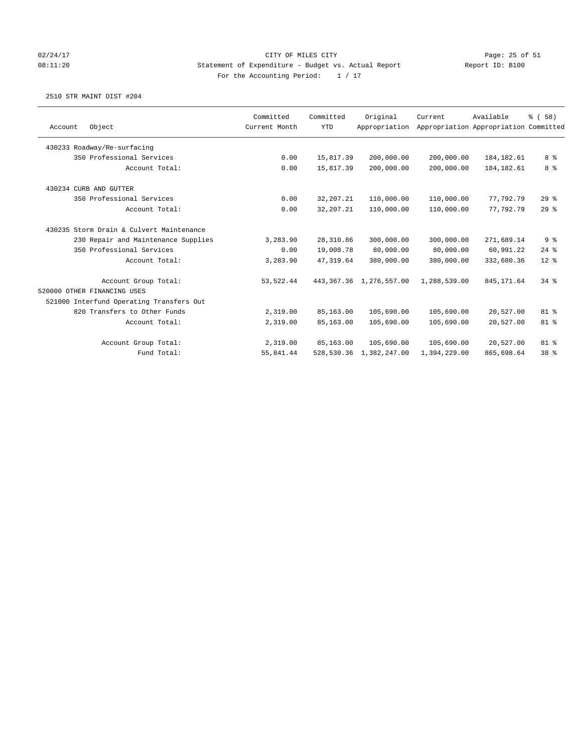CITY OF MILES CITY
Statement of Expenditure - Budget vs. Actual Report
For the Accounting Period: 1 / 17

02/24/17
08:11:20

Report ID: B100

2510 STR MAINT DIST #204

| Account Object | Committed Current Month | Committed YTD | Original Appropriation | Current Appropriation | Available Appropriation | % ( 58) Committed |
|---|---|---|---|---|---|---|
| 430233 Roadway/Re-surfacing | | | | | | |
| 350 Professional Services | 0.00 | 15,817.39 | 200,000.00 | 200,000.00 | 184,182.61 | 8 % |
| Account Total: | 0.00 | 15,817.39 | 200,000.00 | 200,000.00 | 184,182.61 | 8 % |
| 430234 CURB AND GUTTER | | | | | | |
| 350 Professional Services | 0.00 | 32,207.21 | 110,000.00 | 110,000.00 | 77,792.79 | 29 % |
| Account Total: | 0.00 | 32,207.21 | 110,000.00 | 110,000.00 | 77,792.79 | 29 % |
| 430235 Storm Drain & Culvert Maintenance | | | | | | |
| 230 Repair and Maintenance Supplies | 3,283.90 | 28,310.86 | 300,000.00 | 300,000.00 | 271,689.14 | 9 % |
| 350 Professional Services | 0.00 | 19,008.78 | 80,000.00 | 80,000.00 | 60,991.22 | 24 % |
| Account Total: | 3,283.90 | 47,319.64 | 380,000.00 | 380,000.00 | 332,680.36 | 12 % |
| Account Group Total: | 53,522.44 | 443,367.36 | 1,276,557.00 | 1,288,539.00 | 845,171.64 | 34 % |
| 520000 OTHER FINANCING USES | | | | | | |
| 521000 Interfund Operating Transfers Out | | | | | | |
| 820 Transfers to Other Funds | 2,319.00 | 85,163.00 | 105,690.00 | 105,690.00 | 20,527.00 | 81 % |
| Account Total: | 2,319.00 | 85,163.00 | 105,690.00 | 105,690.00 | 20,527.00 | 81 % |
| Account Group Total: | 2,319.00 | 85,163.00 | 105,690.00 | 105,690.00 | 20,527.00 | 81 % |
| Fund Total: | 55,841.44 | 528,530.36 | 1,382,247.00 | 1,394,229.00 | 865,698.64 | 38 % |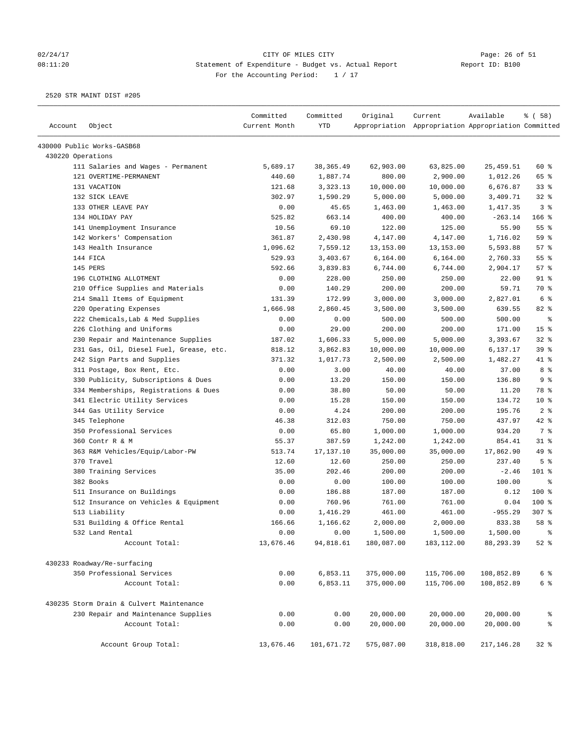CITY OF MILES CITY
Statement of Expenditure - Budget vs. Actual Report
For the Accounting Period: 1 / 17

02/24/17 08:11:20 — Report ID: B100

2520 STR MAINT DIST #205

| Account | Object | Committed Current Month | Committed YTD | Original Appropriation | Current Appropriation | Available Appropriation | % ( 58) Committed |
|---|---|---|---|---|---|---|---|
| 430000 Public Works-GASB68 | | | | | | | |
| 430220 Operations | | | | | | | |
| | 111 Salaries and Wages - Permanent | 5,689.17 | 38,365.49 | 62,903.00 | 63,825.00 | 25,459.51 | 60 % |
| | 121 OVERTIME-PERMANENT | 440.60 | 1,887.74 | 800.00 | 2,900.00 | 1,012.26 | 65 % |
| | 131 VACATION | 121.68 | 3,323.13 | 10,000.00 | 10,000.00 | 6,676.87 | 33 % |
| | 132 SICK LEAVE | 302.97 | 1,590.29 | 5,000.00 | 5,000.00 | 3,409.71 | 32 % |
| | 133 OTHER LEAVE PAY | 0.00 | 45.65 | 1,463.00 | 1,463.00 | 1,417.35 | 3 % |
| | 134 HOLIDAY PAY | 525.82 | 663.14 | 400.00 | 400.00 | -263.14 | 166 % |
| | 141 Unemployment Insurance | 10.56 | 69.10 | 122.00 | 125.00 | 55.90 | 55 % |
| | 142 Workers' Compensation | 361.87 | 2,430.98 | 4,147.00 | 4,147.00 | 1,716.02 | 59 % |
| | 143 Health Insurance | 1,096.62 | 7,559.12 | 13,153.00 | 13,153.00 | 5,593.88 | 57 % |
| | 144 FICA | 529.93 | 3,403.67 | 6,164.00 | 6,164.00 | 2,760.33 | 55 % |
| | 145 PERS | 592.66 | 3,839.83 | 6,744.00 | 6,744.00 | 2,904.17 | 57 % |
| | 196 CLOTHING ALLOTMENT | 0.00 | 228.00 | 250.00 | 250.00 | 22.00 | 91 % |
| | 210 Office Supplies and Materials | 0.00 | 140.29 | 200.00 | 200.00 | 59.71 | 70 % |
| | 214 Small Items of Equipment | 131.39 | 172.99 | 3,000.00 | 3,000.00 | 2,827.01 | 6 % |
| | 220 Operating Expenses | 1,666.98 | 2,860.45 | 3,500.00 | 3,500.00 | 639.55 | 82 % |
| | 222 Chemicals,Lab & Med Supplies | 0.00 | 0.00 | 500.00 | 500.00 | 500.00 | % |
| | 226 Clothing and Uniforms | 0.00 | 29.00 | 200.00 | 200.00 | 171.00 | 15 % |
| | 230 Repair and Maintenance Supplies | 187.02 | 1,606.33 | 5,000.00 | 5,000.00 | 3,393.67 | 32 % |
| | 231 Gas, Oil, Diesel Fuel, Grease, etc. | 818.12 | 3,862.83 | 10,000.00 | 10,000.00 | 6,137.17 | 39 % |
| | 242 Sign Parts and Supplies | 371.32 | 1,017.73 | 2,500.00 | 2,500.00 | 1,482.27 | 41 % |
| | 311 Postage, Box Rent, Etc. | 0.00 | 3.00 | 40.00 | 40.00 | 37.00 | 8 % |
| | 330 Publicity, Subscriptions & Dues | 0.00 | 13.20 | 150.00 | 150.00 | 136.80 | 9 % |
| | 334 Memberships, Registrations & Dues | 0.00 | 38.80 | 50.00 | 50.00 | 11.20 | 78 % |
| | 341 Electric Utility Services | 0.00 | 15.28 | 150.00 | 150.00 | 134.72 | 10 % |
| | 344 Gas Utility Service | 0.00 | 4.24 | 200.00 | 200.00 | 195.76 | 2 % |
| | 345 Telephone | 46.38 | 312.03 | 750.00 | 750.00 | 437.97 | 42 % |
| | 350 Professional Services | 0.00 | 65.80 | 1,000.00 | 1,000.00 | 934.20 | 7 % |
| | 360 Contr R & M | 55.37 | 387.59 | 1,242.00 | 1,242.00 | 854.41 | 31 % |
| | 363 R&M Vehicles/Equip/Labor-PW | 513.74 | 17,137.10 | 35,000.00 | 35,000.00 | 17,862.90 | 49 % |
| | 370 Travel | 12.60 | 12.60 | 250.00 | 250.00 | 237.40 | 5 % |
| | 380 Training Services | 35.00 | 202.46 | 200.00 | 200.00 | -2.46 | 101 % |
| | 382 Books | 0.00 | 0.00 | 100.00 | 100.00 | 100.00 | % |
| | 511 Insurance on Buildings | 0.00 | 186.88 | 187.00 | 187.00 | 0.12 | 100 % |
| | 512 Insurance on Vehicles & Equipment | 0.00 | 760.96 | 761.00 | 761.00 | 0.04 | 100 % |
| | 513 Liability | 0.00 | 1,416.29 | 461.00 | 461.00 | -955.29 | 307 % |
| | 531 Building & Office Rental | 166.66 | 1,166.62 | 2,000.00 | 2,000.00 | 833.38 | 58 % |
| | 532 Land Rental | 0.00 | 0.00 | 1,500.00 | 1,500.00 | 1,500.00 | % |
| | Account Total: | 13,676.46 | 94,818.61 | 180,087.00 | 183,112.00 | 88,293.39 | 52 % |
| 430233 Roadway/Re-surfacing | | | | | | | |
| | 350 Professional Services | 0.00 | 6,853.11 | 375,000.00 | 115,706.00 | 108,852.89 | 6 % |
| | Account Total: | 0.00 | 6,853.11 | 375,000.00 | 115,706.00 | 108,852.89 | 6 % |
| 430235 Storm Drain & Culvert Maintenance | | | | | | | |
| | 230 Repair and Maintenance Supplies | 0.00 | 0.00 | 20,000.00 | 20,000.00 | 20,000.00 | % |
| | Account Total: | 0.00 | 0.00 | 20,000.00 | 20,000.00 | 20,000.00 | % |
| | Account Group Total: | 13,676.46 | 101,671.72 | 575,087.00 | 318,818.00 | 217,146.28 | 32 % |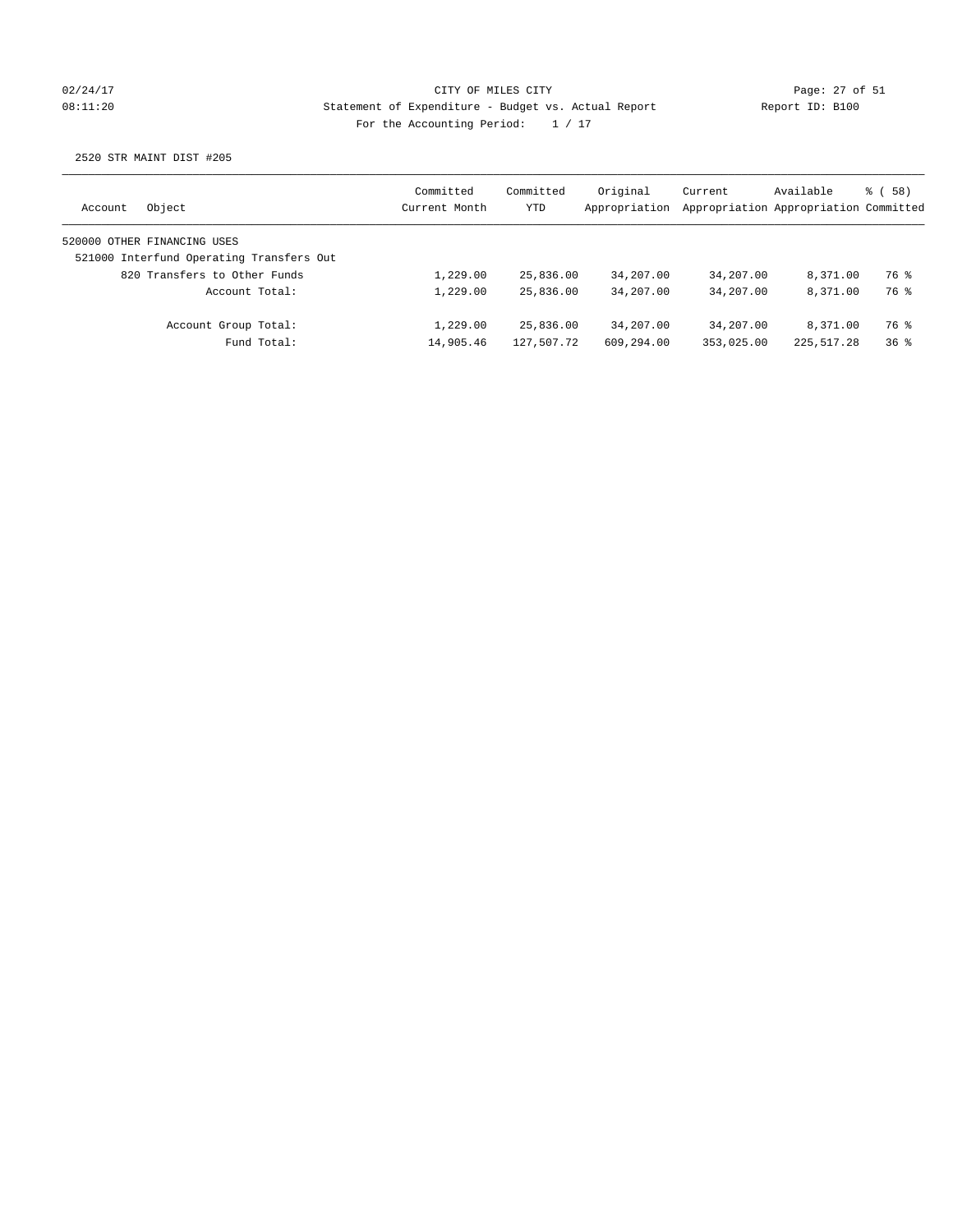CITY OF MILES CITY

Statement of Expenditure - Budget vs. Actual Report

For the Accounting Period: 1 / 17

02/24/17 08:11:20 Report ID: B100

2520 STR MAINT DIST #205

| Account Object | Committed Current Month | Committed YTD | Original Appropriation | Current Appropriation | Available Appropriation | % ( 58) Committed |
|---|---|---|---|---|---|---|
| 520000 OTHER FINANCING USES | | | | | | |
| 521000 Interfund Operating Transfers Out | | | | | | |
| 820 Transfers to Other Funds | 1,229.00 | 25,836.00 | 34,207.00 | 34,207.00 | 8,371.00 | 76 % |
| Account Total: | 1,229.00 | 25,836.00 | 34,207.00 | 34,207.00 | 8,371.00 | 76 % |
| Account Group Total: | 1,229.00 | 25,836.00 | 34,207.00 | 34,207.00 | 8,371.00 | 76 % |
| Fund Total: | 14,905.46 | 127,507.72 | 609,294.00 | 353,025.00 | 225,517.28 | 36 % |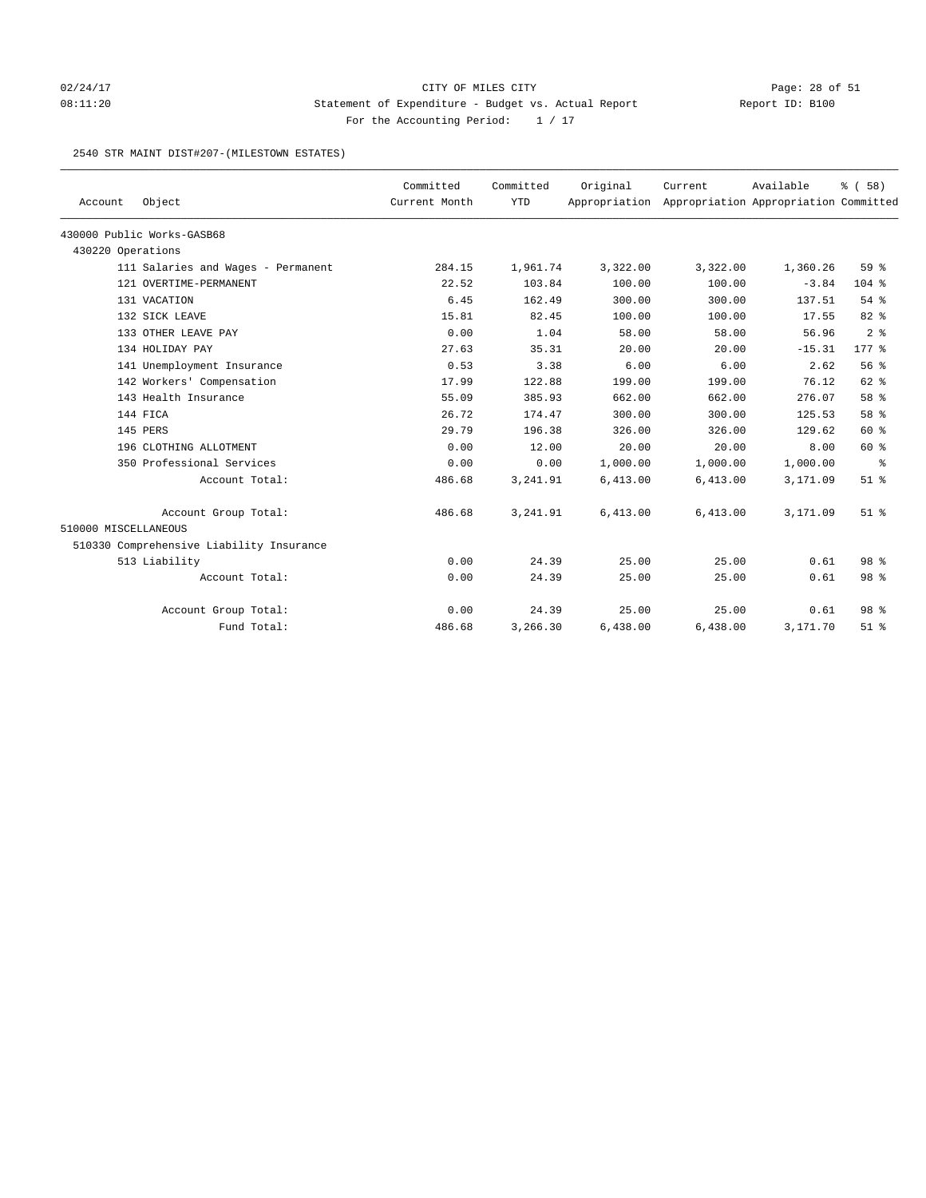CITY OF MILES CITY

Statement of Expenditure - Budget vs. Actual Report

For the Accounting Period: 1 / 17

02/24/17 08:11:20 Report ID: B100

2540 STR MAINT DIST#207-(MILESTOWN ESTATES)

| Account | Object | Committed Current Month | Committed YTD | Original Appropriation | Current Appropriation | Available Appropriation | % ( 58) Committed |
|---|---|---|---|---|---|---|---|
| 430000 Public Works-GASB68 | | | | | | | |
| 430220 Operations | | | | | | | |
| | 111 Salaries and Wages - Permanent | 284.15 | 1,961.74 | 3,322.00 | 3,322.00 | 1,360.26 | 59 % |
| | 121 OVERTIME-PERMANENT | 22.52 | 103.84 | 100.00 | 100.00 | -3.84 | 104 % |
| | 131 VACATION | 6.45 | 162.49 | 300.00 | 300.00 | 137.51 | 54 % |
| | 132 SICK LEAVE | 15.81 | 82.45 | 100.00 | 100.00 | 17.55 | 82 % |
| | 133 OTHER LEAVE PAY | 0.00 | 1.04 | 58.00 | 58.00 | 56.96 | 2 % |
| | 134 HOLIDAY PAY | 27.63 | 35.31 | 20.00 | 20.00 | -15.31 | 177 % |
| | 141 Unemployment Insurance | 0.53 | 3.38 | 6.00 | 6.00 | 2.62 | 56 % |
| | 142 Workers' Compensation | 17.99 | 122.88 | 199.00 | 199.00 | 76.12 | 62 % |
| | 143 Health Insurance | 55.09 | 385.93 | 662.00 | 662.00 | 276.07 | 58 % |
| | 144 FICA | 26.72 | 174.47 | 300.00 | 300.00 | 125.53 | 58 % |
| | 145 PERS | 29.79 | 196.38 | 326.00 | 326.00 | 129.62 | 60 % |
| | 196 CLOTHING ALLOTMENT | 0.00 | 12.00 | 20.00 | 20.00 | 8.00 | 60 % |
| | 350 Professional Services | 0.00 | 0.00 | 1,000.00 | 1,000.00 | 1,000.00 | % |
| | Account Total: | 486.68 | 3,241.91 | 6,413.00 | 6,413.00 | 3,171.09 | 51 % |
| | Account Group Total: | 486.68 | 3,241.91 | 6,413.00 | 6,413.00 | 3,171.09 | 51 % |
| 510000 MISCELLANEOUS | | | | | | | |
| 510330 Comprehensive Liability Insurance | | | | | | | |
| | 513 Liability | 0.00 | 24.39 | 25.00 | 25.00 | 0.61 | 98 % |
| | Account Total: | 0.00 | 24.39 | 25.00 | 25.00 | 0.61 | 98 % |
| | Account Group Total: | 0.00 | 24.39 | 25.00 | 25.00 | 0.61 | 98 % |
| | Fund Total: | 486.68 | 3,266.30 | 6,438.00 | 6,438.00 | 3,171.70 | 51 % |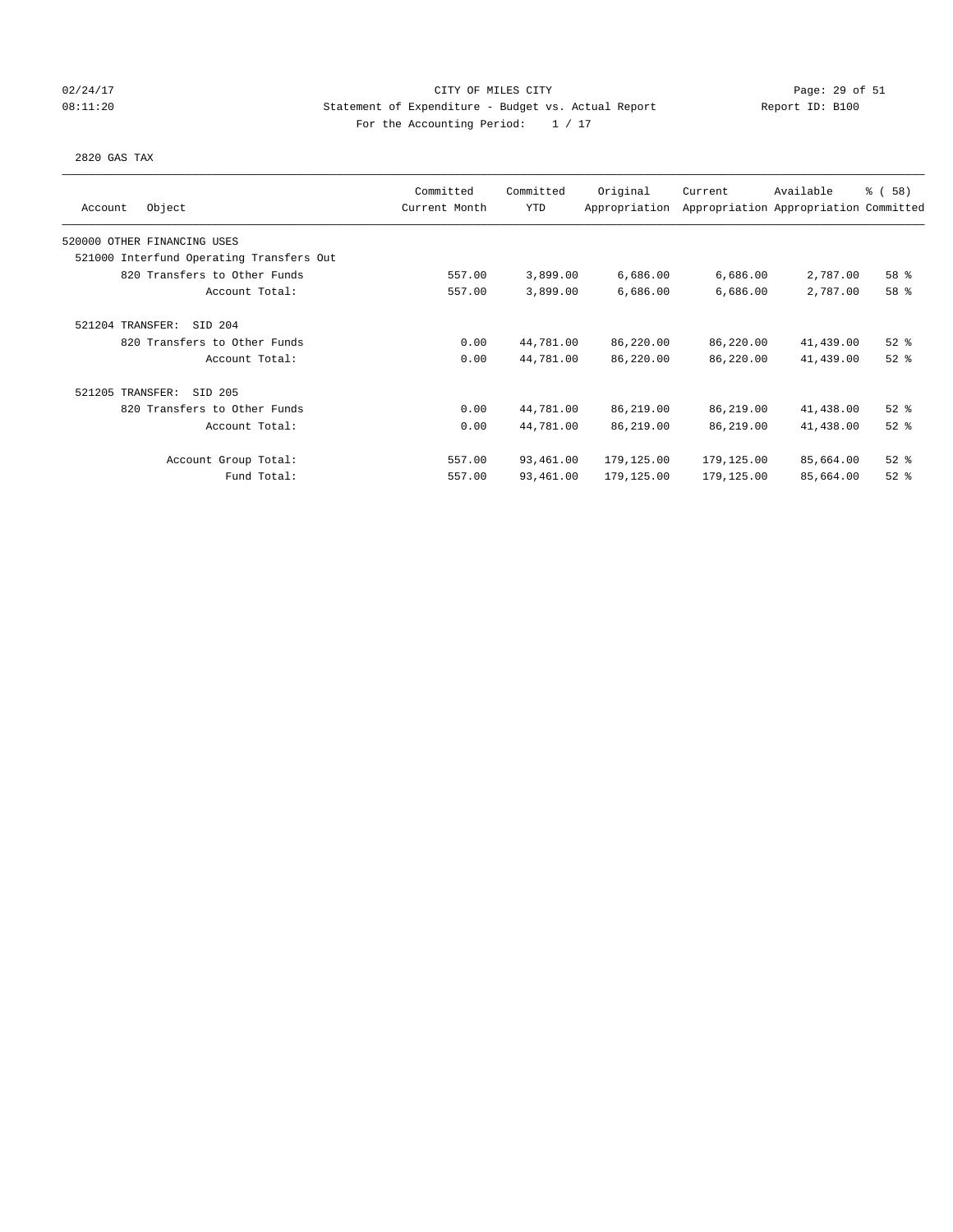CITY OF MILES CITY
Statement of Expenditure - Budget vs. Actual Report
Report ID: B100
For the Accounting Period: 1 / 17

02/24/17
08:11:20

2820 GAS TAX

| Account Object | Committed Current Month | Committed YTD | Original Appropriation | Current Appropriation | Available Appropriation | % ( 58) Committed |
|---|---|---|---|---|---|---|
| 520000 OTHER FINANCING USES | | | | | | |
| 521000 Interfund Operating Transfers Out | | | | | | |
| 820 Transfers to Other Funds | 557.00 | 3,899.00 | 6,686.00 | 6,686.00 | 2,787.00 | 58 % |
| Account Total: | 557.00 | 3,899.00 | 6,686.00 | 6,686.00 | 2,787.00 | 58 % |
| 521204 TRANSFER: SID 204 | | | | | | |
| 820 Transfers to Other Funds | 0.00 | 44,781.00 | 86,220.00 | 86,220.00 | 41,439.00 | 52 % |
| Account Total: | 0.00 | 44,781.00 | 86,220.00 | 86,220.00 | 41,439.00 | 52 % |
| 521205 TRANSFER: SID 205 | | | | | | |
| 820 Transfers to Other Funds | 0.00 | 44,781.00 | 86,219.00 | 86,219.00 | 41,438.00 | 52 % |
| Account Total: | 0.00 | 44,781.00 | 86,219.00 | 86,219.00 | 41,438.00 | 52 % |
| Account Group Total: | 557.00 | 93,461.00 | 179,125.00 | 179,125.00 | 85,664.00 | 52 % |
| Fund Total: | 557.00 | 93,461.00 | 179,125.00 | 179,125.00 | 85,664.00 | 52 % |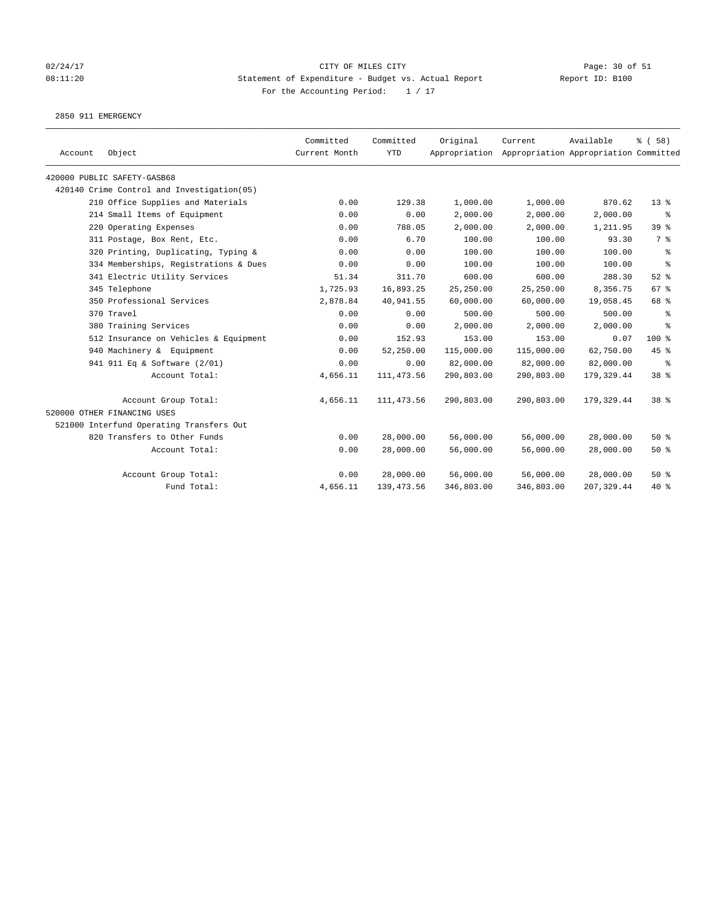CITY OF MILES CITY

Statement of Expenditure - Budget vs. Actual Report

Report ID: B100

For the Accounting Period: 1 / 17

02/24/17
08:11:20

2850 911 EMERGENCY

| Account | Object | Committed Current Month | Committed YTD | Original Appropriation | Current Appropriation | Available Appropriation | % ( 58) Committed |
|---|---|---|---|---|---|---|---|
| 420000 PUBLIC SAFETY-GASB68 | | | | | | | |
| 420140 Crime Control and Investigation(05) | | | | | | | |
| | 210 Office Supplies and Materials | 0.00 | 129.38 | 1,000.00 | 1,000.00 | 870.62 | 13 % |
| | 214 Small Items of Equipment | 0.00 | 0.00 | 2,000.00 | 2,000.00 | 2,000.00 | % |
| | 220 Operating Expenses | 0.00 | 788.05 | 2,000.00 | 2,000.00 | 1,211.95 | 39 % |
| | 311 Postage, Box Rent, Etc. | 0.00 | 6.70 | 100.00 | 100.00 | 93.30 | 7 % |
| | 320 Printing, Duplicating, Typing & | 0.00 | 0.00 | 100.00 | 100.00 | 100.00 | % |
| | 334 Memberships, Registrations & Dues | 0.00 | 0.00 | 100.00 | 100.00 | 100.00 | % |
| | 341 Electric Utility Services | 51.34 | 311.70 | 600.00 | 600.00 | 288.30 | 52 % |
| | 345 Telephone | 1,725.93 | 16,893.25 | 25,250.00 | 25,250.00 | 8,356.75 | 67 % |
| | 350 Professional Services | 2,878.84 | 40,941.55 | 60,000.00 | 60,000.00 | 19,058.45 | 68 % |
| | 370 Travel | 0.00 | 0.00 | 500.00 | 500.00 | 500.00 | % |
| | 380 Training Services | 0.00 | 0.00 | 2,000.00 | 2,000.00 | 2,000.00 | % |
| | 512 Insurance on Vehicles & Equipment | 0.00 | 152.93 | 153.00 | 153.00 | 0.07 | 100 % |
| | 940 Machinery & Equipment | 0.00 | 52,250.00 | 115,000.00 | 115,000.00 | 62,750.00 | 45 % |
| | 941 911 Eq & Software (2/01) | 0.00 | 0.00 | 82,000.00 | 82,000.00 | 82,000.00 | % |
| | Account Total: | 4,656.11 | 111,473.56 | 290,803.00 | 290,803.00 | 179,329.44 | 38 % |
| | Account Group Total: | 4,656.11 | 111,473.56 | 290,803.00 | 290,803.00 | 179,329.44 | 38 % |
| 520000 OTHER FINANCING USES | | | | | | | |
| 521000 Interfund Operating Transfers Out | | | | | | | |
| | 820 Transfers to Other Funds | 0.00 | 28,000.00 | 56,000.00 | 56,000.00 | 28,000.00 | 50 % |
| | Account Total: | 0.00 | 28,000.00 | 56,000.00 | 56,000.00 | 28,000.00 | 50 % |
| | Account Group Total: | 0.00 | 28,000.00 | 56,000.00 | 56,000.00 | 28,000.00 | 50 % |
| | Fund Total: | 4,656.11 | 139,473.56 | 346,803.00 | 346,803.00 | 207,329.44 | 40 % |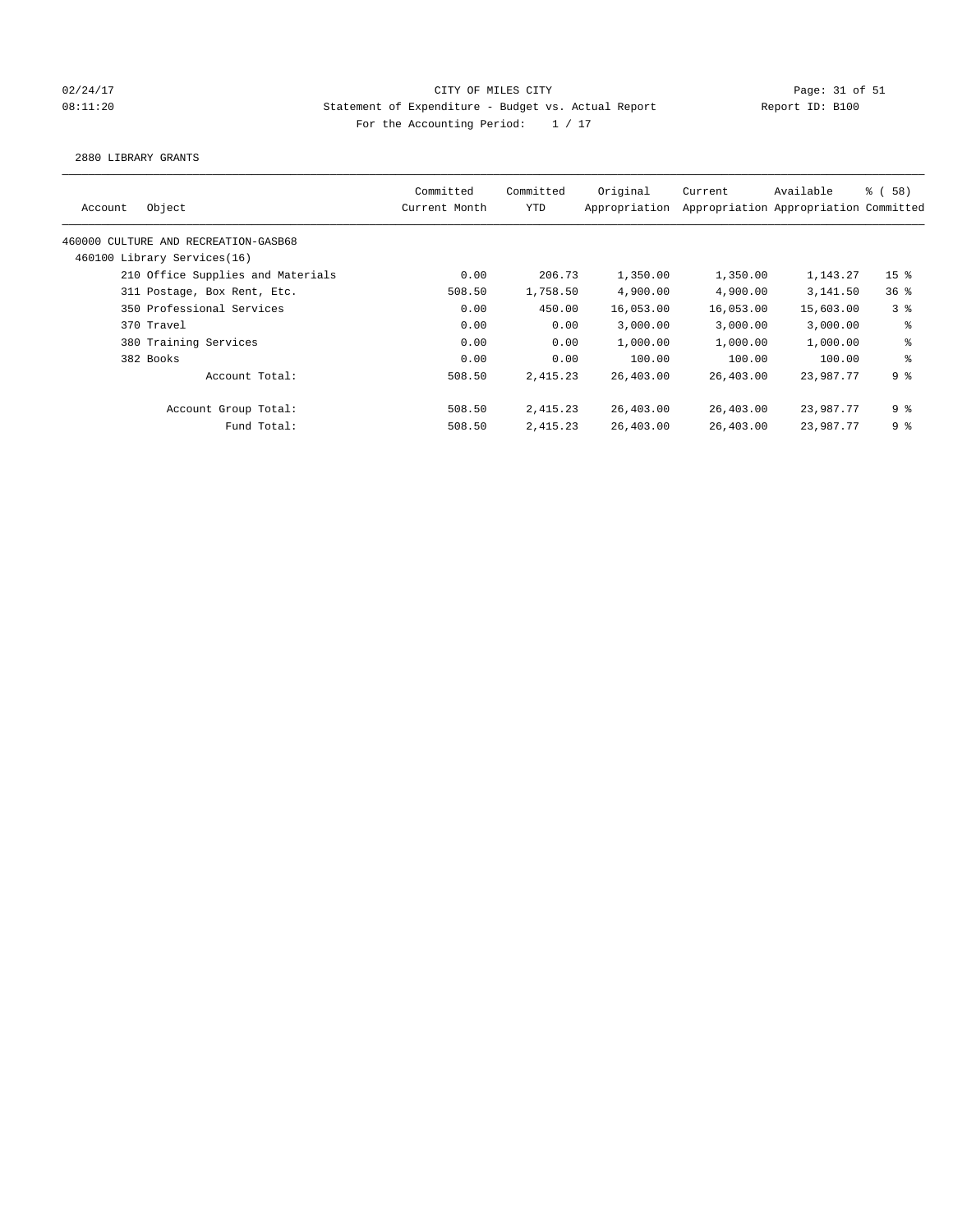CITY OF MILES CITY
Statement of Expenditure - Budget vs. Actual Report
For the Accounting Period: 1 / 17

02/24/17
08:11:20
Report ID: B100

2880 LIBRARY GRANTS

| Account | Object | Committed Current Month | Committed YTD | Original Appropriation | Current Appropriation | Available Appropriation | % ( 58) Committed |
|---|---|---|---|---|---|---|---|
| 460000 CULTURE AND RECREATION-GASB68 | | | | | | | |
| 460100 Library Services(16) | | | | | | | |
| | 210 Office Supplies and Materials | 0.00 | 206.73 | 1,350.00 | 1,350.00 | 1,143.27 | 15 % |
| | 311 Postage, Box Rent, Etc. | 508.50 | 1,758.50 | 4,900.00 | 4,900.00 | 3,141.50 | 36 % |
| | 350 Professional Services | 0.00 | 450.00 | 16,053.00 | 16,053.00 | 15,603.00 | 3 % |
| | 370 Travel | 0.00 | 0.00 | 3,000.00 | 3,000.00 | 3,000.00 | % |
| | 380 Training Services | 0.00 | 0.00 | 1,000.00 | 1,000.00 | 1,000.00 | % |
| | 382 Books | 0.00 | 0.00 | 100.00 | 100.00 | 100.00 | % |
| | Account Total: | 508.50 | 2,415.23 | 26,403.00 | 26,403.00 | 23,987.77 | 9 % |
| | Account Group Total: | 508.50 | 2,415.23 | 26,403.00 | 26,403.00 | 23,987.77 | 9 % |
| | Fund Total: | 508.50 | 2,415.23 | 26,403.00 | 26,403.00 | 23,987.77 | 9 % |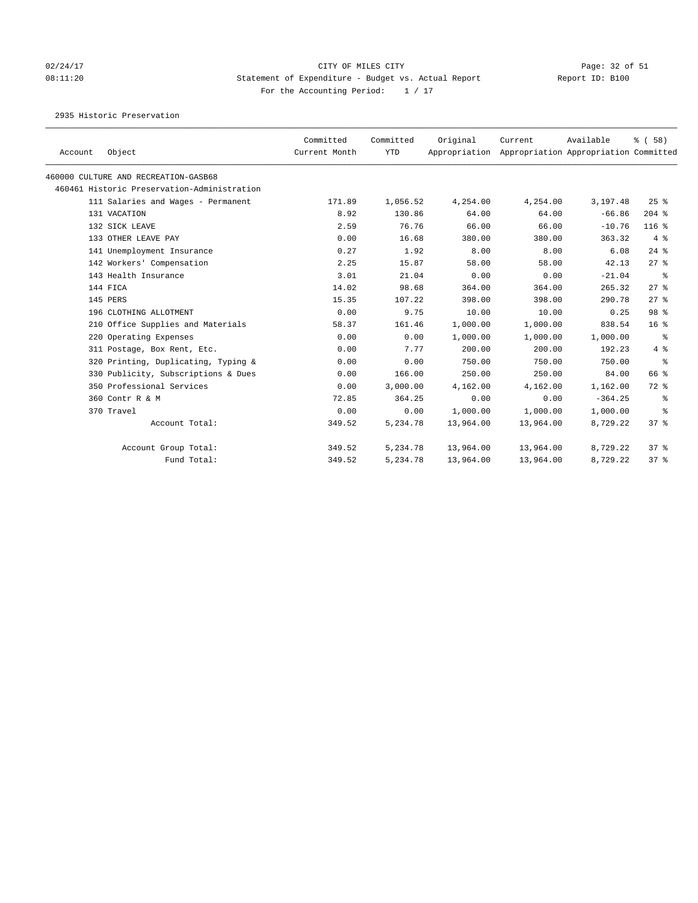CITY OF MILES CITY

Statement of Expenditure - Budget vs. Actual Report

Report ID: B100

02/24/17
08:11:20

For the Accounting Period: 1 / 17

2935 Historic Preservation

| Account Object | Committed Current Month | Committed YTD | Original Appropriation | Current Appropriation | Available Appropriation | % ( 58) Committed |
|---|---|---|---|---|---|---|
| 460000 CULTURE AND RECREATION-GASB68 | | | | | | |
| 460461 Historic Preservation-Administration | | | | | | |
| 111 Salaries and Wages - Permanent | 171.89 | 1,056.52 | 4,254.00 | 4,254.00 | 3,197.48 | 25 % |
| 131 VACATION | 8.92 | 130.86 | 64.00 | 64.00 | -66.86 | 204 % |
| 132 SICK LEAVE | 2.59 | 76.76 | 66.00 | 66.00 | -10.76 | 116 % |
| 133 OTHER LEAVE PAY | 0.00 | 16.68 | 380.00 | 380.00 | 363.32 | 4 % |
| 141 Unemployment Insurance | 0.27 | 1.92 | 8.00 | 8.00 | 6.08 | 24 % |
| 142 Workers' Compensation | 2.25 | 15.87 | 58.00 | 58.00 | 42.13 | 27 % |
| 143 Health Insurance | 3.01 | 21.04 | 0.00 | 0.00 | -21.04 | % |
| 144 FICA | 14.02 | 98.68 | 364.00 | 364.00 | 265.32 | 27 % |
| 145 PERS | 15.35 | 107.22 | 398.00 | 398.00 | 290.78 | 27 % |
| 196 CLOTHING ALLOTMENT | 0.00 | 9.75 | 10.00 | 10.00 | 0.25 | 98 % |
| 210 Office Supplies and Materials | 58.37 | 161.46 | 1,000.00 | 1,000.00 | 838.54 | 16 % |
| 220 Operating Expenses | 0.00 | 0.00 | 1,000.00 | 1,000.00 | 1,000.00 | % |
| 311 Postage, Box Rent, Etc. | 0.00 | 7.77 | 200.00 | 200.00 | 192.23 | 4 % |
| 320 Printing, Duplicating, Typing & | 0.00 | 0.00 | 750.00 | 750.00 | 750.00 | % |
| 330 Publicity, Subscriptions & Dues | 0.00 | 166.00 | 250.00 | 250.00 | 84.00 | 66 % |
| 350 Professional Services | 0.00 | 3,000.00 | 4,162.00 | 4,162.00 | 1,162.00 | 72 % |
| 360 Contr R & M | 72.85 | 364.25 | 0.00 | 0.00 | -364.25 | % |
| 370 Travel | 0.00 | 0.00 | 1,000.00 | 1,000.00 | 1,000.00 | % |
| Account Total: | 349.52 | 5,234.78 | 13,964.00 | 13,964.00 | 8,729.22 | 37 % |
| Account Group Total: | 349.52 | 5,234.78 | 13,964.00 | 13,964.00 | 8,729.22 | 37 % |
| Fund Total: | 349.52 | 5,234.78 | 13,964.00 | 13,964.00 | 8,729.22 | 37 % |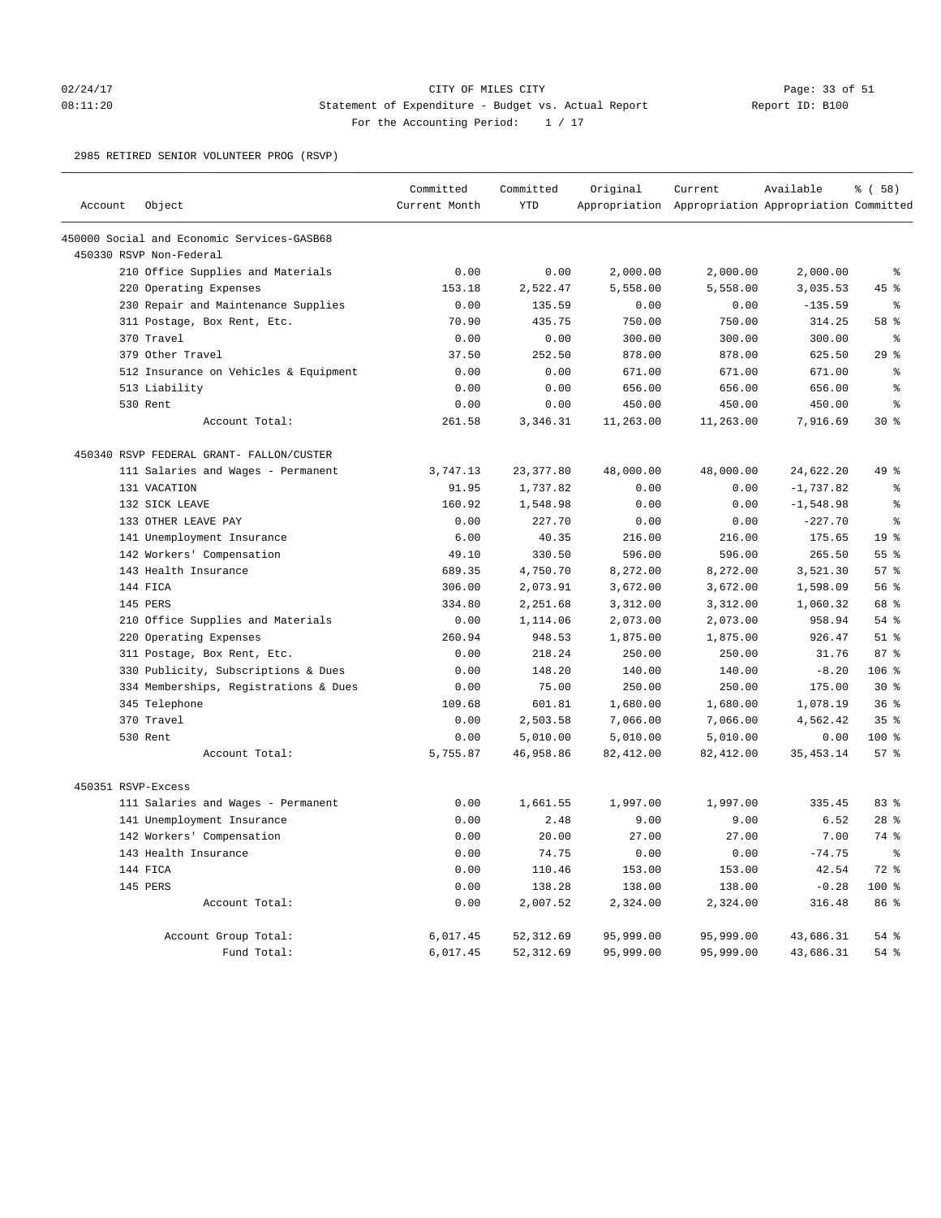CITY OF MILES CITY
Statement of Expenditure - Budget vs. Actual Report
For the Accounting Period: 1 / 17

2985 RETIRED SENIOR VOLUNTEER PROG (RSVP)

| Account | Object | Committed Current Month | Committed YTD | Original Appropriation | Current Appropriation | Available Appropriation | % ( 58) Committed |
|---|---|---|---|---|---|---|---|
| 450000 Social and Economic Services-GASB68 | | | | | | | |
| 450330 RSVP Non-Federal | | | | | | | |
| | 210 Office Supplies and Materials | 0.00 | 0.00 | 2,000.00 | 2,000.00 | 2,000.00 | % |
| | 220 Operating Expenses | 153.18 | 2,522.47 | 5,558.00 | 5,558.00 | 3,035.53 | 45 % |
| | 230 Repair and Maintenance Supplies | 0.00 | 135.59 | 0.00 | 0.00 | -135.59 | % |
| | 311 Postage, Box Rent, Etc. | 70.90 | 435.75 | 750.00 | 750.00 | 314.25 | 58 % |
| | 370 Travel | 0.00 | 0.00 | 300.00 | 300.00 | 300.00 | % |
| | 379 Other Travel | 37.50 | 252.50 | 878.00 | 878.00 | 625.50 | 29 % |
| | 512 Insurance on Vehicles & Equipment | 0.00 | 0.00 | 671.00 | 671.00 | 671.00 | % |
| | 513 Liability | 0.00 | 0.00 | 656.00 | 656.00 | 656.00 | % |
| | 530 Rent | 0.00 | 0.00 | 450.00 | 450.00 | 450.00 | % |
| | Account Total: | 261.58 | 3,346.31 | 11,263.00 | 11,263.00 | 7,916.69 | 30 % |
| 450340 RSVP FEDERAL GRANT- FALLON/CUSTER | | | | | | | |
| | 111 Salaries and Wages - Permanent | 3,747.13 | 23,377.80 | 48,000.00 | 48,000.00 | 24,622.20 | 49 % |
| | 131 VACATION | 91.95 | 1,737.82 | 0.00 | 0.00 | -1,737.82 | % |
| | 132 SICK LEAVE | 160.92 | 1,548.98 | 0.00 | 0.00 | -1,548.98 | % |
| | 133 OTHER LEAVE PAY | 0.00 | 227.70 | 0.00 | 0.00 | -227.70 | % |
| | 141 Unemployment Insurance | 6.00 | 40.35 | 216.00 | 216.00 | 175.65 | 19 % |
| | 142 Workers' Compensation | 49.10 | 330.50 | 596.00 | 596.00 | 265.50 | 55 % |
| | 143 Health Insurance | 689.35 | 4,750.70 | 8,272.00 | 8,272.00 | 3,521.30 | 57 % |
| | 144 FICA | 306.00 | 2,073.91 | 3,672.00 | 3,672.00 | 1,598.09 | 56 % |
| | 145 PERS | 334.80 | 2,251.68 | 3,312.00 | 3,312.00 | 1,060.32 | 68 % |
| | 210 Office Supplies and Materials | 0.00 | 1,114.06 | 2,073.00 | 2,073.00 | 958.94 | 54 % |
| | 220 Operating Expenses | 260.94 | 948.53 | 1,875.00 | 1,875.00 | 926.47 | 51 % |
| | 311 Postage, Box Rent, Etc. | 0.00 | 218.24 | 250.00 | 250.00 | 31.76 | 87 % |
| | 330 Publicity, Subscriptions & Dues | 0.00 | 148.20 | 140.00 | 140.00 | -8.20 | 106 % |
| | 334 Memberships, Registrations & Dues | 0.00 | 75.00 | 250.00 | 250.00 | 175.00 | 30 % |
| | 345 Telephone | 109.68 | 601.81 | 1,680.00 | 1,680.00 | 1,078.19 | 36 % |
| | 370 Travel | 0.00 | 2,503.58 | 7,066.00 | 7,066.00 | 4,562.42 | 35 % |
| | 530 Rent | 0.00 | 5,010.00 | 5,010.00 | 5,010.00 | 0.00 | 100 % |
| | Account Total: | 5,755.87 | 46,958.86 | 82,412.00 | 82,412.00 | 35,453.14 | 57 % |
| 450351 RSVP-Excess | | | | | | | |
| | 111 Salaries and Wages - Permanent | 0.00 | 1,661.55 | 1,997.00 | 1,997.00 | 335.45 | 83 % |
| | 141 Unemployment Insurance | 0.00 | 2.48 | 9.00 | 9.00 | 6.52 | 28 % |
| | 142 Workers' Compensation | 0.00 | 20.00 | 27.00 | 27.00 | 7.00 | 74 % |
| | 143 Health Insurance | 0.00 | 74.75 | 0.00 | 0.00 | -74.75 | % |
| | 144 FICA | 0.00 | 110.46 | 153.00 | 153.00 | 42.54 | 72 % |
| | 145 PERS | 0.00 | 138.28 | 138.00 | 138.00 | -0.28 | 100 % |
| | Account Total: | 0.00 | 2,007.52 | 2,324.00 | 2,324.00 | 316.48 | 86 % |
| | Account Group Total: | 6,017.45 | 52,312.69 | 95,999.00 | 95,999.00 | 43,686.31 | 54 % |
| | Fund Total: | 6,017.45 | 52,312.69 | 95,999.00 | 95,999.00 | 43,686.31 | 54 % |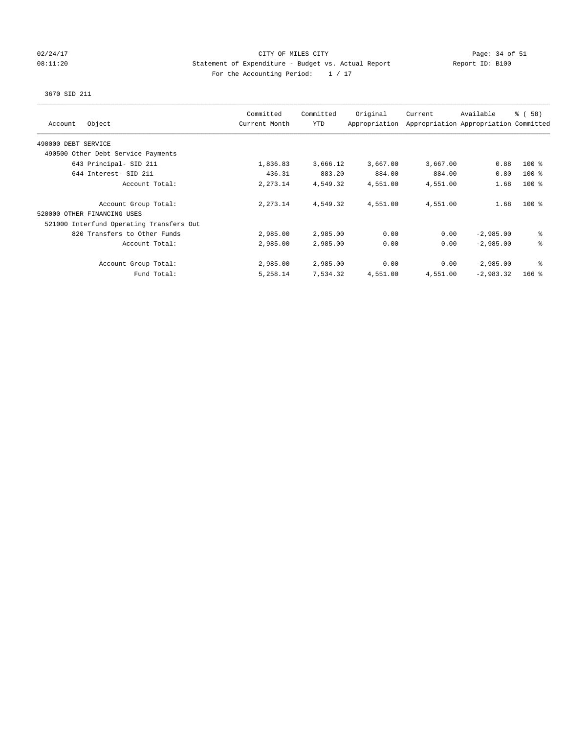CITY OF MILES CITY

Statement of Expenditure - Budget vs. Actual Report

Report ID: B100

For the Accounting Period: 1 / 17

02/24/17
08:11:20

3670 SID 211

| Account Object | Committed Current Month | Committed YTD | Original Appropriation | Current Appropriation | Available Appropriation | % ( 58) Committed |
|---|---|---|---|---|---|---|
| 490000 DEBT SERVICE | | | | | | |
| 490500 Other Debt Service Payments | | | | | | |
| 643 Principal- SID 211 | 1,836.83 | 3,666.12 | 3,667.00 | 3,667.00 | 0.88 | 100 % |
| 644 Interest- SID 211 | 436.31 | 883.20 | 884.00 | 884.00 | 0.80 | 100 % |
| Account Total: | 2,273.14 | 4,549.32 | 4,551.00 | 4,551.00 | 1.68 | 100 % |
| Account Group Total: | 2,273.14 | 4,549.32 | 4,551.00 | 4,551.00 | 1.68 | 100 % |
| 520000 OTHER FINANCING USES | | | | | | |
| 521000 Interfund Operating Transfers Out | | | | | | |
| 820 Transfers to Other Funds | 2,985.00 | 2,985.00 | 0.00 | 0.00 | -2,985.00 | % |
| Account Total: | 2,985.00 | 2,985.00 | 0.00 | 0.00 | -2,985.00 | % |
| Account Group Total: | 2,985.00 | 2,985.00 | 0.00 | 0.00 | -2,985.00 | % |
| Fund Total: | 5,258.14 | 7,534.32 | 4,551.00 | 4,551.00 | -2,983.32 | 166 % |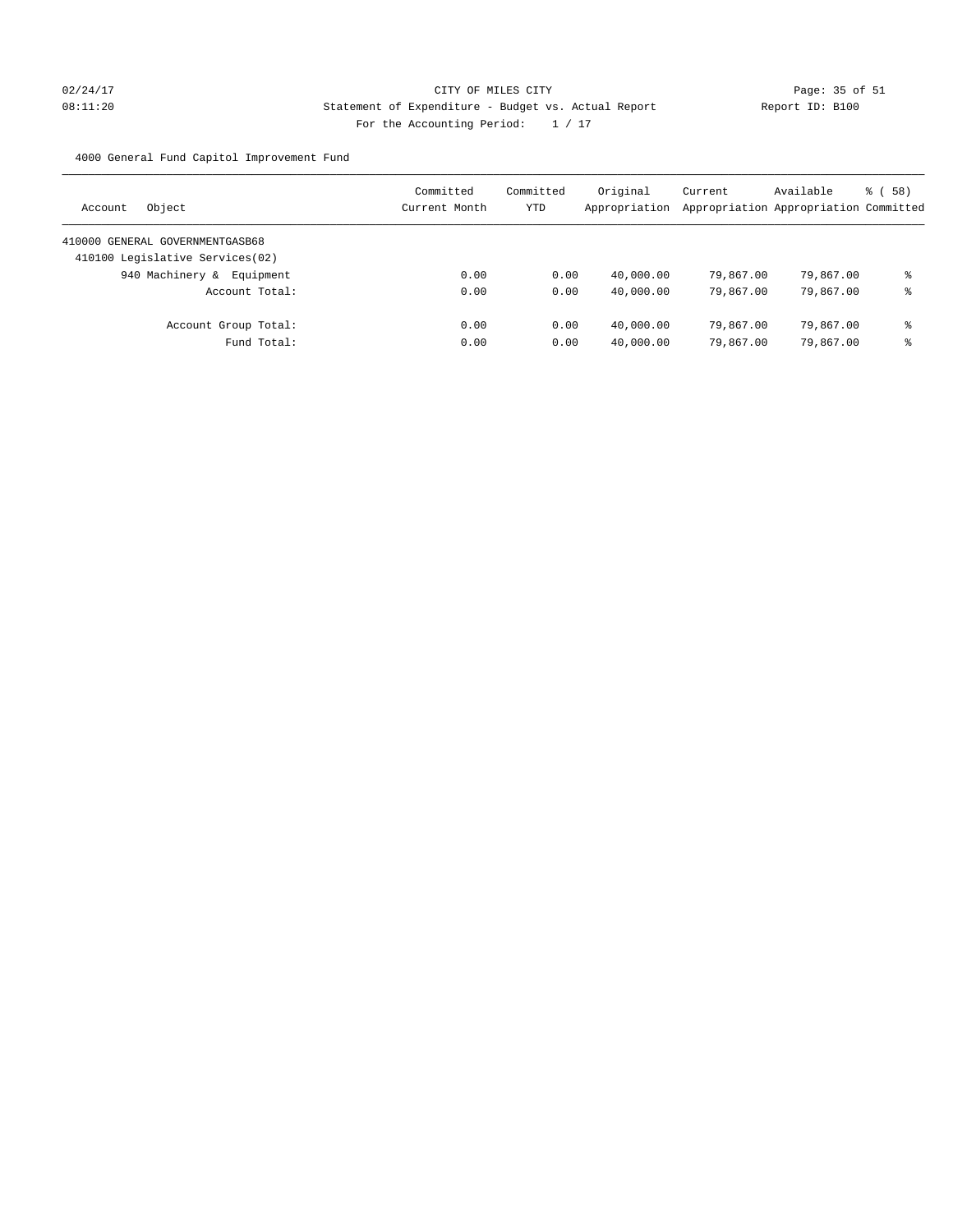CITY OF MILES CITY

Statement of Expenditure - Budget vs. Actual Report

Report ID: B100

For the Accounting Period: 1 / 17

4000 General Fund Capitol Improvement Fund

| Account Object | Committed Current Month | Committed YTD | Original Appropriation | Current Appropriation | Available Appropriation | % ( 58) Committed |
|---|---|---|---|---|---|---|
| 410000 GENERAL GOVERNMENTGASB68 | | | | | | |
| 410100 Legislative Services(02) | | | | | | |
| 940 Machinery & Equipment | 0.00 | 0.00 | 40,000.00 | 79,867.00 | 79,867.00 | % |
| Account Total: | 0.00 | 0.00 | 40,000.00 | 79,867.00 | 79,867.00 | % |
| Account Group Total: | 0.00 | 0.00 | 40,000.00 | 79,867.00 | 79,867.00 | % |
| Fund Total: | 0.00 | 0.00 | 40,000.00 | 79,867.00 | 79,867.00 | % |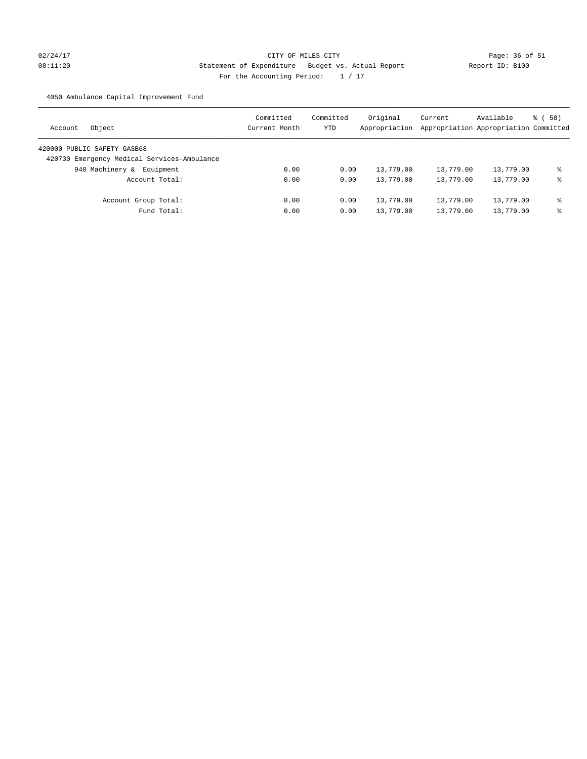CITY OF MILES CITY

Statement of Expenditure - Budget vs. Actual Report

Report ID: B100

For the Accounting Period: 1 / 17

02/24/17 08:11:20

4050 Ambulance Capital Improvement Fund

| Account Object | Committed Current Month | Committed YTD | Original Appropriation | Current Appropriation | Available Appropriation | % ( 58) Committed |
|---|---|---|---|---|---|---|
| 420000 PUBLIC SAFETY-GASB68 | | | | | | |
| 420730 Emergency Medical Services-Ambulance | | | | | | |
| 940 Machinery & Equipment | 0.00 | 0.00 | 13,779.00 | 13,779.00 | 13,779.00 | % |
| Account Total: | 0.00 | 0.00 | 13,779.00 | 13,779.00 | 13,779.00 | % |
| Account Group Total: | 0.00 | 0.00 | 13,779.00 | 13,779.00 | 13,779.00 | % |
| Fund Total: | 0.00 | 0.00 | 13,779.00 | 13,779.00 | 13,779.00 | % |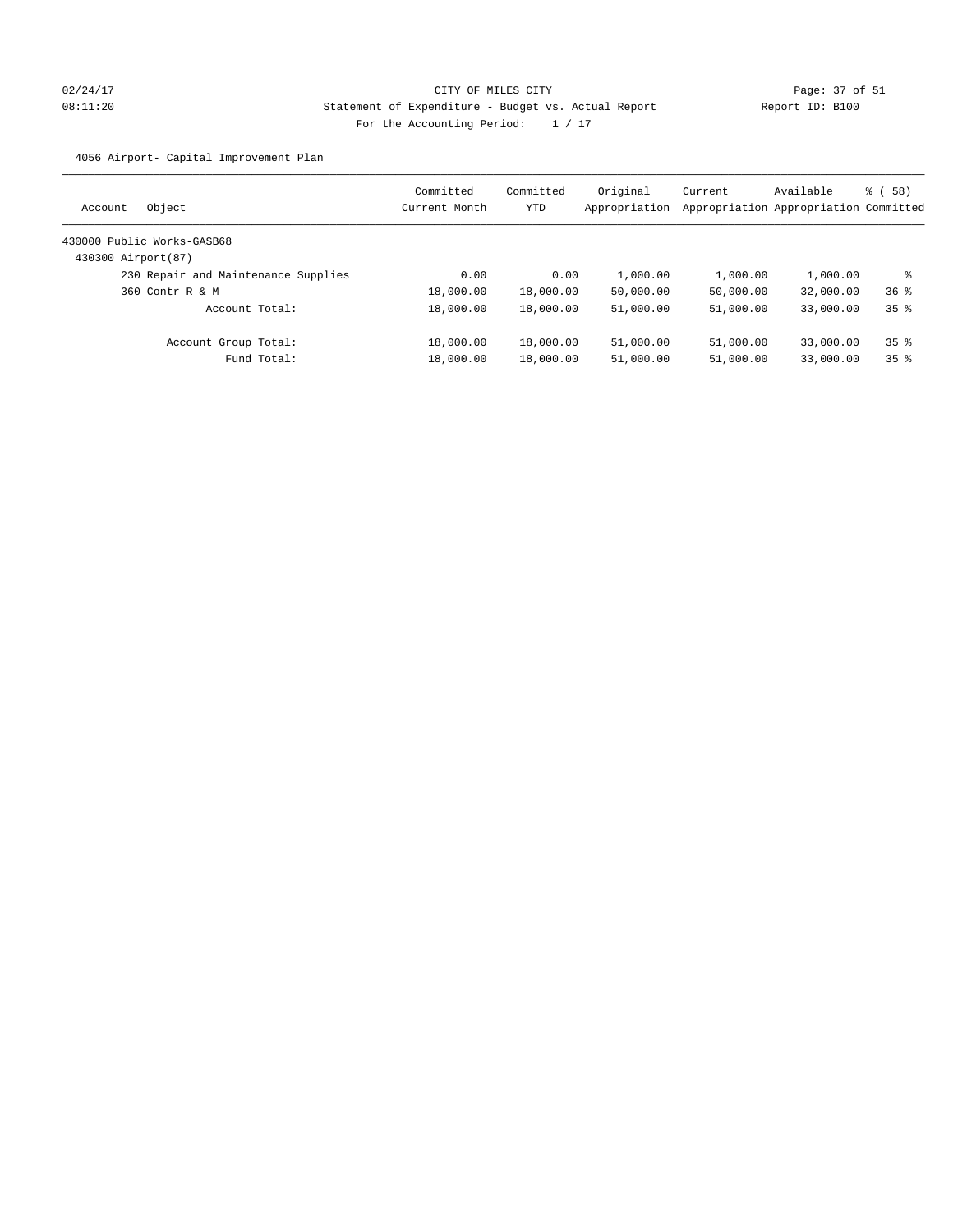CITY OF MILES CITY

Statement of Expenditure - Budget vs. Actual Report

Report ID: B100

For the Accounting Period: 1 / 17

4056 Airport- Capital Improvement Plan

| Account | Object | Committed Current Month | Committed YTD | Original Appropriation | Current Appropriation | Available Appropriation | % ( 58) Committed |
|---|---|---|---|---|---|---|---|
| 430000 Public Works-GASB68 | | | | | | | |
| 430300 Airport(87) | | | | | | | |
| | 230 Repair and Maintenance Supplies | 0.00 | 0.00 | 1,000.00 | 1,000.00 | 1,000.00 | % |
| | 360 Contr R & M | 18,000.00 | 18,000.00 | 50,000.00 | 50,000.00 | 32,000.00 | 36 % |
| | Account Total: | 18,000.00 | 18,000.00 | 51,000.00 | 51,000.00 | 33,000.00 | 35 % |
| | Account Group Total: | 18,000.00 | 18,000.00 | 51,000.00 | 51,000.00 | 33,000.00 | 35 % |
| | Fund Total: | 18,000.00 | 18,000.00 | 51,000.00 | 51,000.00 | 33,000.00 | 35 % |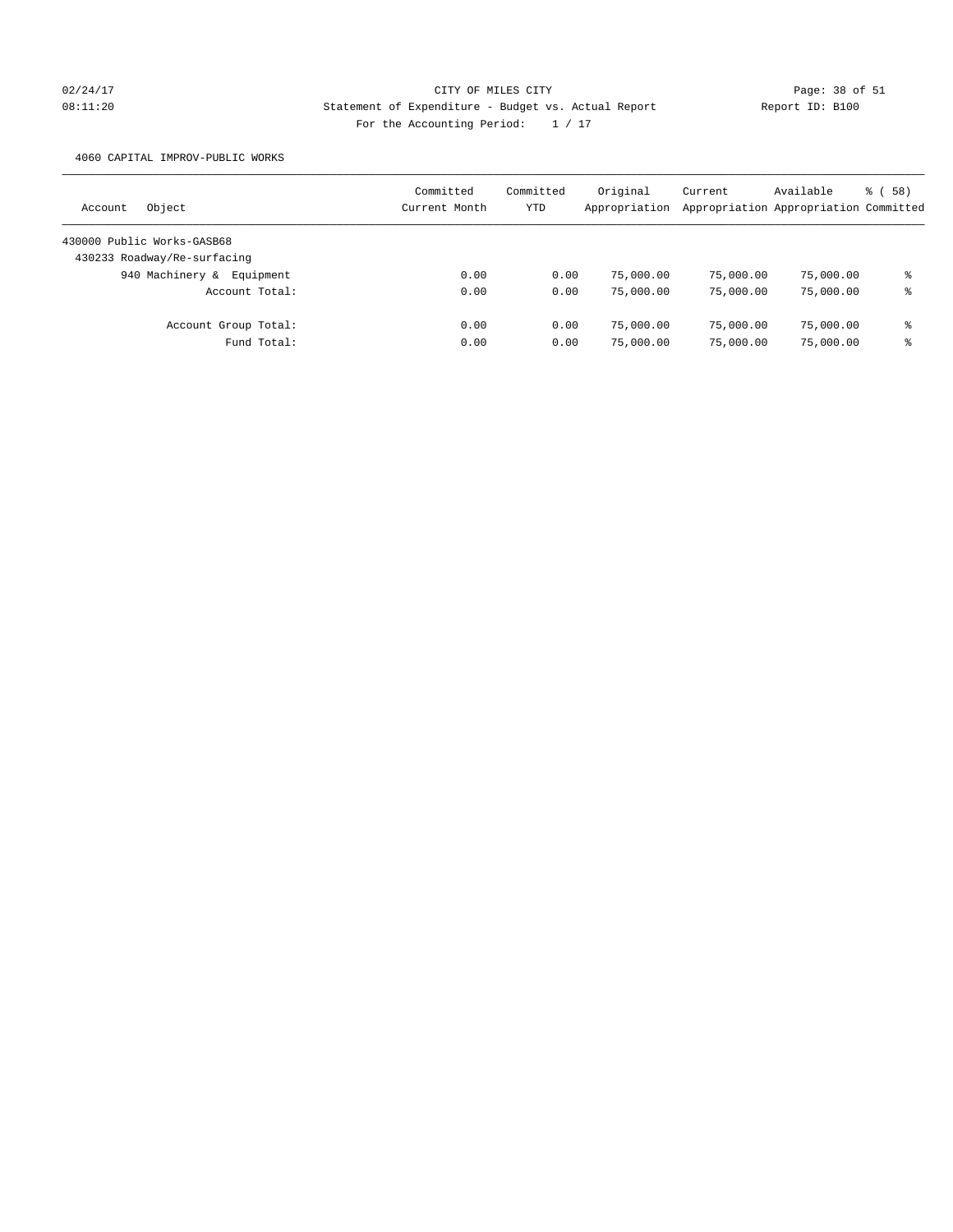CITY OF MILES CITY

Statement of Expenditure - Budget vs. Actual Report

Report ID: B100

For the Accounting Period: 1 / 17

02/24/17
08:11:20

4060 CAPITAL IMPROV-PUBLIC WORKS

| Account | Object | Committed Current Month | Committed YTD | Original Appropriation | Current Appropriation | Available Appropriation | % ( 58) Committed |
|---|---|---|---|---|---|---|---|
| 430000 Public Works-GASB68 | | | | | | | |
| 430233 Roadway/Re-surfacing | | | | | | | |
| | 940 Machinery & Equipment | 0.00 | 0.00 | 75,000.00 | 75,000.00 | 75,000.00 | % |
| | Account Total: | 0.00 | 0.00 | 75,000.00 | 75,000.00 | 75,000.00 | % |
| | Account Group Total: | 0.00 | 0.00 | 75,000.00 | 75,000.00 | 75,000.00 | % |
| | Fund Total: | 0.00 | 0.00 | 75,000.00 | 75,000.00 | 75,000.00 | % |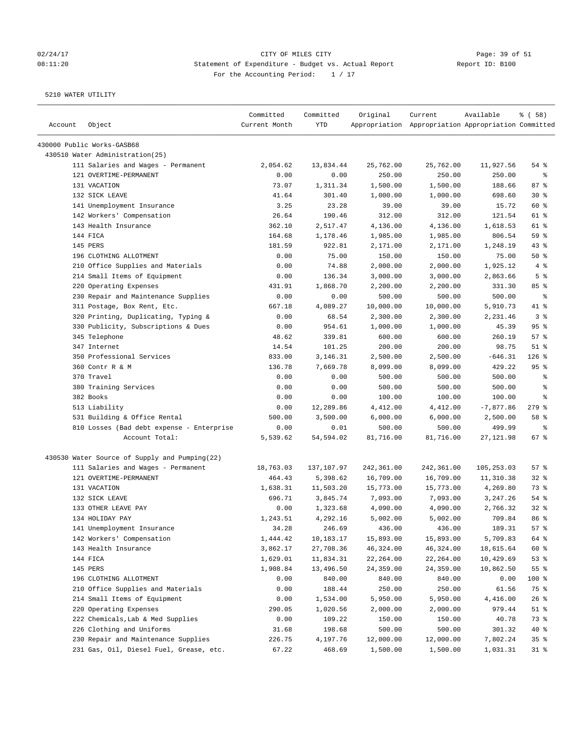CITY OF MILES CITY
Statement of Expenditure - Budget vs. Actual Report
For the Accounting Period: 1 / 17

02/24/17 08:11:20 — Report ID: B100

5210 WATER UTILITY

| Account Object | Committed Current Month | Committed YTD | Original Appropriation | Current Appropriation | Available Appropriation | % ( 58) Committed |
|---|---|---|---|---|---|---|
| 430000 Public Works-GASB68 | | | | | | |
| 430510 Water Administration(25) | | | | | | |
| 111 Salaries and Wages - Permanent | 2,054.62 | 13,834.44 | 25,762.00 | 25,762.00 | 11,927.56 | 54 % |
| 121 OVERTIME-PERMANENT | 0.00 | 0.00 | 250.00 | 250.00 | 250.00 | % |
| 131 VACATION | 73.07 | 1,311.34 | 1,500.00 | 1,500.00 | 188.66 | 87 % |
| 132 SICK LEAVE | 41.64 | 301.40 | 1,000.00 | 1,000.00 | 698.60 | 30 % |
| 141 Unemployment Insurance | 3.25 | 23.28 | 39.00 | 39.00 | 15.72 | 60 % |
| 142 Workers' Compensation | 26.64 | 190.46 | 312.00 | 312.00 | 121.54 | 61 % |
| 143 Health Insurance | 362.10 | 2,517.47 | 4,136.00 | 4,136.00 | 1,618.53 | 61 % |
| 144 FICA | 164.68 | 1,178.46 | 1,985.00 | 1,985.00 | 806.54 | 59 % |
| 145 PERS | 181.59 | 922.81 | 2,171.00 | 2,171.00 | 1,248.19 | 43 % |
| 196 CLOTHING ALLOTMENT | 0.00 | 75.00 | 150.00 | 150.00 | 75.00 | 50 % |
| 210 Office Supplies and Materials | 0.00 | 74.88 | 2,000.00 | 2,000.00 | 1,925.12 | 4 % |
| 214 Small Items of Equipment | 0.00 | 136.34 | 3,000.00 | 3,000.00 | 2,863.66 | 5 % |
| 220 Operating Expenses | 431.91 | 1,868.70 | 2,200.00 | 2,200.00 | 331.30 | 85 % |
| 230 Repair and Maintenance Supplies | 0.00 | 0.00 | 500.00 | 500.00 | 500.00 | % |
| 311 Postage, Box Rent, Etc. | 667.18 | 4,089.27 | 10,000.00 | 10,000.00 | 5,910.73 | 41 % |
| 320 Printing, Duplicating, Typing & | 0.00 | 68.54 | 2,300.00 | 2,300.00 | 2,231.46 | 3 % |
| 330 Publicity, Subscriptions & Dues | 0.00 | 954.61 | 1,000.00 | 1,000.00 | 45.39 | 95 % |
| 345 Telephone | 48.62 | 339.81 | 600.00 | 600.00 | 260.19 | 57 % |
| 347 Internet | 14.54 | 101.25 | 200.00 | 200.00 | 98.75 | 51 % |
| 350 Professional Services | 833.00 | 3,146.31 | 2,500.00 | 2,500.00 | -646.31 | 126 % |
| 360 Contr R & M | 136.78 | 7,669.78 | 8,099.00 | 8,099.00 | 429.22 | 95 % |
| 370 Travel | 0.00 | 0.00 | 500.00 | 500.00 | 500.00 | % |
| 380 Training Services | 0.00 | 0.00 | 500.00 | 500.00 | 500.00 | % |
| 382 Books | 0.00 | 0.00 | 100.00 | 100.00 | 100.00 | % |
| 513 Liability | 0.00 | 12,289.86 | 4,412.00 | 4,412.00 | -7,877.86 | 279 % |
| 531 Building & Office Rental | 500.00 | 3,500.00 | 6,000.00 | 6,000.00 | 2,500.00 | 58 % |
| 810 Losses (Bad debt expense - Enterprise | 0.00 | 0.01 | 500.00 | 500.00 | 499.99 | % |
| Account Total: | 5,539.62 | 54,594.02 | 81,716.00 | 81,716.00 | 27,121.98 | 67 % |
| 430530 Water Source of Supply and Pumping(22) | | | | | | |
| 111 Salaries and Wages - Permanent | 18,763.03 | 137,107.97 | 242,361.00 | 242,361.00 | 105,253.03 | 57 % |
| 121 OVERTIME-PERMANENT | 464.43 | 5,398.62 | 16,709.00 | 16,709.00 | 11,310.38 | 32 % |
| 131 VACATION | 1,638.31 | 11,503.20 | 15,773.00 | 15,773.00 | 4,269.80 | 73 % |
| 132 SICK LEAVE | 696.71 | 3,845.74 | 7,093.00 | 7,093.00 | 3,247.26 | 54 % |
| 133 OTHER LEAVE PAY | 0.00 | 1,323.68 | 4,090.00 | 4,090.00 | 2,766.32 | 32 % |
| 134 HOLIDAY PAY | 1,243.51 | 4,292.16 | 5,002.00 | 5,002.00 | 709.84 | 86 % |
| 141 Unemployment Insurance | 34.28 | 246.69 | 436.00 | 436.00 | 189.31 | 57 % |
| 142 Workers' Compensation | 1,444.42 | 10,183.17 | 15,893.00 | 15,893.00 | 5,709.83 | 64 % |
| 143 Health Insurance | 3,862.17 | 27,708.36 | 46,324.00 | 46,324.00 | 18,615.64 | 60 % |
| 144 FICA | 1,629.01 | 11,834.31 | 22,264.00 | 22,264.00 | 10,429.69 | 53 % |
| 145 PERS | 1,908.84 | 13,496.50 | 24,359.00 | 24,359.00 | 10,862.50 | 55 % |
| 196 CLOTHING ALLOTMENT | 0.00 | 840.00 | 840.00 | 840.00 | 0.00 | 100 % |
| 210 Office Supplies and Materials | 0.00 | 188.44 | 250.00 | 250.00 | 61.56 | 75 % |
| 214 Small Items of Equipment | 0.00 | 1,534.00 | 5,950.00 | 5,950.00 | 4,416.00 | 26 % |
| 220 Operating Expenses | 290.05 | 1,020.56 | 2,000.00 | 2,000.00 | 979.44 | 51 % |
| 222 Chemicals,Lab & Med Supplies | 0.00 | 109.22 | 150.00 | 150.00 | 40.78 | 73 % |
| 226 Clothing and Uniforms | 31.68 | 198.68 | 500.00 | 500.00 | 301.32 | 40 % |
| 230 Repair and Maintenance Supplies | 226.75 | 4,197.76 | 12,000.00 | 12,000.00 | 7,802.24 | 35 % |
| 231 Gas, Oil, Diesel Fuel, Grease, etc. | 67.22 | 468.69 | 1,500.00 | 1,500.00 | 1,031.31 | 31 % |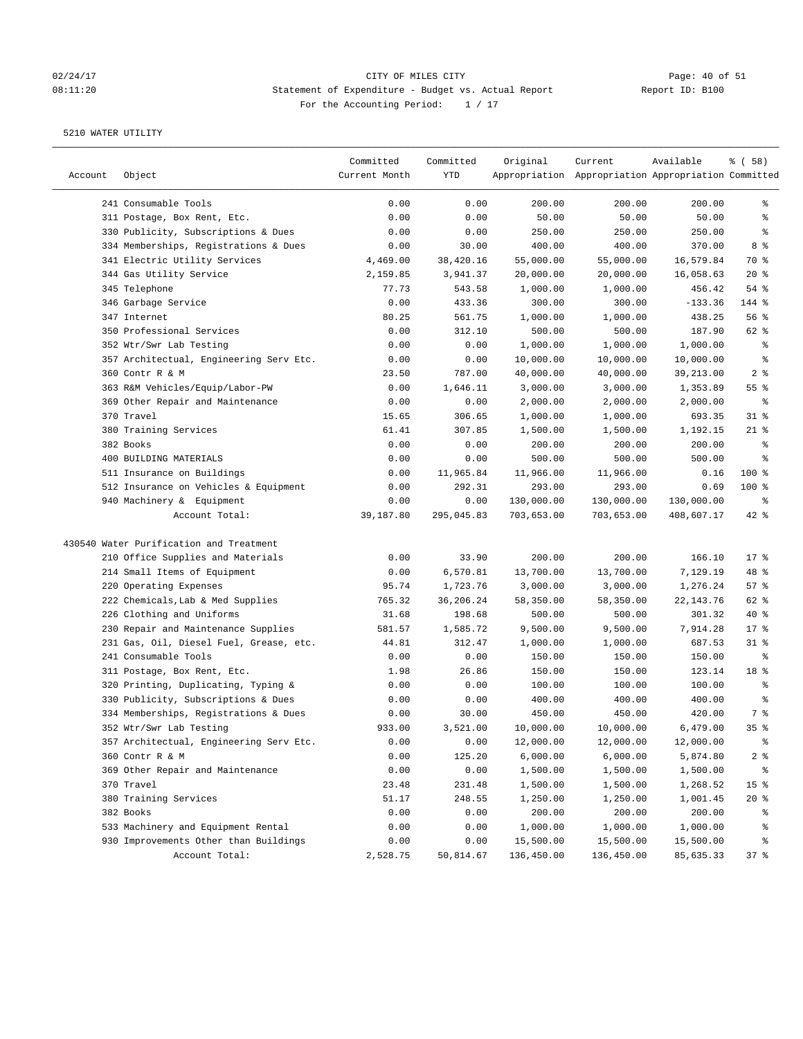CITY OF MILES CITY
Statement of Expenditure - Budget vs. Actual Report
For the Accounting Period: 1 / 17

5210 WATER UTILITY

| Account | Object | Committed Current Month | Committed YTD | Original Appropriation | Current Appropriation | Available Appropriation | % ( 58) Committed |
|---|---|---|---|---|---|---|---|
| | 241 Consumable Tools | 0.00 | 0.00 | 200.00 | 200.00 | 200.00 | % |
| | 311 Postage, Box Rent, Etc. | 0.00 | 0.00 | 50.00 | 50.00 | 50.00 | % |
| | 330 Publicity, Subscriptions & Dues | 0.00 | 0.00 | 250.00 | 250.00 | 250.00 | % |
| | 334 Memberships, Registrations & Dues | 0.00 | 30.00 | 400.00 | 400.00 | 370.00 | 8 % |
| | 341 Electric Utility Services | 4,469.00 | 38,420.16 | 55,000.00 | 55,000.00 | 16,579.84 | 70 % |
| | 344 Gas Utility Service | 2,159.85 | 3,941.37 | 20,000.00 | 20,000.00 | 16,058.63 | 20 % |
| | 345 Telephone | 77.73 | 543.58 | 1,000.00 | 1,000.00 | 456.42 | 54 % |
| | 346 Garbage Service | 0.00 | 433.36 | 300.00 | 300.00 | -133.36 | 144 % |
| | 347 Internet | 80.25 | 561.75 | 1,000.00 | 1,000.00 | 438.25 | 56 % |
| | 350 Professional Services | 0.00 | 312.10 | 500.00 | 500.00 | 187.90 | 62 % |
| | 352 Wtr/Swr Lab Testing | 0.00 | 0.00 | 1,000.00 | 1,000.00 | 1,000.00 | % |
| | 357 Architectual, Engineering Serv Etc. | 0.00 | 0.00 | 10,000.00 | 10,000.00 | 10,000.00 | % |
| | 360 Contr R & M | 23.50 | 787.00 | 40,000.00 | 40,000.00 | 39,213.00 | 2 % |
| | 363 R&M Vehicles/Equip/Labor-PW | 0.00 | 1,646.11 | 3,000.00 | 3,000.00 | 1,353.89 | 55 % |
| | 369 Other Repair and Maintenance | 0.00 | 0.00 | 2,000.00 | 2,000.00 | 2,000.00 | % |
| | 370 Travel | 15.65 | 306.65 | 1,000.00 | 1,000.00 | 693.35 | 31 % |
| | 380 Training Services | 61.41 | 307.85 | 1,500.00 | 1,500.00 | 1,192.15 | 21 % |
| | 382 Books | 0.00 | 0.00 | 200.00 | 200.00 | 200.00 | % |
| | 400 BUILDING MATERIALS | 0.00 | 0.00 | 500.00 | 500.00 | 500.00 | % |
| | 511 Insurance on Buildings | 0.00 | 11,965.84 | 11,966.00 | 11,966.00 | 0.16 | 100 % |
| | 512 Insurance on Vehicles & Equipment | 0.00 | 292.31 | 293.00 | 293.00 | 0.69 | 100 % |
| | 940 Machinery & Equipment | 0.00 | 0.00 | 130,000.00 | 130,000.00 | 130,000.00 | % |
| | Account Total: | 39,187.80 | 295,045.83 | 703,653.00 | 703,653.00 | 408,607.17 | 42 % |
| 430540 Water Purification and Treatment | | | | | | | |
| | 210 Office Supplies and Materials | 0.00 | 33.90 | 200.00 | 200.00 | 166.10 | 17 % |
| | 214 Small Items of Equipment | 0.00 | 6,570.81 | 13,700.00 | 13,700.00 | 7,129.19 | 48 % |
| | 220 Operating Expenses | 95.74 | 1,723.76 | 3,000.00 | 3,000.00 | 1,276.24 | 57 % |
| | 222 Chemicals,Lab & Med Supplies | 765.32 | 36,206.24 | 58,350.00 | 58,350.00 | 22,143.76 | 62 % |
| | 226 Clothing and Uniforms | 31.68 | 198.68 | 500.00 | 500.00 | 301.32 | 40 % |
| | 230 Repair and Maintenance Supplies | 581.57 | 1,585.72 | 9,500.00 | 9,500.00 | 7,914.28 | 17 % |
| | 231 Gas, Oil, Diesel Fuel, Grease, etc. | 44.81 | 312.47 | 1,000.00 | 1,000.00 | 687.53 | 31 % |
| | 241 Consumable Tools | 0.00 | 0.00 | 150.00 | 150.00 | 150.00 | % |
| | 311 Postage, Box Rent, Etc. | 1.98 | 26.86 | 150.00 | 150.00 | 123.14 | 18 % |
| | 320 Printing, Duplicating, Typing & | 0.00 | 0.00 | 100.00 | 100.00 | 100.00 | % |
| | 330 Publicity, Subscriptions & Dues | 0.00 | 0.00 | 400.00 | 400.00 | 400.00 | % |
| | 334 Memberships, Registrations & Dues | 0.00 | 30.00 | 450.00 | 450.00 | 420.00 | 7 % |
| | 352 Wtr/Swr Lab Testing | 933.00 | 3,521.00 | 10,000.00 | 10,000.00 | 6,479.00 | 35 % |
| | 357 Architectual, Engineering Serv Etc. | 0.00 | 0.00 | 12,000.00 | 12,000.00 | 12,000.00 | % |
| | 360 Contr R & M | 0.00 | 125.20 | 6,000.00 | 6,000.00 | 5,874.80 | 2 % |
| | 369 Other Repair and Maintenance | 0.00 | 0.00 | 1,500.00 | 1,500.00 | 1,500.00 | % |
| | 370 Travel | 23.48 | 231.48 | 1,500.00 | 1,500.00 | 1,268.52 | 15 % |
| | 380 Training Services | 51.17 | 248.55 | 1,250.00 | 1,250.00 | 1,001.45 | 20 % |
| | 382 Books | 0.00 | 0.00 | 200.00 | 200.00 | 200.00 | % |
| | 533 Machinery and Equipment Rental | 0.00 | 0.00 | 1,000.00 | 1,000.00 | 1,000.00 | % |
| | 930 Improvements Other than Buildings | 0.00 | 0.00 | 15,500.00 | 15,500.00 | 15,500.00 | % |
| | Account Total: | 2,528.75 | 50,814.67 | 136,450.00 | 136,450.00 | 85,635.33 | 37 % |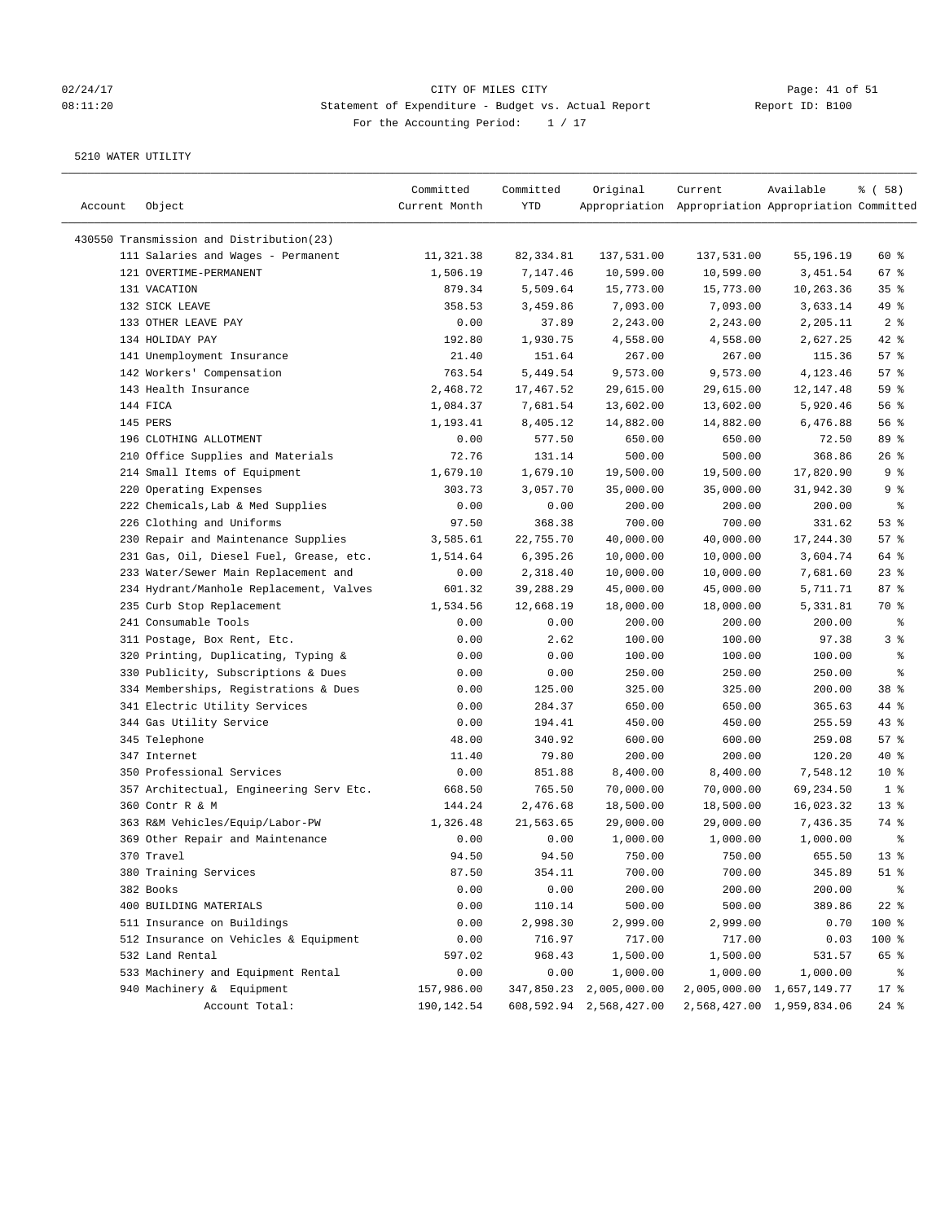CITY OF MILES CITY

Statement of Expenditure - Budget vs. Actual Report

For the Accounting Period: 1 / 17

5210 WATER UTILITY

| Account | Object | Committed Current Month | Committed YTD | Original Appropriation | Current Appropriation | Available Appropriation | % ( 58) Committed |
|---|---|---|---|---|---|---|---|
| 430550 Transmission and Distribution(23) | | | | | | | |
| | 111 Salaries and Wages - Permanent | 11,321.38 | 82,334.81 | 137,531.00 | 137,531.00 | 55,196.19 | 60 % |
| | 121 OVERTIME-PERMANENT | 1,506.19 | 7,147.46 | 10,599.00 | 10,599.00 | 3,451.54 | 67 % |
| | 131 VACATION | 879.34 | 5,509.64 | 15,773.00 | 15,773.00 | 10,263.36 | 35 % |
| | 132 SICK LEAVE | 358.53 | 3,459.86 | 7,093.00 | 7,093.00 | 3,633.14 | 49 % |
| | 133 OTHER LEAVE PAY | 0.00 | 37.89 | 2,243.00 | 2,243.00 | 2,205.11 | 2 % |
| | 134 HOLIDAY PAY | 192.80 | 1,930.75 | 4,558.00 | 4,558.00 | 2,627.25 | 42 % |
| | 141 Unemployment Insurance | 21.40 | 151.64 | 267.00 | 267.00 | 115.36 | 57 % |
| | 142 Workers' Compensation | 763.54 | 5,449.54 | 9,573.00 | 9,573.00 | 4,123.46 | 57 % |
| | 143 Health Insurance | 2,468.72 | 17,467.52 | 29,615.00 | 29,615.00 | 12,147.48 | 59 % |
| | 144 FICA | 1,084.37 | 7,681.54 | 13,602.00 | 13,602.00 | 5,920.46 | 56 % |
| | 145 PERS | 1,193.41 | 8,405.12 | 14,882.00 | 14,882.00 | 6,476.88 | 56 % |
| | 196 CLOTHING ALLOTMENT | 0.00 | 577.50 | 650.00 | 650.00 | 72.50 | 89 % |
| | 210 Office Supplies and Materials | 72.76 | 131.14 | 500.00 | 500.00 | 368.86 | 26 % |
| | 214 Small Items of Equipment | 1,679.10 | 1,679.10 | 19,500.00 | 19,500.00 | 17,820.90 | 9 % |
| | 220 Operating Expenses | 303.73 | 3,057.70 | 35,000.00 | 35,000.00 | 31,942.30 | 9 % |
| | 222 Chemicals,Lab & Med Supplies | 0.00 | 0.00 | 200.00 | 200.00 | 200.00 | % |
| | 226 Clothing and Uniforms | 97.50 | 368.38 | 700.00 | 700.00 | 331.62 | 53 % |
| | 230 Repair and Maintenance Supplies | 3,585.61 | 22,755.70 | 40,000.00 | 40,000.00 | 17,244.30 | 57 % |
| | 231 Gas, Oil, Diesel Fuel, Grease, etc. | 1,514.64 | 6,395.26 | 10,000.00 | 10,000.00 | 3,604.74 | 64 % |
| | 233 Water/Sewer Main Replacement and | 0.00 | 2,318.40 | 10,000.00 | 10,000.00 | 7,681.60 | 23 % |
| | 234 Hydrant/Manhole Replacement, Valves | 601.32 | 39,288.29 | 45,000.00 | 45,000.00 | 5,711.71 | 87 % |
| | 235 Curb Stop Replacement | 1,534.56 | 12,668.19 | 18,000.00 | 18,000.00 | 5,331.81 | 70 % |
| | 241 Consumable Tools | 0.00 | 0.00 | 200.00 | 200.00 | 200.00 | % |
| | 311 Postage, Box Rent, Etc. | 0.00 | 2.62 | 100.00 | 100.00 | 97.38 | 3 % |
| | 320 Printing, Duplicating, Typing & | 0.00 | 0.00 | 100.00 | 100.00 | 100.00 | % |
| | 330 Publicity, Subscriptions & Dues | 0.00 | 0.00 | 250.00 | 250.00 | 250.00 | % |
| | 334 Memberships, Registrations & Dues | 0.00 | 125.00 | 325.00 | 325.00 | 200.00 | 38 % |
| | 341 Electric Utility Services | 0.00 | 284.37 | 650.00 | 650.00 | 365.63 | 44 % |
| | 344 Gas Utility Service | 0.00 | 194.41 | 450.00 | 450.00 | 255.59 | 43 % |
| | 345 Telephone | 48.00 | 340.92 | 600.00 | 600.00 | 259.08 | 57 % |
| | 347 Internet | 11.40 | 79.80 | 200.00 | 200.00 | 120.20 | 40 % |
| | 350 Professional Services | 0.00 | 851.88 | 8,400.00 | 8,400.00 | 7,548.12 | 10 % |
| | 357 Architectual, Engineering Serv Etc. | 668.50 | 765.50 | 70,000.00 | 70,000.00 | 69,234.50 | 1 % |
| | 360 Contr R & M | 144.24 | 2,476.68 | 18,500.00 | 18,500.00 | 16,023.32 | 13 % |
| | 363 R&M Vehicles/Equip/Labor-PW | 1,326.48 | 21,563.65 | 29,000.00 | 29,000.00 | 7,436.35 | 74 % |
| | 369 Other Repair and Maintenance | 0.00 | 0.00 | 1,000.00 | 1,000.00 | 1,000.00 | % |
| | 370 Travel | 94.50 | 94.50 | 750.00 | 750.00 | 655.50 | 13 % |
| | 380 Training Services | 87.50 | 354.11 | 700.00 | 700.00 | 345.89 | 51 % |
| | 382 Books | 0.00 | 0.00 | 200.00 | 200.00 | 200.00 | % |
| | 400 BUILDING MATERIALS | 0.00 | 110.14 | 500.00 | 500.00 | 389.86 | 22 % |
| | 511 Insurance on Buildings | 0.00 | 2,998.30 | 2,999.00 | 2,999.00 | 0.70 | 100 % |
| | 512 Insurance on Vehicles & Equipment | 0.00 | 716.97 | 717.00 | 717.00 | 0.03 | 100 % |
| | 532 Land Rental | 597.02 | 968.43 | 1,500.00 | 1,500.00 | 531.57 | 65 % |
| | 533 Machinery and Equipment Rental | 0.00 | 0.00 | 1,000.00 | 1,000.00 | 1,000.00 | % |
| | 940 Machinery & Equipment | 157,986.00 | 347,850.23 | 2,005,000.00 | 2,005,000.00 | 1,657,149.77 | 17 % |
| | Account Total: | 190,142.54 | 608,592.94 | 2,568,427.00 | 2,568,427.00 | 1,959,834.06 | 24 % |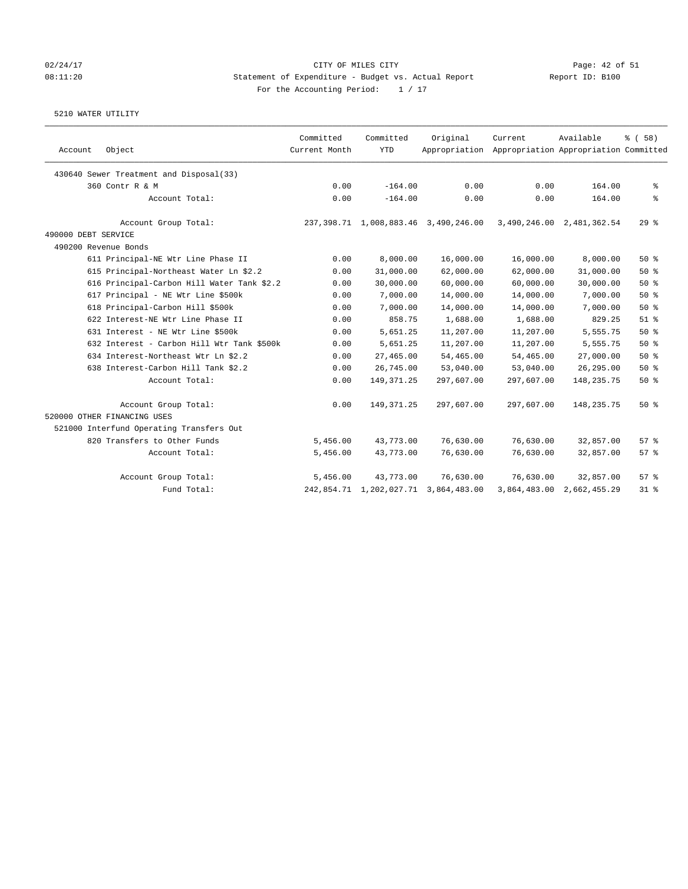CITY OF MILES CITY
Statement of Expenditure - Budget vs. Actual Report
For the Accounting Period: 1 / 17

02/24/17 08:11:20 Report ID: B100

5210 WATER UTILITY

| Account Object | Committed Current Month | Committed YTD | Original Appropriation | Current Appropriation | Available Appropriation | % ( 58) Committed |
|---|---|---|---|---|---|---|
| 430640 Sewer Treatment and Disposal(33) | | | | | | |
| 360 Contr R & M | 0.00 | -164.00 | 0.00 | 0.00 | 164.00 | % |
| Account Total: | 0.00 | -164.00 | 0.00 | 0.00 | 164.00 | % |
| Account Group Total: | 237,398.71 | 1,008,883.46 | 3,490,246.00 | 3,490,246.00 | 2,481,362.54 | 29 % |
| 490000 DEBT SERVICE | | | | | | |
| 490200 Revenue Bonds | | | | | | |
| 611 Principal-NE Wtr Line Phase II | 0.00 | 8,000.00 | 16,000.00 | 16,000.00 | 8,000.00 | 50 % |
| 615 Principal-Northeast Water Ln $2.2 | 0.00 | 31,000.00 | 62,000.00 | 62,000.00 | 31,000.00 | 50 % |
| 616 Principal-Carbon Hill Water Tank $2.2 | 0.00 | 30,000.00 | 60,000.00 | 60,000.00 | 30,000.00 | 50 % |
| 617 Principal - NE Wtr Line $500k | 0.00 | 7,000.00 | 14,000.00 | 14,000.00 | 7,000.00 | 50 % |
| 618 Principal-Carbon Hill $500k | 0.00 | 7,000.00 | 14,000.00 | 14,000.00 | 7,000.00 | 50 % |
| 622 Interest-NE Wtr Line Phase II | 0.00 | 858.75 | 1,688.00 | 1,688.00 | 829.25 | 51 % |
| 631 Interest - NE Wtr Line $500k | 0.00 | 5,651.25 | 11,207.00 | 11,207.00 | 5,555.75 | 50 % |
| 632 Interest - Carbon Hill Wtr Tank $500k | 0.00 | 5,651.25 | 11,207.00 | 11,207.00 | 5,555.75 | 50 % |
| 634 Interest-Northeast Wtr Ln $2.2 | 0.00 | 27,465.00 | 54,465.00 | 54,465.00 | 27,000.00 | 50 % |
| 638 Interest-Carbon Hill Tank $2.2 | 0.00 | 26,745.00 | 53,040.00 | 53,040.00 | 26,295.00 | 50 % |
| Account Total: | 0.00 | 149,371.25 | 297,607.00 | 297,607.00 | 148,235.75 | 50 % |
| Account Group Total: | 0.00 | 149,371.25 | 297,607.00 | 297,607.00 | 148,235.75 | 50 % |
| 520000 OTHER FINANCING USES | | | | | | |
| 521000 Interfund Operating Transfers Out | | | | | | |
| 820 Transfers to Other Funds | 5,456.00 | 43,773.00 | 76,630.00 | 76,630.00 | 32,857.00 | 57 % |
| Account Total: | 5,456.00 | 43,773.00 | 76,630.00 | 76,630.00 | 32,857.00 | 57 % |
| Account Group Total: | 5,456.00 | 43,773.00 | 76,630.00 | 76,630.00 | 32,857.00 | 57 % |
| Fund Total: | 242,854.71 | 1,202,027.71 | 3,864,483.00 | 3,864,483.00 | 2,662,455.29 | 31 % |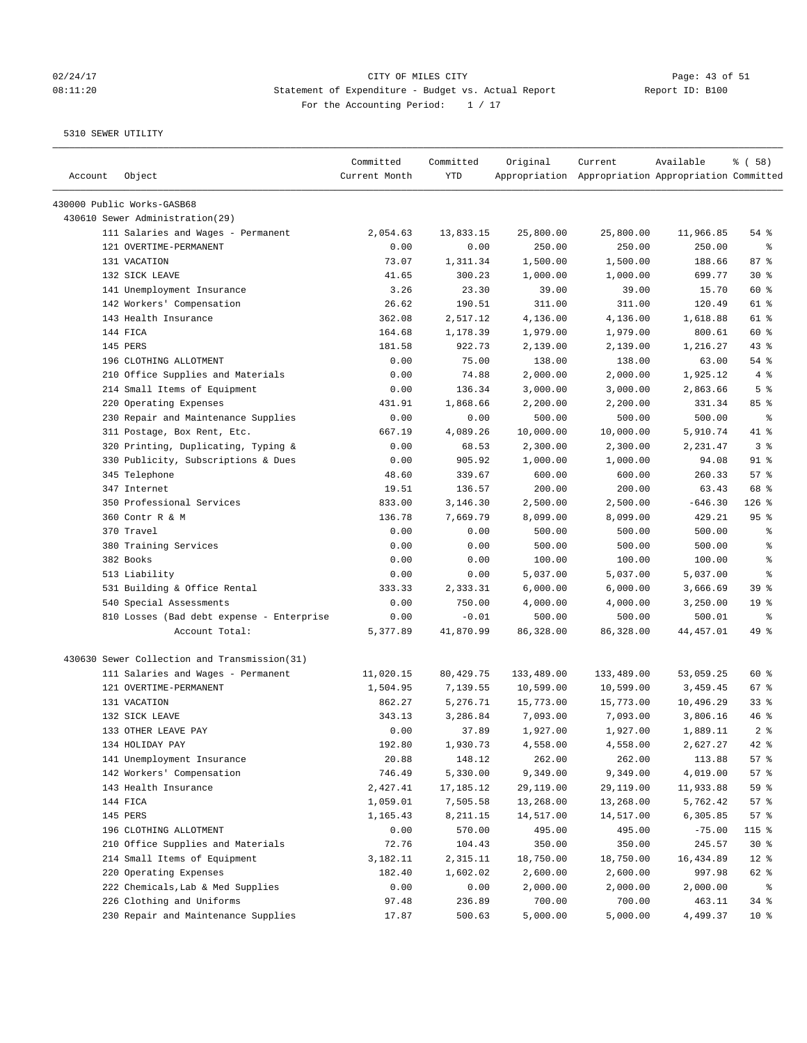CITY OF MILES CITY

Statement of Expenditure - Budget vs. Actual Report

For the Accounting Period: 1 / 17

5310 SEWER UTILITY

| Account Object | Committed Current Month | Committed YTD | Original Appropriation | Current Appropriation | Available Appropriation | % ( 58) Committed |
|---|---|---|---|---|---|---|
| 430000 Public Works-GASB68 | | | | | | |
| 430610 Sewer Administration(29) | | | | | | |
| 111 Salaries and Wages - Permanent | 2,054.63 | 13,833.15 | 25,800.00 | 25,800.00 | 11,966.85 | 54 % |
| 121 OVERTIME-PERMANENT | 0.00 | 0.00 | 250.00 | 250.00 | 250.00 | % |
| 131 VACATION | 73.07 | 1,311.34 | 1,500.00 | 1,500.00 | 188.66 | 87 % |
| 132 SICK LEAVE | 41.65 | 300.23 | 1,000.00 | 1,000.00 | 699.77 | 30 % |
| 141 Unemployment Insurance | 3.26 | 23.30 | 39.00 | 39.00 | 15.70 | 60 % |
| 142 Workers' Compensation | 26.62 | 190.51 | 311.00 | 311.00 | 120.49 | 61 % |
| 143 Health Insurance | 362.08 | 2,517.12 | 4,136.00 | 4,136.00 | 1,618.88 | 61 % |
| 144 FICA | 164.68 | 1,178.39 | 1,979.00 | 1,979.00 | 800.61 | 60 % |
| 145 PERS | 181.58 | 922.73 | 2,139.00 | 2,139.00 | 1,216.27 | 43 % |
| 196 CLOTHING ALLOTMENT | 0.00 | 75.00 | 138.00 | 138.00 | 63.00 | 54 % |
| 210 Office Supplies and Materials | 0.00 | 74.88 | 2,000.00 | 2,000.00 | 1,925.12 | 4 % |
| 214 Small Items of Equipment | 0.00 | 136.34 | 3,000.00 | 3,000.00 | 2,863.66 | 5 % |
| 220 Operating Expenses | 431.91 | 1,868.66 | 2,200.00 | 2,200.00 | 331.34 | 85 % |
| 230 Repair and Maintenance Supplies | 0.00 | 0.00 | 500.00 | 500.00 | 500.00 | % |
| 311 Postage, Box Rent, Etc. | 667.19 | 4,089.26 | 10,000.00 | 10,000.00 | 5,910.74 | 41 % |
| 320 Printing, Duplicating, Typing & | 0.00 | 68.53 | 2,300.00 | 2,300.00 | 2,231.47 | 3 % |
| 330 Publicity, Subscriptions & Dues | 0.00 | 905.92 | 1,000.00 | 1,000.00 | 94.08 | 91 % |
| 345 Telephone | 48.60 | 339.67 | 600.00 | 600.00 | 260.33 | 57 % |
| 347 Internet | 19.51 | 136.57 | 200.00 | 200.00 | 63.43 | 68 % |
| 350 Professional Services | 833.00 | 3,146.30 | 2,500.00 | 2,500.00 | -646.30 | 126 % |
| 360 Contr R & M | 136.78 | 7,669.79 | 8,099.00 | 8,099.00 | 429.21 | 95 % |
| 370 Travel | 0.00 | 0.00 | 500.00 | 500.00 | 500.00 | % |
| 380 Training Services | 0.00 | 0.00 | 500.00 | 500.00 | 500.00 | % |
| 382 Books | 0.00 | 0.00 | 100.00 | 100.00 | 100.00 | % |
| 513 Liability | 0.00 | 0.00 | 5,037.00 | 5,037.00 | 5,037.00 | % |
| 531 Building & Office Rental | 333.33 | 2,333.31 | 6,000.00 | 6,000.00 | 3,666.69 | 39 % |
| 540 Special Assessments | 0.00 | 750.00 | 4,000.00 | 4,000.00 | 3,250.00 | 19 % |
| 810 Losses (Bad debt expense - Enterprise | 0.00 | -0.01 | 500.00 | 500.00 | 500.01 | % |
| Account Total: | 5,377.89 | 41,870.99 | 86,328.00 | 86,328.00 | 44,457.01 | 49 % |
| 430630 Sewer Collection and Transmission(31) | | | | | | |
| 111 Salaries and Wages - Permanent | 11,020.15 | 80,429.75 | 133,489.00 | 133,489.00 | 53,059.25 | 60 % |
| 121 OVERTIME-PERMANENT | 1,504.95 | 7,139.55 | 10,599.00 | 10,599.00 | 3,459.45 | 67 % |
| 131 VACATION | 862.27 | 5,276.71 | 15,773.00 | 15,773.00 | 10,496.29 | 33 % |
| 132 SICK LEAVE | 343.13 | 3,286.84 | 7,093.00 | 7,093.00 | 3,806.16 | 46 % |
| 133 OTHER LEAVE PAY | 0.00 | 37.89 | 1,927.00 | 1,927.00 | 1,889.11 | 2 % |
| 134 HOLIDAY PAY | 192.80 | 1,930.73 | 4,558.00 | 4,558.00 | 2,627.27 | 42 % |
| 141 Unemployment Insurance | 20.88 | 148.12 | 262.00 | 262.00 | 113.88 | 57 % |
| 142 Workers' Compensation | 746.49 | 5,330.00 | 9,349.00 | 9,349.00 | 4,019.00 | 57 % |
| 143 Health Insurance | 2,427.41 | 17,185.12 | 29,119.00 | 29,119.00 | 11,933.88 | 59 % |
| 144 FICA | 1,059.01 | 7,505.58 | 13,268.00 | 13,268.00 | 5,762.42 | 57 % |
| 145 PERS | 1,165.43 | 8,211.15 | 14,517.00 | 14,517.00 | 6,305.85 | 57 % |
| 196 CLOTHING ALLOTMENT | 0.00 | 570.00 | 495.00 | 495.00 | -75.00 | 115 % |
| 210 Office Supplies and Materials | 72.76 | 104.43 | 350.00 | 350.00 | 245.57 | 30 % |
| 214 Small Items of Equipment | 3,182.11 | 2,315.11 | 18,750.00 | 18,750.00 | 16,434.89 | 12 % |
| 220 Operating Expenses | 182.40 | 1,602.02 | 2,600.00 | 2,600.00 | 997.98 | 62 % |
| 222 Chemicals,Lab & Med Supplies | 0.00 | 0.00 | 2,000.00 | 2,000.00 | 2,000.00 | % |
| 226 Clothing and Uniforms | 97.48 | 236.89 | 700.00 | 700.00 | 463.11 | 34 % |
| 230 Repair and Maintenance Supplies | 17.87 | 500.63 | 5,000.00 | 5,000.00 | 4,499.37 | 10 % |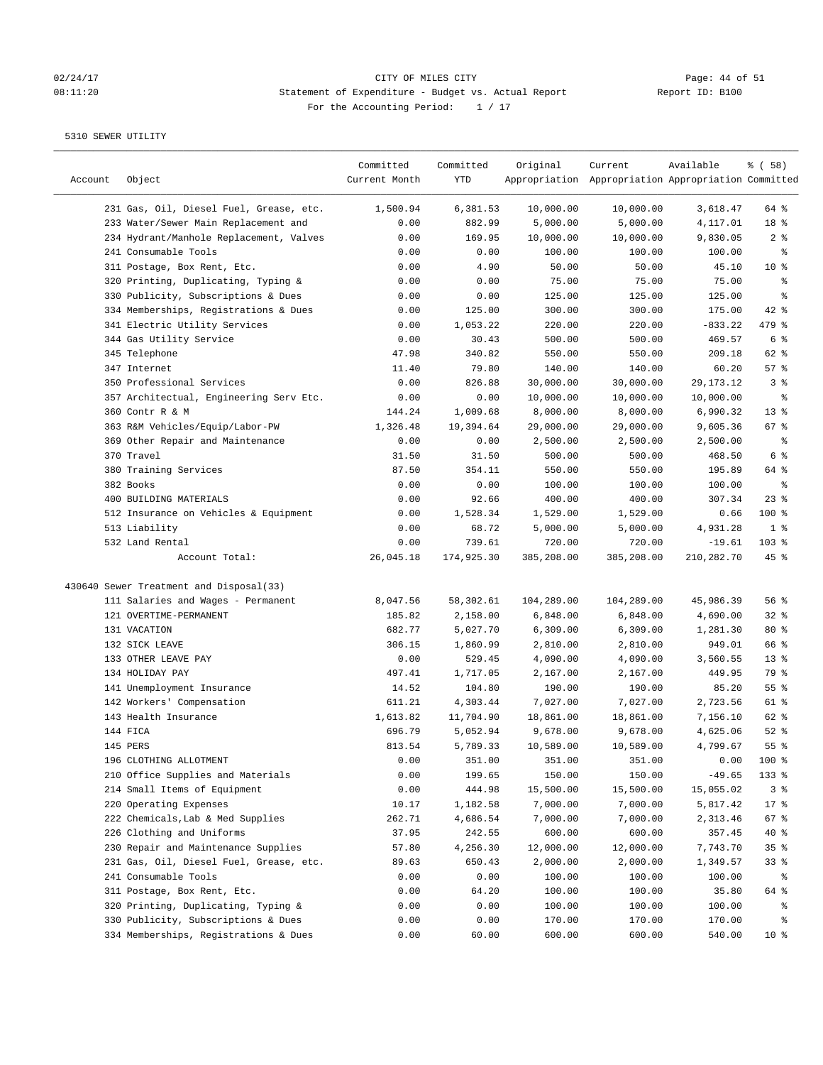CITY OF MILES CITY
Statement of Expenditure - Budget vs. Actual Report
For the Accounting Period: 1 / 17

5310 SEWER UTILITY

| Account | Object | Committed Current Month | Committed YTD | Original Appropriation | Current Appropriation | Available Appropriation | % ( 58) Committed |
|---|---|---|---|---|---|---|---|
| | 231 Gas, Oil, Diesel Fuel, Grease, etc. | 1,500.94 | 6,381.53 | 10,000.00 | 10,000.00 | 3,618.47 | 64 % |
| | 233 Water/Sewer Main Replacement and | 0.00 | 882.99 | 5,000.00 | 5,000.00 | 4,117.01 | 18 % |
| | 234 Hydrant/Manhole Replacement, Valves | 0.00 | 169.95 | 10,000.00 | 10,000.00 | 9,830.05 | 2 % |
| | 241 Consumable Tools | 0.00 | 0.00 | 100.00 | 100.00 | 100.00 | % |
| | 311 Postage, Box Rent, Etc. | 0.00 | 4.90 | 50.00 | 50.00 | 45.10 | 10 % |
| | 320 Printing, Duplicating, Typing & | 0.00 | 0.00 | 75.00 | 75.00 | 75.00 | % |
| | 330 Publicity, Subscriptions & Dues | 0.00 | 0.00 | 125.00 | 125.00 | 125.00 | % |
| | 334 Memberships, Registrations & Dues | 0.00 | 125.00 | 300.00 | 300.00 | 175.00 | 42 % |
| | 341 Electric Utility Services | 0.00 | 1,053.22 | 220.00 | 220.00 | -833.22 | 479 % |
| | 344 Gas Utility Service | 0.00 | 30.43 | 500.00 | 500.00 | 469.57 | 6 % |
| | 345 Telephone | 47.98 | 340.82 | 550.00 | 550.00 | 209.18 | 62 % |
| | 347 Internet | 11.40 | 79.80 | 140.00 | 140.00 | 60.20 | 57 % |
| | 350 Professional Services | 0.00 | 826.88 | 30,000.00 | 30,000.00 | 29,173.12 | 3 % |
| | 357 Architectual, Engineering Serv Etc. | 0.00 | 0.00 | 10,000.00 | 10,000.00 | 10,000.00 | % |
| | 360 Contr R & M | 144.24 | 1,009.68 | 8,000.00 | 8,000.00 | 6,990.32 | 13 % |
| | 363 R&M Vehicles/Equip/Labor-PW | 1,326.48 | 19,394.64 | 29,000.00 | 29,000.00 | 9,605.36 | 67 % |
| | 369 Other Repair and Maintenance | 0.00 | 0.00 | 2,500.00 | 2,500.00 | 2,500.00 | % |
| | 370 Travel | 31.50 | 31.50 | 500.00 | 500.00 | 468.50 | 6 % |
| | 380 Training Services | 87.50 | 354.11 | 550.00 | 550.00 | 195.89 | 64 % |
| | 382 Books | 0.00 | 0.00 | 100.00 | 100.00 | 100.00 | % |
| | 400 BUILDING MATERIALS | 0.00 | 92.66 | 400.00 | 400.00 | 307.34 | 23 % |
| | 512 Insurance on Vehicles & Equipment | 0.00 | 1,528.34 | 1,529.00 | 1,529.00 | 0.66 | 100 % |
| | 513 Liability | 0.00 | 68.72 | 5,000.00 | 5,000.00 | 4,931.28 | 1 % |
| | 532 Land Rental | 0.00 | 739.61 | 720.00 | 720.00 | -19.61 | 103 % |
| | Account Total: | 26,045.18 | 174,925.30 | 385,208.00 | 385,208.00 | 210,282.70 | 45 % |
| 430640 Sewer Treatment and Disposal(33) | | | | | | | |
| | 111 Salaries and Wages - Permanent | 8,047.56 | 58,302.61 | 104,289.00 | 104,289.00 | 45,986.39 | 56 % |
| | 121 OVERTIME-PERMANENT | 185.82 | 2,158.00 | 6,848.00 | 6,848.00 | 4,690.00 | 32 % |
| | 131 VACATION | 682.77 | 5,027.70 | 6,309.00 | 6,309.00 | 1,281.30 | 80 % |
| | 132 SICK LEAVE | 306.15 | 1,860.99 | 2,810.00 | 2,810.00 | 949.01 | 66 % |
| | 133 OTHER LEAVE PAY | 0.00 | 529.45 | 4,090.00 | 4,090.00 | 3,560.55 | 13 % |
| | 134 HOLIDAY PAY | 497.41 | 1,717.05 | 2,167.00 | 2,167.00 | 449.95 | 79 % |
| | 141 Unemployment Insurance | 14.52 | 104.80 | 190.00 | 190.00 | 85.20 | 55 % |
| | 142 Workers' Compensation | 611.21 | 4,303.44 | 7,027.00 | 7,027.00 | 2,723.56 | 61 % |
| | 143 Health Insurance | 1,613.82 | 11,704.90 | 18,861.00 | 18,861.00 | 7,156.10 | 62 % |
| | 144 FICA | 696.79 | 5,052.94 | 9,678.00 | 9,678.00 | 4,625.06 | 52 % |
| | 145 PERS | 813.54 | 5,789.33 | 10,589.00 | 10,589.00 | 4,799.67 | 55 % |
| | 196 CLOTHING ALLOTMENT | 0.00 | 351.00 | 351.00 | 351.00 | 0.00 | 100 % |
| | 210 Office Supplies and Materials | 0.00 | 199.65 | 150.00 | 150.00 | -49.65 | 133 % |
| | 214 Small Items of Equipment | 0.00 | 444.98 | 15,500.00 | 15,500.00 | 15,055.02 | 3 % |
| | 220 Operating Expenses | 10.17 | 1,182.58 | 7,000.00 | 7,000.00 | 5,817.42 | 17 % |
| | 222 Chemicals,Lab & Med Supplies | 262.71 | 4,686.54 | 7,000.00 | 7,000.00 | 2,313.46 | 67 % |
| | 226 Clothing and Uniforms | 37.95 | 242.55 | 600.00 | 600.00 | 357.45 | 40 % |
| | 230 Repair and Maintenance Supplies | 57.80 | 4,256.30 | 12,000.00 | 12,000.00 | 7,743.70 | 35 % |
| | 231 Gas, Oil, Diesel Fuel, Grease, etc. | 89.63 | 650.43 | 2,000.00 | 2,000.00 | 1,349.57 | 33 % |
| | 241 Consumable Tools | 0.00 | 0.00 | 100.00 | 100.00 | 100.00 | % |
| | 311 Postage, Box Rent, Etc. | 0.00 | 64.20 | 100.00 | 100.00 | 35.80 | 64 % |
| | 320 Printing, Duplicating, Typing & | 0.00 | 0.00 | 100.00 | 100.00 | 100.00 | % |
| | 330 Publicity, Subscriptions & Dues | 0.00 | 0.00 | 170.00 | 170.00 | 170.00 | % |
| | 334 Memberships, Registrations & Dues | 0.00 | 60.00 | 600.00 | 600.00 | 540.00 | 10 % |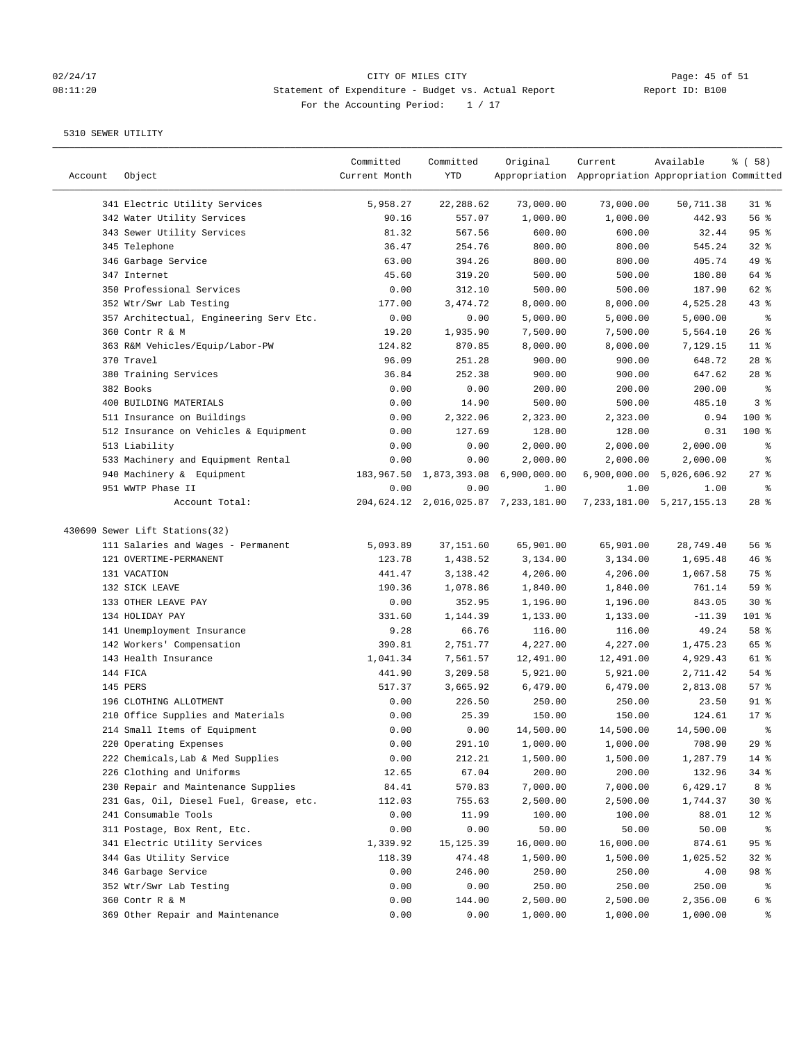CITY OF MILES CITY

Statement of Expenditure - Budget vs. Actual Report

For the Accounting Period: 1 / 17

5310 SEWER UTILITY

| Account | Object | Committed Current Month | Committed YTD | Original Appropriation | Current Appropriation | Available Appropriation | % ( 58) Committed |
|---|---|---|---|---|---|---|---|
| | 341 Electric Utility Services | 5,958.27 | 22,288.62 | 73,000.00 | 73,000.00 | 50,711.38 | 31 % |
| | 342 Water Utility Services | 90.16 | 557.07 | 1,000.00 | 1,000.00 | 442.93 | 56 % |
| | 343 Sewer Utility Services | 81.32 | 567.56 | 600.00 | 600.00 | 32.44 | 95 % |
| | 345 Telephone | 36.47 | 254.76 | 800.00 | 800.00 | 545.24 | 32 % |
| | 346 Garbage Service | 63.00 | 394.26 | 800.00 | 800.00 | 405.74 | 49 % |
| | 347 Internet | 45.60 | 319.20 | 500.00 | 500.00 | 180.80 | 64 % |
| | 350 Professional Services | 0.00 | 312.10 | 500.00 | 500.00 | 187.90 | 62 % |
| | 352 Wtr/Swr Lab Testing | 177.00 | 3,474.72 | 8,000.00 | 8,000.00 | 4,525.28 | 43 % |
| | 357 Architectual, Engineering Serv Etc. | 0.00 | 0.00 | 5,000.00 | 5,000.00 | 5,000.00 | % |
| | 360 Contr R & M | 19.20 | 1,935.90 | 7,500.00 | 7,500.00 | 5,564.10 | 26 % |
| | 363 R&M Vehicles/Equip/Labor-PW | 124.82 | 870.85 | 8,000.00 | 8,000.00 | 7,129.15 | 11 % |
| | 370 Travel | 96.09 | 251.28 | 900.00 | 900.00 | 648.72 | 28 % |
| | 380 Training Services | 36.84 | 252.38 | 900.00 | 900.00 | 647.62 | 28 % |
| | 382 Books | 0.00 | 0.00 | 200.00 | 200.00 | 200.00 | % |
| | 400 BUILDING MATERIALS | 0.00 | 14.90 | 500.00 | 500.00 | 485.10 | 3 % |
| | 511 Insurance on Buildings | 0.00 | 2,322.06 | 2,323.00 | 2,323.00 | 0.94 | 100 % |
| | 512 Insurance on Vehicles & Equipment | 0.00 | 127.69 | 128.00 | 128.00 | 0.31 | 100 % |
| | 513 Liability | 0.00 | 0.00 | 2,000.00 | 2,000.00 | 2,000.00 | % |
| | 533 Machinery and Equipment Rental | 0.00 | 0.00 | 2,000.00 | 2,000.00 | 2,000.00 | % |
| | 940 Machinery & Equipment | 183,967.50 | 1,873,393.08 | 6,900,000.00 | 6,900,000.00 | 5,026,606.92 | 27 % |
| | 951 WWTP Phase II | 0.00 | 0.00 | 1.00 | 1.00 | 1.00 | % |
| | Account Total: | 204,624.12 | 2,016,025.87 | 7,233,181.00 | 7,233,181.00 | 5,217,155.13 | 28 % |
| 430690 Sewer Lift Stations(32) | | | | | | | |
| | 111 Salaries and Wages - Permanent | 5,093.89 | 37,151.60 | 65,901.00 | 65,901.00 | 28,749.40 | 56 % |
| | 121 OVERTIME-PERMANENT | 123.78 | 1,438.52 | 3,134.00 | 3,134.00 | 1,695.48 | 46 % |
| | 131 VACATION | 441.47 | 3,138.42 | 4,206.00 | 4,206.00 | 1,067.58 | 75 % |
| | 132 SICK LEAVE | 190.36 | 1,078.86 | 1,840.00 | 1,840.00 | 761.14 | 59 % |
| | 133 OTHER LEAVE PAY | 0.00 | 352.95 | 1,196.00 | 1,196.00 | 843.05 | 30 % |
| | 134 HOLIDAY PAY | 331.60 | 1,144.39 | 1,133.00 | 1,133.00 | -11.39 | 101 % |
| | 141 Unemployment Insurance | 9.28 | 66.76 | 116.00 | 116.00 | 49.24 | 58 % |
| | 142 Workers' Compensation | 390.81 | 2,751.77 | 4,227.00 | 4,227.00 | 1,475.23 | 65 % |
| | 143 Health Insurance | 1,041.34 | 7,561.57 | 12,491.00 | 12,491.00 | 4,929.43 | 61 % |
| | 144 FICA | 441.90 | 3,209.58 | 5,921.00 | 5,921.00 | 2,711.42 | 54 % |
| | 145 PERS | 517.37 | 3,665.92 | 6,479.00 | 6,479.00 | 2,813.08 | 57 % |
| | 196 CLOTHING ALLOTMENT | 0.00 | 226.50 | 250.00 | 250.00 | 23.50 | 91 % |
| | 210 Office Supplies and Materials | 0.00 | 25.39 | 150.00 | 150.00 | 124.61 | 17 % |
| | 214 Small Items of Equipment | 0.00 | 0.00 | 14,500.00 | 14,500.00 | 14,500.00 | % |
| | 220 Operating Expenses | 0.00 | 291.10 | 1,000.00 | 1,000.00 | 708.90 | 29 % |
| | 222 Chemicals,Lab & Med Supplies | 0.00 | 212.21 | 1,500.00 | 1,500.00 | 1,287.79 | 14 % |
| | 226 Clothing and Uniforms | 12.65 | 67.04 | 200.00 | 200.00 | 132.96 | 34 % |
| | 230 Repair and Maintenance Supplies | 84.41 | 570.83 | 7,000.00 | 7,000.00 | 6,429.17 | 8 % |
| | 231 Gas, Oil, Diesel Fuel, Grease, etc. | 112.03 | 755.63 | 2,500.00 | 2,500.00 | 1,744.37 | 30 % |
| | 241 Consumable Tools | 0.00 | 11.99 | 100.00 | 100.00 | 88.01 | 12 % |
| | 311 Postage, Box Rent, Etc. | 0.00 | 0.00 | 50.00 | 50.00 | 50.00 | % |
| | 341 Electric Utility Services | 1,339.92 | 15,125.39 | 16,000.00 | 16,000.00 | 874.61 | 95 % |
| | 344 Gas Utility Service | 118.39 | 474.48 | 1,500.00 | 1,500.00 | 1,025.52 | 32 % |
| | 346 Garbage Service | 0.00 | 246.00 | 250.00 | 250.00 | 4.00 | 98 % |
| | 352 Wtr/Swr Lab Testing | 0.00 | 0.00 | 250.00 | 250.00 | 250.00 | % |
| | 360 Contr R & M | 0.00 | 144.00 | 2,500.00 | 2,500.00 | 2,356.00 | 6 % |
| | 369 Other Repair and Maintenance | 0.00 | 0.00 | 1,000.00 | 1,000.00 | 1,000.00 | % |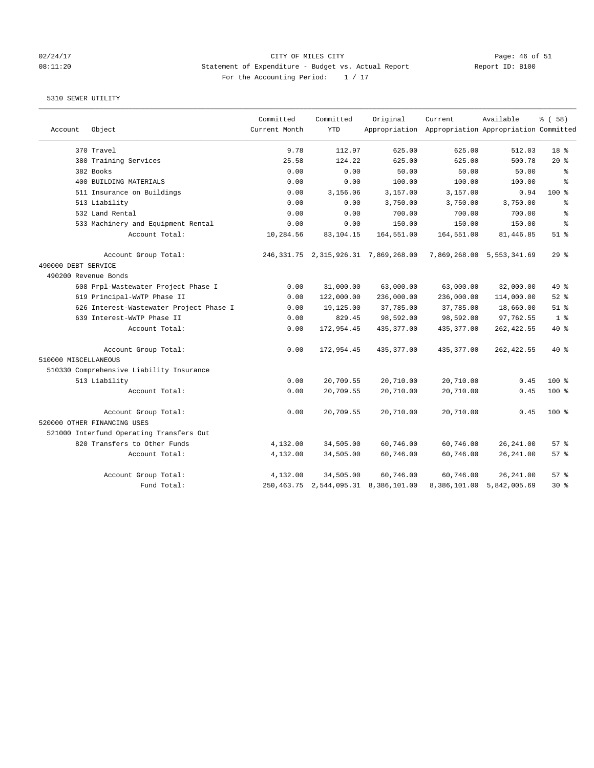CITY OF MILES CITY
Statement of Expenditure - Budget vs. Actual Report
For the Accounting Period: 1 / 17

5310 SEWER UTILITY

| Account | Object | Committed Current Month | Committed YTD | Original Appropriation | Current Appropriation | Available Appropriation | % ( 58) Committed |
|---|---|---|---|---|---|---|---|
| | 370 Travel | 9.78 | 112.97 | 625.00 | 625.00 | 512.03 | 18 % |
| | 380 Training Services | 25.58 | 124.22 | 625.00 | 625.00 | 500.78 | 20 % |
| | 382 Books | 0.00 | 0.00 | 50.00 | 50.00 | 50.00 | % |
| | 400 BUILDING MATERIALS | 0.00 | 0.00 | 100.00 | 100.00 | 100.00 | % |
| | 511 Insurance on Buildings | 0.00 | 3,156.06 | 3,157.00 | 3,157.00 | 0.94 | 100 % |
| | 513 Liability | 0.00 | 0.00 | 3,750.00 | 3,750.00 | 3,750.00 | % |
| | 532 Land Rental | 0.00 | 0.00 | 700.00 | 700.00 | 700.00 | % |
| | 533 Machinery and Equipment Rental | 0.00 | 0.00 | 150.00 | 150.00 | 150.00 | % |
| | Account Total: | 10,284.56 | 83,104.15 | 164,551.00 | 164,551.00 | 81,446.85 | 51 % |
| | Account Group Total: | 246,331.75 | 2,315,926.31 | 7,869,268.00 | 7,869,268.00 | 5,553,341.69 | 29 % |
| 490000 DEBT SERVICE | | | | | | | |
| 490200 Revenue Bonds | | | | | | | |
| | 608 Prpl-Wastewater Project Phase I | 0.00 | 31,000.00 | 63,000.00 | 63,000.00 | 32,000.00 | 49 % |
| | 619 Principal-WWTP Phase II | 0.00 | 122,000.00 | 236,000.00 | 236,000.00 | 114,000.00 | 52 % |
| | 626 Interest-Wastewater Project Phase I | 0.00 | 19,125.00 | 37,785.00 | 37,785.00 | 18,660.00 | 51 % |
| | 639 Interest-WWTP Phase II | 0.00 | 829.45 | 98,592.00 | 98,592.00 | 97,762.55 | 1 % |
| | Account Total: | 0.00 | 172,954.45 | 435,377.00 | 435,377.00 | 262,422.55 | 40 % |
| | Account Group Total: | 0.00 | 172,954.45 | 435,377.00 | 435,377.00 | 262,422.55 | 40 % |
| 510000 MISCELLANEOUS | | | | | | | |
| 510330 Comprehensive Liability Insurance | | | | | | | |
| | 513 Liability | 0.00 | 20,709.55 | 20,710.00 | 20,710.00 | 0.45 | 100 % |
| | Account Total: | 0.00 | 20,709.55 | 20,710.00 | 20,710.00 | 0.45 | 100 % |
| | Account Group Total: | 0.00 | 20,709.55 | 20,710.00 | 20,710.00 | 0.45 | 100 % |
| 520000 OTHER FINANCING USES | | | | | | | |
| 521000 Interfund Operating Transfers Out | | | | | | | |
| | 820 Transfers to Other Funds | 4,132.00 | 34,505.00 | 60,746.00 | 60,746.00 | 26,241.00 | 57 % |
| | Account Total: | 4,132.00 | 34,505.00 | 60,746.00 | 60,746.00 | 26,241.00 | 57 % |
| | Account Group Total: | 4,132.00 | 34,505.00 | 60,746.00 | 60,746.00 | 26,241.00 | 57 % |
| | Fund Total: | 250,463.75 | 2,544,095.31 | 8,386,101.00 | 8,386,101.00 | 5,842,005.69 | 30 % |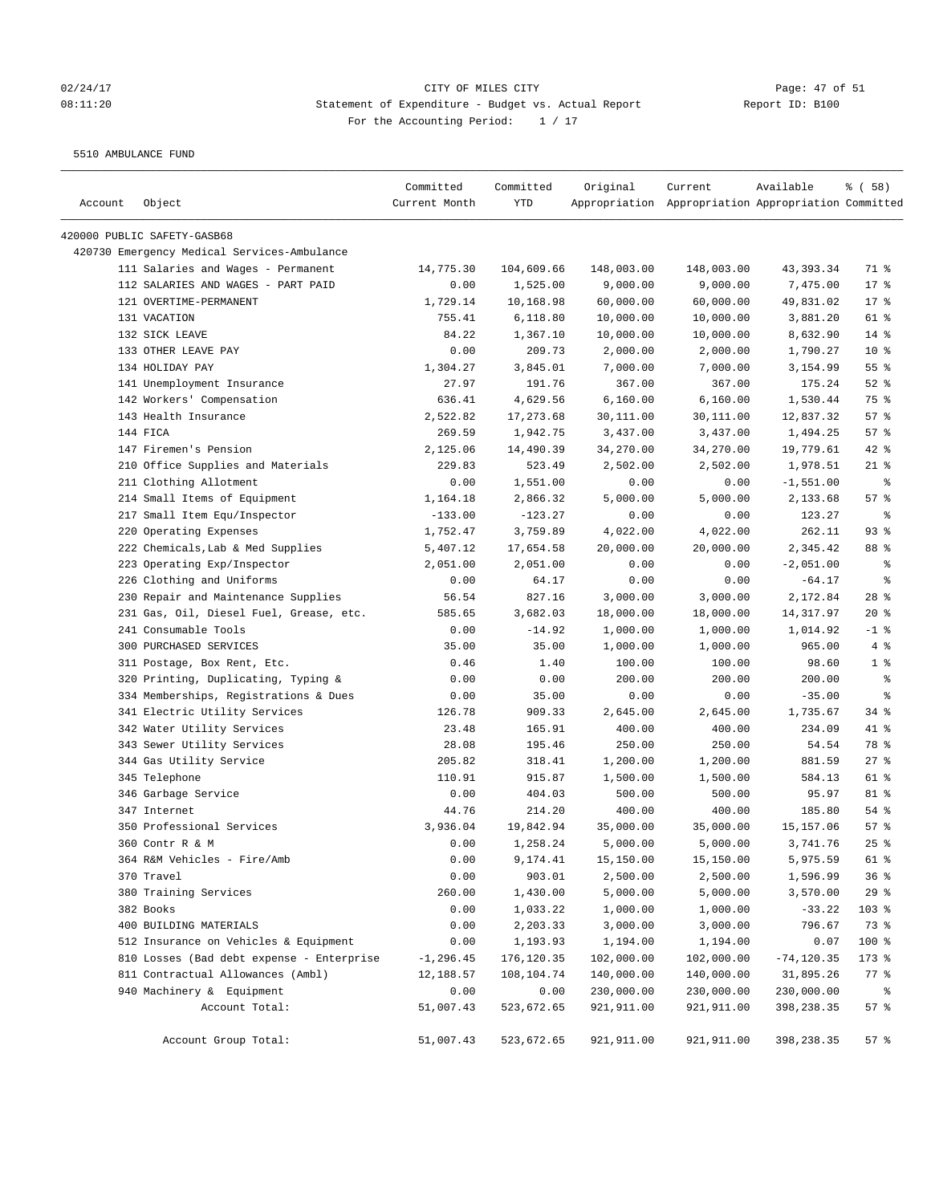CITY OF MILES CITY
Statement of Expenditure - Budget vs. Actual Report
For the Accounting Period: 1 / 17

02/24/17
08:11:20

Report ID: B100

5510 AMBULANCE FUND

| Account | Object | Committed Current Month | Committed YTD | Original Appropriation | Current Appropriation | Available Appropriation | % ( 58) Committed |
|---|---|---|---|---|---|---|---|
| 420000 PUBLIC SAFETY-GASB68 | | | | | | | |
| 420730 Emergency Medical Services-Ambulance | | | | | | | |
| | 111 Salaries and Wages - Permanent | 14,775.30 | 104,609.66 | 148,003.00 | 148,003.00 | 43,393.34 | 71 % |
| | 112 SALARIES AND WAGES - PART PAID | 0.00 | 1,525.00 | 9,000.00 | 9,000.00 | 7,475.00 | 17 % |
| | 121 OVERTIME-PERMANENT | 1,729.14 | 10,168.98 | 60,000.00 | 60,000.00 | 49,831.02 | 17 % |
| | 131 VACATION | 755.41 | 6,118.80 | 10,000.00 | 10,000.00 | 3,881.20 | 61 % |
| | 132 SICK LEAVE | 84.22 | 1,367.10 | 10,000.00 | 10,000.00 | 8,632.90 | 14 % |
| | 133 OTHER LEAVE PAY | 0.00 | 209.73 | 2,000.00 | 2,000.00 | 1,790.27 | 10 % |
| | 134 HOLIDAY PAY | 1,304.27 | 3,845.01 | 7,000.00 | 7,000.00 | 3,154.99 | 55 % |
| | 141 Unemployment Insurance | 27.97 | 191.76 | 367.00 | 367.00 | 175.24 | 52 % |
| | 142 Workers' Compensation | 636.41 | 4,629.56 | 6,160.00 | 6,160.00 | 1,530.44 | 75 % |
| | 143 Health Insurance | 2,522.82 | 17,273.68 | 30,111.00 | 30,111.00 | 12,837.32 | 57 % |
| | 144 FICA | 269.59 | 1,942.75 | 3,437.00 | 3,437.00 | 1,494.25 | 57 % |
| | 147 Firemen's Pension | 2,125.06 | 14,490.39 | 34,270.00 | 34,270.00 | 19,779.61 | 42 % |
| | 210 Office Supplies and Materials | 229.83 | 523.49 | 2,502.00 | 2,502.00 | 1,978.51 | 21 % |
| | 211 Clothing Allotment | 0.00 | 1,551.00 | 0.00 | 0.00 | -1,551.00 | % |
| | 214 Small Items of Equipment | 1,164.18 | 2,866.32 | 5,000.00 | 5,000.00 | 2,133.68 | 57 % |
| | 217 Small Item Equ/Inspector | -133.00 | -123.27 | 0.00 | 0.00 | 123.27 | % |
| | 220 Operating Expenses | 1,752.47 | 3,759.89 | 4,022.00 | 4,022.00 | 262.11 | 93 % |
| | 222 Chemicals,Lab & Med Supplies | 5,407.12 | 17,654.58 | 20,000.00 | 20,000.00 | 2,345.42 | 88 % |
| | 223 Operating Exp/Inspector | 2,051.00 | 2,051.00 | 0.00 | 0.00 | -2,051.00 | % |
| | 226 Clothing and Uniforms | 0.00 | 64.17 | 0.00 | 0.00 | -64.17 | % |
| | 230 Repair and Maintenance Supplies | 56.54 | 827.16 | 3,000.00 | 3,000.00 | 2,172.84 | 28 % |
| | 231 Gas, Oil, Diesel Fuel, Grease, etc. | 585.65 | 3,682.03 | 18,000.00 | 18,000.00 | 14,317.97 | 20 % |
| | 241 Consumable Tools | 0.00 | -14.92 | 1,000.00 | 1,000.00 | 1,014.92 | -1 % |
| | 300 PURCHASED SERVICES | 35.00 | 35.00 | 1,000.00 | 1,000.00 | 965.00 | 4 % |
| | 311 Postage, Box Rent, Etc. | 0.46 | 1.40 | 100.00 | 100.00 | 98.60 | 1 % |
| | 320 Printing, Duplicating, Typing & | 0.00 | 0.00 | 200.00 | 200.00 | 200.00 | % |
| | 334 Memberships, Registrations & Dues | 0.00 | 35.00 | 0.00 | 0.00 | -35.00 | % |
| | 341 Electric Utility Services | 126.78 | 909.33 | 2,645.00 | 2,645.00 | 1,735.67 | 34 % |
| | 342 Water Utility Services | 23.48 | 165.91 | 400.00 | 400.00 | 234.09 | 41 % |
| | 343 Sewer Utility Services | 28.08 | 195.46 | 250.00 | 250.00 | 54.54 | 78 % |
| | 344 Gas Utility Service | 205.82 | 318.41 | 1,200.00 | 1,200.00 | 881.59 | 27 % |
| | 345 Telephone | 110.91 | 915.87 | 1,500.00 | 1,500.00 | 584.13 | 61 % |
| | 346 Garbage Service | 0.00 | 404.03 | 500.00 | 500.00 | 95.97 | 81 % |
| | 347 Internet | 44.76 | 214.20 | 400.00 | 400.00 | 185.80 | 54 % |
| | 350 Professional Services | 3,936.04 | 19,842.94 | 35,000.00 | 35,000.00 | 15,157.06 | 57 % |
| | 360 Contr R & M | 0.00 | 1,258.24 | 5,000.00 | 5,000.00 | 3,741.76 | 25 % |
| | 364 R&M Vehicles - Fire/Amb | 0.00 | 9,174.41 | 15,150.00 | 15,150.00 | 5,975.59 | 61 % |
| | 370 Travel | 0.00 | 903.01 | 2,500.00 | 2,500.00 | 1,596.99 | 36 % |
| | 380 Training Services | 260.00 | 1,430.00 | 5,000.00 | 5,000.00 | 3,570.00 | 29 % |
| | 382 Books | 0.00 | 1,033.22 | 1,000.00 | 1,000.00 | -33.22 | 103 % |
| | 400 BUILDING MATERIALS | 0.00 | 2,203.33 | 3,000.00 | 3,000.00 | 796.67 | 73 % |
| | 512 Insurance on Vehicles & Equipment | 0.00 | 1,193.93 | 1,194.00 | 1,194.00 | 0.07 | 100 % |
| | 810 Losses (Bad debt expense - Enterprise | -1,296.45 | 176,120.35 | 102,000.00 | 102,000.00 | -74,120.35 | 173 % |
| | 811 Contractual Allowances (Ambl) | 12,188.57 | 108,104.74 | 140,000.00 | 140,000.00 | 31,895.26 | 77 % |
| | 940 Machinery & Equipment | 0.00 | 0.00 | 230,000.00 | 230,000.00 | 230,000.00 | % |
| | Account Total: | 51,007.43 | 523,672.65 | 921,911.00 | 921,911.00 | 398,238.35 | 57 % |
| | Account Group Total: | 51,007.43 | 523,672.65 | 921,911.00 | 921,911.00 | 398,238.35 | 57 % |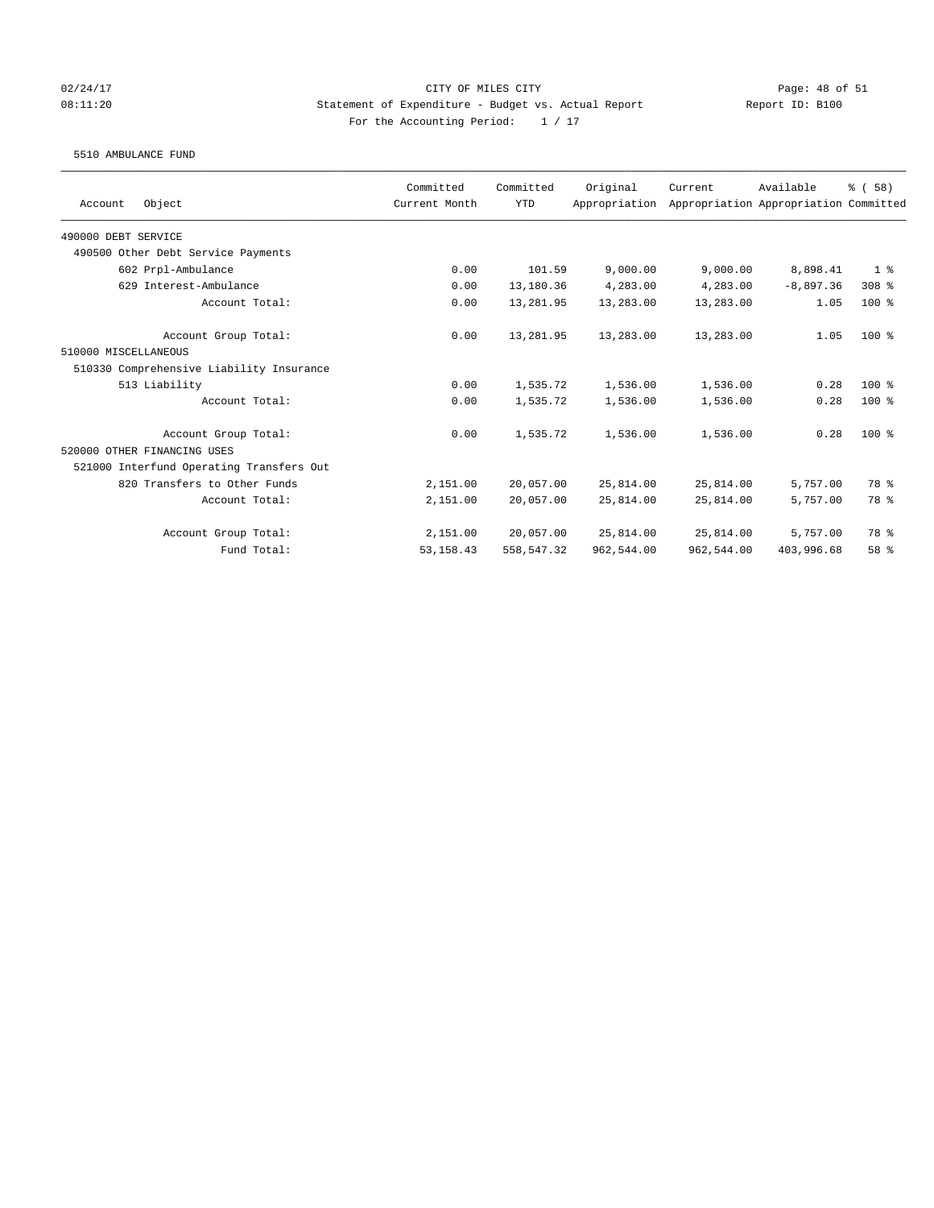CITY OF MILES CITY

Statement of Expenditure - Budget vs. Actual Report

Report ID: B100

For the Accounting Period: 1 / 17

02/24/17
08:11:20

5510 AMBULANCE FUND

| Account Object | Committed Current Month | Committed YTD | Original Appropriation | Current Appropriation | Available Appropriation | % ( 58) Committed |
|---|---|---|---|---|---|---|
| 490000 DEBT SERVICE | | | | | | |
| 490500 Other Debt Service Payments | | | | | | |
| 602 Prpl-Ambulance | 0.00 | 101.59 | 9,000.00 | 9,000.00 | 8,898.41 | 1 % |
| 629 Interest-Ambulance | 0.00 | 13,180.36 | 4,283.00 | 4,283.00 | -8,897.36 | 308 % |
| Account Total: | 0.00 | 13,281.95 | 13,283.00 | 13,283.00 | 1.05 | 100 % |
| Account Group Total: | 0.00 | 13,281.95 | 13,283.00 | 13,283.00 | 1.05 | 100 % |
| 510000 MISCELLANEOUS | | | | | | |
| 510330 Comprehensive Liability Insurance | | | | | | |
| 513 Liability | 0.00 | 1,535.72 | 1,536.00 | 1,536.00 | 0.28 | 100 % |
| Account Total: | 0.00 | 1,535.72 | 1,536.00 | 1,536.00 | 0.28 | 100 % |
| Account Group Total: | 0.00 | 1,535.72 | 1,536.00 | 1,536.00 | 0.28 | 100 % |
| 520000 OTHER FINANCING USES | | | | | | |
| 521000 Interfund Operating Transfers Out | | | | | | |
| 820 Transfers to Other Funds | 2,151.00 | 20,057.00 | 25,814.00 | 25,814.00 | 5,757.00 | 78 % |
| Account Total: | 2,151.00 | 20,057.00 | 25,814.00 | 25,814.00 | 5,757.00 | 78 % |
| Account Group Total: | 2,151.00 | 20,057.00 | 25,814.00 | 25,814.00 | 5,757.00 | 78 % |
| Fund Total: | 53,158.43 | 558,547.32 | 962,544.00 | 962,544.00 | 403,996.68 | 58 % |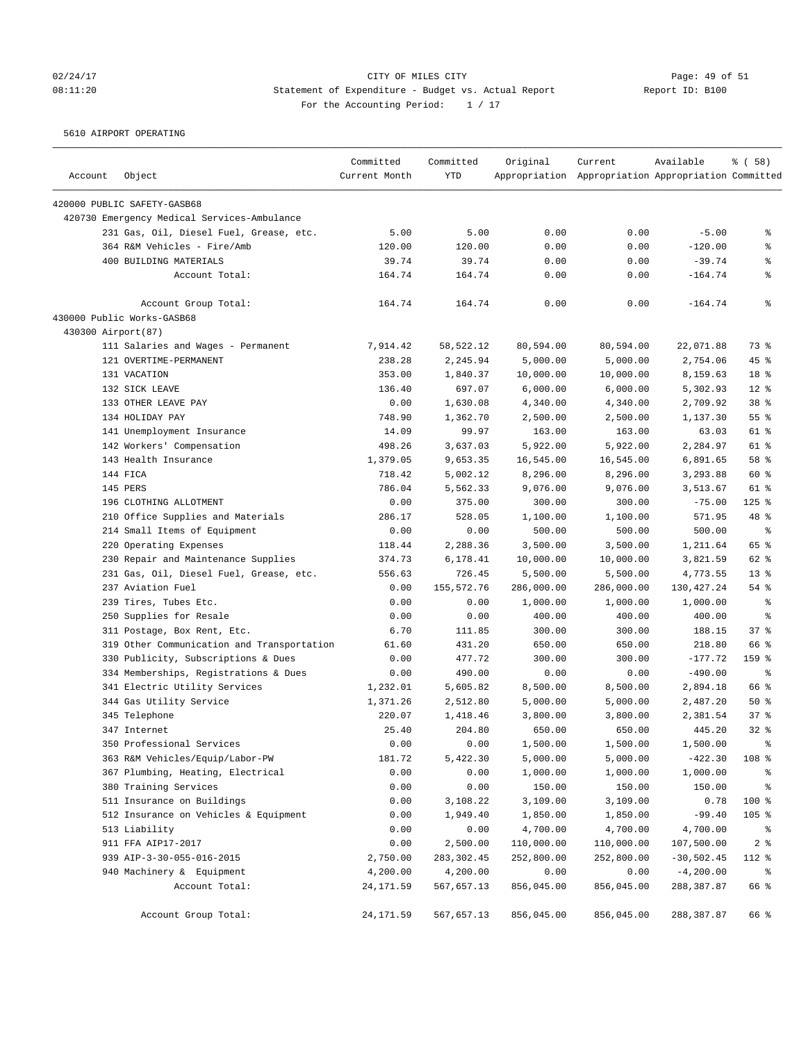02/24/17 CITY OF MILES CITY
08:11:20 Statement of Expenditure - Budget vs. Actual Report Report ID: B100
For the Accounting Period: 1 / 17

5610 AIRPORT OPERATING

| Account | Object | Committed Current Month | Committed YTD | Original Appropriation | Current Appropriation | Available Appropriation | % ( 58) Committed |
|---|---|---|---|---|---|---|---|
| 420000 PUBLIC SAFETY-GASB68 | | | | | | | |
| 420730 Emergency Medical Services-Ambulance | | | | | | | |
| | 231 Gas, Oil, Diesel Fuel, Grease, etc. | 5.00 | 5.00 | 0.00 | 0.00 | -5.00 | % |
| | 364 R&M Vehicles - Fire/Amb | 120.00 | 120.00 | 0.00 | 0.00 | -120.00 | % |
| | 400 BUILDING MATERIALS | 39.74 | 39.74 | 0.00 | 0.00 | -39.74 | % |
| | Account Total: | 164.74 | 164.74 | 0.00 | 0.00 | -164.74 | % |
| | Account Group Total: | 164.74 | 164.74 | 0.00 | 0.00 | -164.74 | % |
| 430000 Public Works-GASB68 | | | | | | | |
| 430300 Airport(87) | | | | | | | |
| | 111 Salaries and Wages - Permanent | 7,914.42 | 58,522.12 | 80,594.00 | 80,594.00 | 22,071.88 | 73 % |
| | 121 OVERTIME-PERMANENT | 238.28 | 2,245.94 | 5,000.00 | 5,000.00 | 2,754.06 | 45 % |
| | 131 VACATION | 353.00 | 1,840.37 | 10,000.00 | 10,000.00 | 8,159.63 | 18 % |
| | 132 SICK LEAVE | 136.40 | 697.07 | 6,000.00 | 6,000.00 | 5,302.93 | 12 % |
| | 133 OTHER LEAVE PAY | 0.00 | 1,630.08 | 4,340.00 | 4,340.00 | 2,709.92 | 38 % |
| | 134 HOLIDAY PAY | 748.90 | 1,362.70 | 2,500.00 | 2,500.00 | 1,137.30 | 55 % |
| | 141 Unemployment Insurance | 14.09 | 99.97 | 163.00 | 163.00 | 63.03 | 61 % |
| | 142 Workers' Compensation | 498.26 | 3,637.03 | 5,922.00 | 5,922.00 | 2,284.97 | 61 % |
| | 143 Health Insurance | 1,379.05 | 9,653.35 | 16,545.00 | 16,545.00 | 6,891.65 | 58 % |
| | 144 FICA | 718.42 | 5,002.12 | 8,296.00 | 8,296.00 | 3,293.88 | 60 % |
| | 145 PERS | 786.04 | 5,562.33 | 9,076.00 | 9,076.00 | 3,513.67 | 61 % |
| | 196 CLOTHING ALLOTMENT | 0.00 | 375.00 | 300.00 | 300.00 | -75.00 | 125 % |
| | 210 Office Supplies and Materials | 286.17 | 528.05 | 1,100.00 | 1,100.00 | 571.95 | 48 % |
| | 214 Small Items of Equipment | 0.00 | 0.00 | 500.00 | 500.00 | 500.00 | % |
| | 220 Operating Expenses | 118.44 | 2,288.36 | 3,500.00 | 3,500.00 | 1,211.64 | 65 % |
| | 230 Repair and Maintenance Supplies | 374.73 | 6,178.41 | 10,000.00 | 10,000.00 | 3,821.59 | 62 % |
| | 231 Gas, Oil, Diesel Fuel, Grease, etc. | 556.63 | 726.45 | 5,500.00 | 5,500.00 | 4,773.55 | 13 % |
| | 237 Aviation Fuel | 0.00 | 155,572.76 | 286,000.00 | 286,000.00 | 130,427.24 | 54 % |
| | 239 Tires, Tubes Etc. | 0.00 | 0.00 | 1,000.00 | 1,000.00 | 1,000.00 | % |
| | 250 Supplies for Resale | 0.00 | 0.00 | 400.00 | 400.00 | 400.00 | % |
| | 311 Postage, Box Rent, Etc. | 6.70 | 111.85 | 300.00 | 300.00 | 188.15 | 37 % |
| | 319 Other Communication and Transportation | 61.60 | 431.20 | 650.00 | 650.00 | 218.80 | 66 % |
| | 330 Publicity, Subscriptions & Dues | 0.00 | 477.72 | 300.00 | 300.00 | -177.72 | 159 % |
| | 334 Memberships, Registrations & Dues | 0.00 | 490.00 | 0.00 | 0.00 | -490.00 | % |
| | 341 Electric Utility Services | 1,232.01 | 5,605.82 | 8,500.00 | 8,500.00 | 2,894.18 | 66 % |
| | 344 Gas Utility Service | 1,371.26 | 2,512.80 | 5,000.00 | 5,000.00 | 2,487.20 | 50 % |
| | 345 Telephone | 220.07 | 1,418.46 | 3,800.00 | 3,800.00 | 2,381.54 | 37 % |
| | 347 Internet | 25.40 | 204.80 | 650.00 | 650.00 | 445.20 | 32 % |
| | 350 Professional Services | 0.00 | 0.00 | 1,500.00 | 1,500.00 | 1,500.00 | % |
| | 363 R&M Vehicles/Equip/Labor-PW | 181.72 | 5,422.30 | 5,000.00 | 5,000.00 | -422.30 | 108 % |
| | 367 Plumbing, Heating, Electrical | 0.00 | 0.00 | 1,000.00 | 1,000.00 | 1,000.00 | % |
| | 380 Training Services | 0.00 | 0.00 | 150.00 | 150.00 | 150.00 | % |
| | 511 Insurance on Buildings | 0.00 | 3,108.22 | 3,109.00 | 3,109.00 | 0.78 | 100 % |
| | 512 Insurance on Vehicles & Equipment | 0.00 | 1,949.40 | 1,850.00 | 1,850.00 | -99.40 | 105 % |
| | 513 Liability | 0.00 | 0.00 | 4,700.00 | 4,700.00 | 4,700.00 | % |
| | 911 FFA AIP17-2017 | 0.00 | 2,500.00 | 110,000.00 | 110,000.00 | 107,500.00 | 2 % |
| | 939 AIP-3-30-055-016-2015 | 2,750.00 | 283,302.45 | 252,800.00 | 252,800.00 | -30,502.45 | 112 % |
| | 940 Machinery & Equipment | 4,200.00 | 4,200.00 | 0.00 | 0.00 | -4,200.00 | % |
| | Account Total: | 24,171.59 | 567,657.13 | 856,045.00 | 856,045.00 | 288,387.87 | 66 % |
| | Account Group Total: | 24,171.59 | 567,657.13 | 856,045.00 | 856,045.00 | 288,387.87 | 66 % |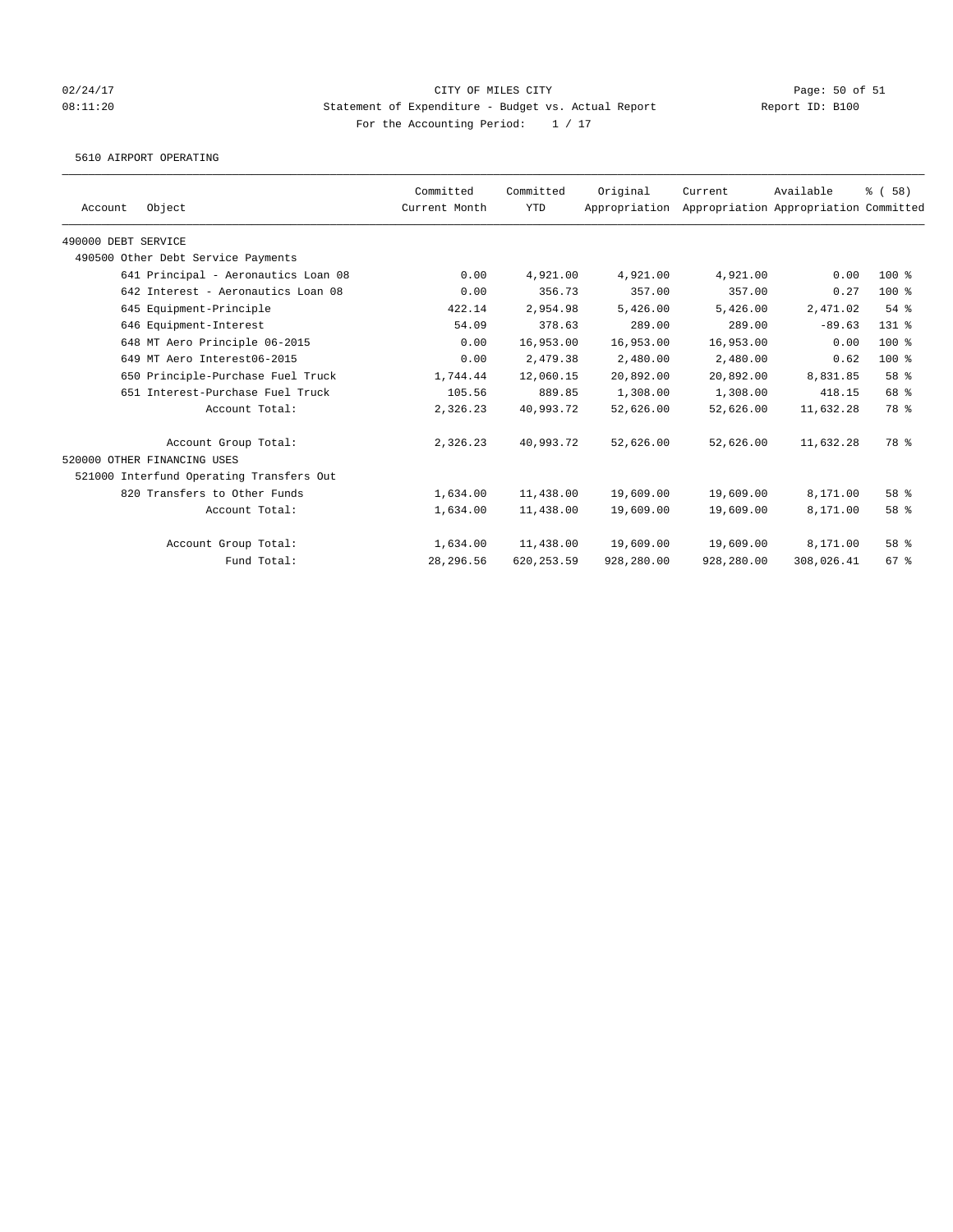02/24/17 CITY OF MILES CITY
08:11:20 Statement of Expenditure - Budget vs. Actual Report Report ID: B100
For the Accounting Period: 1 / 17

5610 AIRPORT OPERATING

| Account Object | Committed Current Month | Committed YTD | Original Appropriation | Current Appropriation | Available Appropriation | % ( 58) Committed |
|---|---|---|---|---|---|---|
| 490000 DEBT SERVICE | | | | | | |
| 490500 Other Debt Service Payments | | | | | | |
| 641 Principal - Aeronautics Loan 08 | 0.00 | 4,921.00 | 4,921.00 | 4,921.00 | 0.00 | 100 % |
| 642 Interest - Aeronautics Loan 08 | 0.00 | 356.73 | 357.00 | 357.00 | 0.27 | 100 % |
| 645 Equipment-Principle | 422.14 | 2,954.98 | 5,426.00 | 5,426.00 | 2,471.02 | 54 % |
| 646 Equipment-Interest | 54.09 | 378.63 | 289.00 | 289.00 | -89.63 | 131 % |
| 648 MT Aero Principle 06-2015 | 0.00 | 16,953.00 | 16,953.00 | 16,953.00 | 0.00 | 100 % |
| 649 MT Aero Interest06-2015 | 0.00 | 2,479.38 | 2,480.00 | 2,480.00 | 0.62 | 100 % |
| 650 Principle-Purchase Fuel Truck | 1,744.44 | 12,060.15 | 20,892.00 | 20,892.00 | 8,831.85 | 58 % |
| 651 Interest-Purchase Fuel Truck | 105.56 | 889.85 | 1,308.00 | 1,308.00 | 418.15 | 68 % |
| Account Total: | 2,326.23 | 40,993.72 | 52,626.00 | 52,626.00 | 11,632.28 | 78 % |
| Account Group Total: | 2,326.23 | 40,993.72 | 52,626.00 | 52,626.00 | 11,632.28 | 78 % |
| 520000 OTHER FINANCING USES | | | | | | |
| 521000 Interfund Operating Transfers Out | | | | | | |
| 820 Transfers to Other Funds | 1,634.00 | 11,438.00 | 19,609.00 | 19,609.00 | 8,171.00 | 58 % |
| Account Total: | 1,634.00 | 11,438.00 | 19,609.00 | 19,609.00 | 8,171.00 | 58 % |
| Account Group Total: | 1,634.00 | 11,438.00 | 19,609.00 | 19,609.00 | 8,171.00 | 58 % |
| Fund Total: | 28,296.56 | 620,253.59 | 928,280.00 | 928,280.00 | 308,026.41 | 67 % |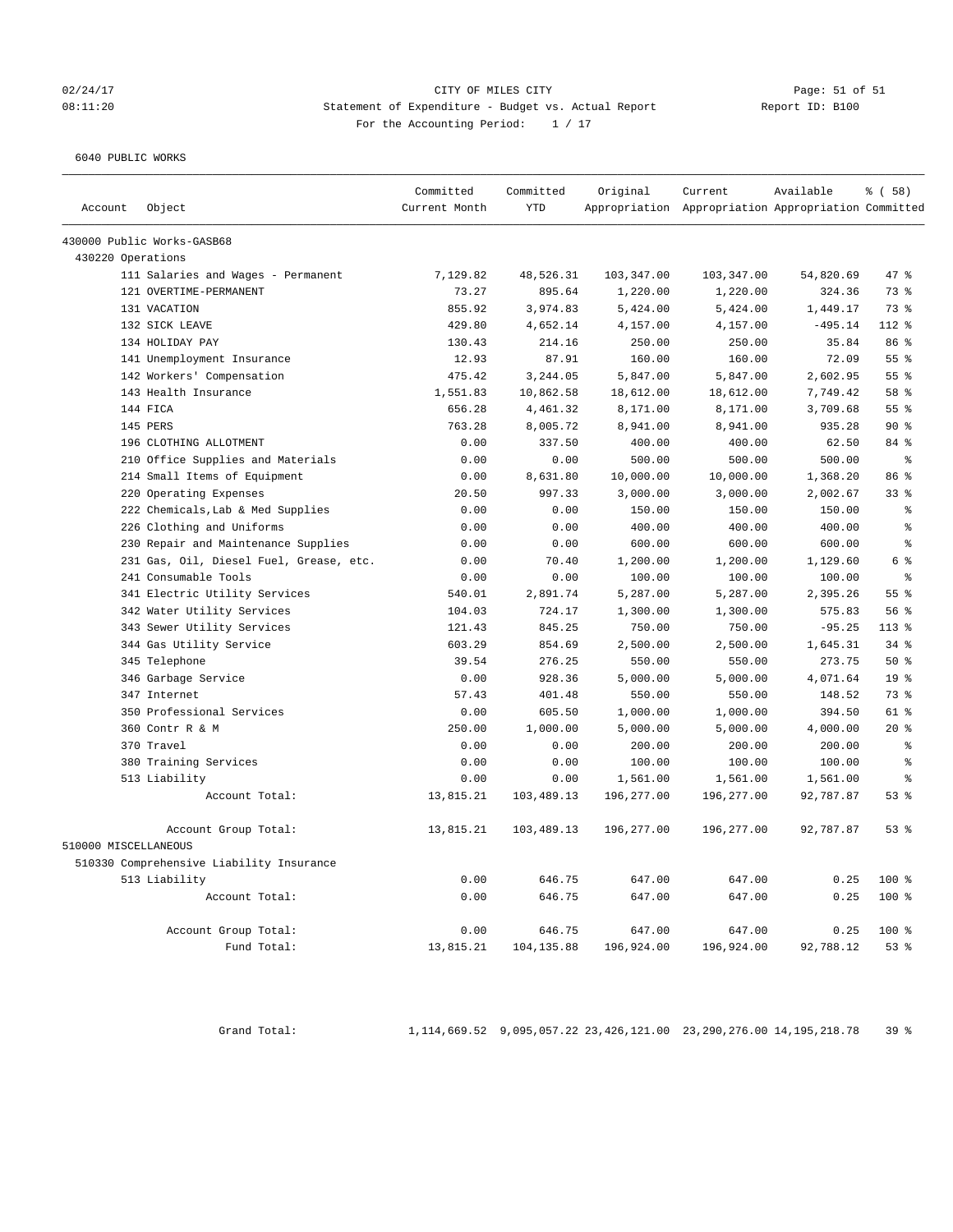CITY OF MILES CITY
Statement of Expenditure - Budget vs. Actual Report
Report ID: B100
For the Accounting Period: 1 / 17

02/24/17
08:11:20

6040 PUBLIC WORKS

| Account | Object | Committed Current Month | Committed YTD | Original Appropriation | Current Appropriation | Available Appropriation | % ( 58) Committed |
|---|---|---|---|---|---|---|---|
| 430000 Public Works-GASB68 | | | | | | | |
| 430220 Operations | | | | | | | |
| | 111 Salaries and Wages - Permanent | 7,129.82 | 48,526.31 | 103,347.00 | 103,347.00 | 54,820.69 | 47 % |
| | 121 OVERTIME-PERMANENT | 73.27 | 895.64 | 1,220.00 | 1,220.00 | 324.36 | 73 % |
| | 131 VACATION | 855.92 | 3,974.83 | 5,424.00 | 5,424.00 | 1,449.17 | 73 % |
| | 132 SICK LEAVE | 429.80 | 4,652.14 | 4,157.00 | 4,157.00 | -495.14 | 112 % |
| | 134 HOLIDAY PAY | 130.43 | 214.16 | 250.00 | 250.00 | 35.84 | 86 % |
| | 141 Unemployment Insurance | 12.93 | 87.91 | 160.00 | 160.00 | 72.09 | 55 % |
| | 142 Workers' Compensation | 475.42 | 3,244.05 | 5,847.00 | 5,847.00 | 2,602.95 | 55 % |
| | 143 Health Insurance | 1,551.83 | 10,862.58 | 18,612.00 | 18,612.00 | 7,749.42 | 58 % |
| | 144 FICA | 656.28 | 4,461.32 | 8,171.00 | 8,171.00 | 3,709.68 | 55 % |
| | 145 PERS | 763.28 | 8,005.72 | 8,941.00 | 8,941.00 | 935.28 | 90 % |
| | 196 CLOTHING ALLOTMENT | 0.00 | 337.50 | 400.00 | 400.00 | 62.50 | 84 % |
| | 210 Office Supplies and Materials | 0.00 | 0.00 | 500.00 | 500.00 | 500.00 | % |
| | 214 Small Items of Equipment | 0.00 | 8,631.80 | 10,000.00 | 10,000.00 | 1,368.20 | 86 % |
| | 220 Operating Expenses | 20.50 | 997.33 | 3,000.00 | 3,000.00 | 2,002.67 | 33 % |
| | 222 Chemicals,Lab & Med Supplies | 0.00 | 0.00 | 150.00 | 150.00 | 150.00 | % |
| | 226 Clothing and Uniforms | 0.00 | 0.00 | 400.00 | 400.00 | 400.00 | % |
| | 230 Repair and Maintenance Supplies | 0.00 | 0.00 | 600.00 | 600.00 | 600.00 | % |
| | 231 Gas, Oil, Diesel Fuel, Grease, etc. | 0.00 | 70.40 | 1,200.00 | 1,200.00 | 1,129.60 | 6 % |
| | 241 Consumable Tools | 0.00 | 0.00 | 100.00 | 100.00 | 100.00 | % |
| | 341 Electric Utility Services | 540.01 | 2,891.74 | 5,287.00 | 5,287.00 | 2,395.26 | 55 % |
| | 342 Water Utility Services | 104.03 | 724.17 | 1,300.00 | 1,300.00 | 575.83 | 56 % |
| | 343 Sewer Utility Services | 121.43 | 845.25 | 750.00 | 750.00 | -95.25 | 113 % |
| | 344 Gas Utility Service | 603.29 | 854.69 | 2,500.00 | 2,500.00 | 1,645.31 | 34 % |
| | 345 Telephone | 39.54 | 276.25 | 550.00 | 550.00 | 273.75 | 50 % |
| | 346 Garbage Service | 0.00 | 928.36 | 5,000.00 | 5,000.00 | 4,071.64 | 19 % |
| | 347 Internet | 57.43 | 401.48 | 550.00 | 550.00 | 148.52 | 73 % |
| | 350 Professional Services | 0.00 | 605.50 | 1,000.00 | 1,000.00 | 394.50 | 61 % |
| | 360 Contr R & M | 250.00 | 1,000.00 | 5,000.00 | 5,000.00 | 4,000.00 | 20 % |
| | 370 Travel | 0.00 | 0.00 | 200.00 | 200.00 | 200.00 | % |
| | 380 Training Services | 0.00 | 0.00 | 100.00 | 100.00 | 100.00 | % |
| | 513 Liability | 0.00 | 0.00 | 1,561.00 | 1,561.00 | 1,561.00 | % |
| | Account Total: | 13,815.21 | 103,489.13 | 196,277.00 | 196,277.00 | 92,787.87 | 53 % |
| | Account Group Total: | 13,815.21 | 103,489.13 | 196,277.00 | 196,277.00 | 92,787.87 | 53 % |
| 510000 MISCELLANEOUS | | | | | | | |
| 510330 Comprehensive Liability Insurance | | | | | | | |
| | 513 Liability | 0.00 | 646.75 | 647.00 | 647.00 | 0.25 | 100 % |
| | Account Total: | 0.00 | 646.75 | 647.00 | 647.00 | 0.25 | 100 % |
| | Account Group Total: | 0.00 | 646.75 | 647.00 | 647.00 | 0.25 | 100 % |
| | Fund Total: | 13,815.21 | 104,135.88 | 196,924.00 | 196,924.00 | 92,788.12 | 53 % |
| | Grand Total: | 1,114,669.52 | 9,095,057.22 | 23,426,121.00 | 23,290,276.00 | 14,195,218.78 | 39 % |